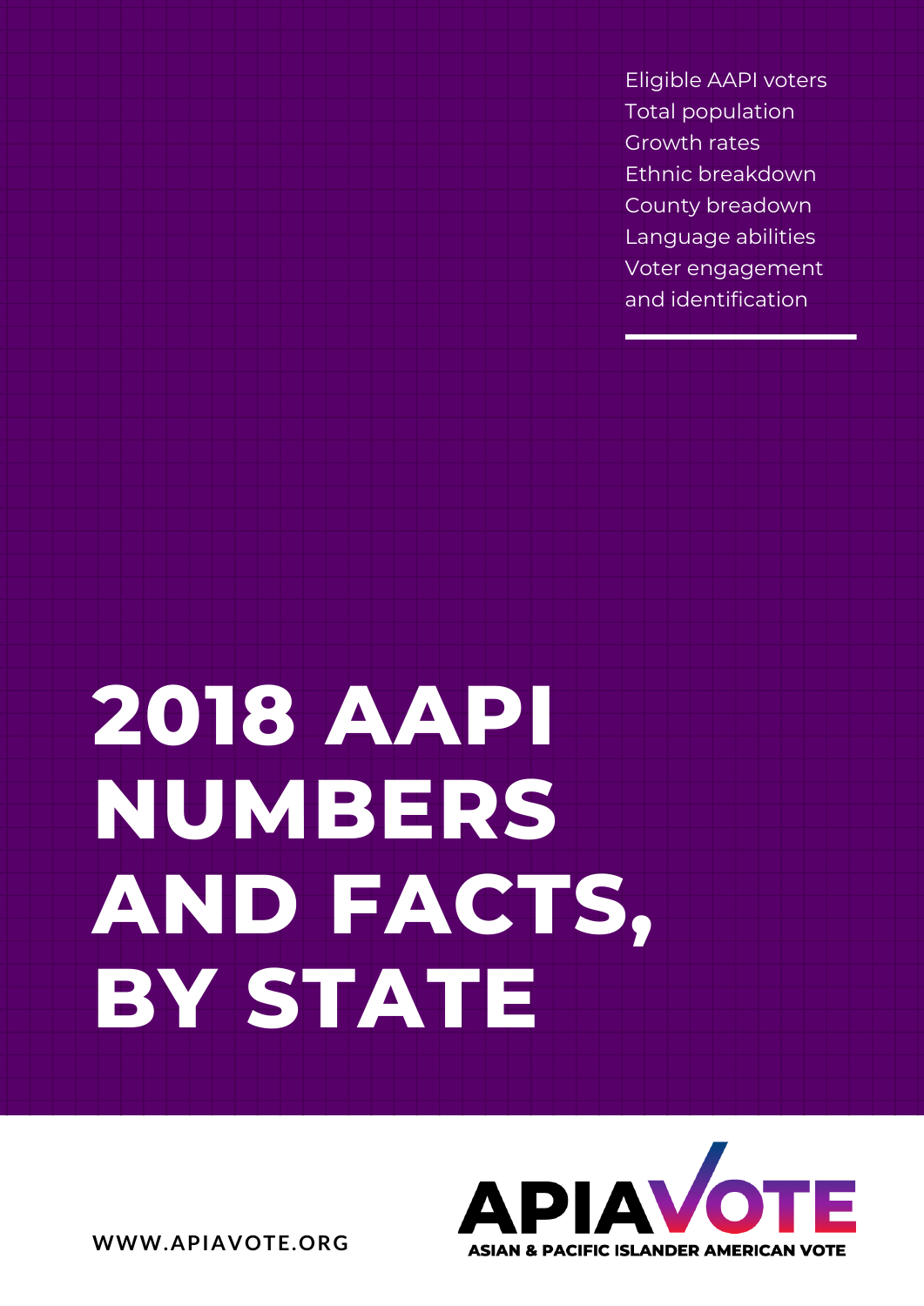Eligible AAPI voters
Total population
Growth rates
Ethnic breakdown
County breadown
Language abilities
Voter engagement
and identification

# 2018 AAPI NUMBERS AND FACTS, BY STATE

WWW.APIAVOTE.ORG

APIAVOTE
ASIAN & PACIFIC ISLANDER AMERICAN VOTE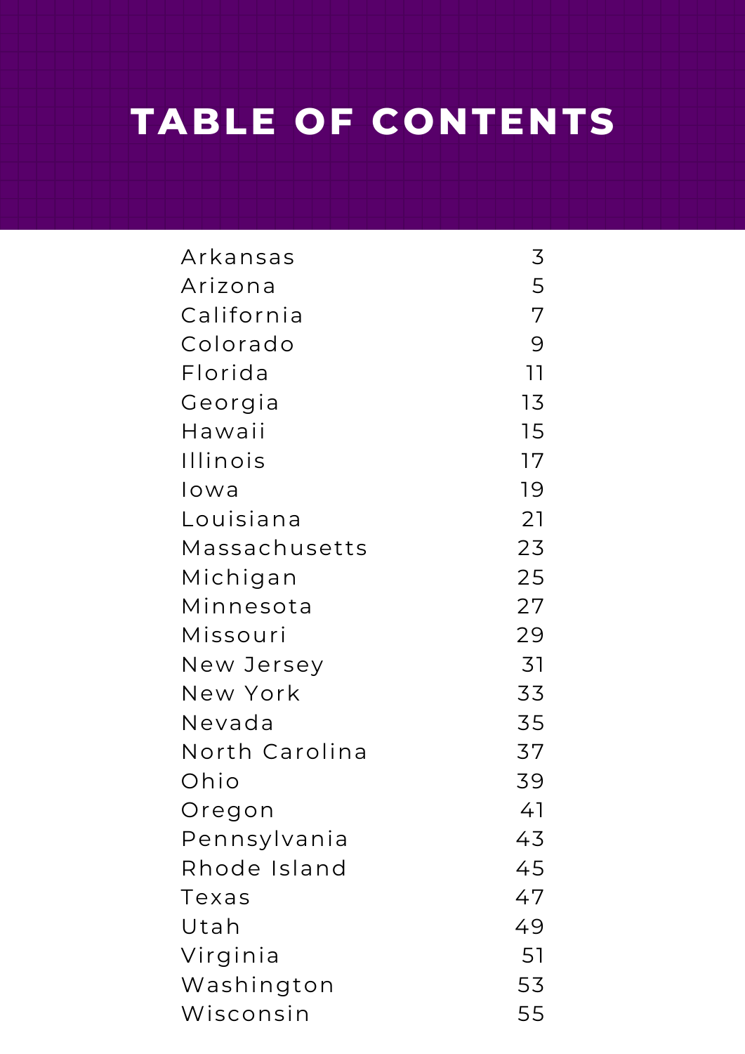# TABLE OF CONTENTS

| | |
|---|---|
| Arkansas | 3 |
| Arizona | 5 |
| California | 7 |
| Colorado | 9 |
| Florida | 11 |
| Georgia | 13 |
| Hawaii | 15 |
| Illinois | 17 |
| Iowa | 19 |
| Louisiana | 21 |
| Massachusetts | 23 |
| Michigan | 25 |
| Minnesota | 27 |
| Missouri | 29 |
| New Jersey | 31 |
| New York | 33 |
| Nevada | 35 |
| North Carolina | 37 |
| Ohio | 39 |
| Oregon | 41 |
| Pennsylvania | 43 |
| Rhode Island | 45 |
| Texas | 47 |
| Utah | 49 |
| Virginia | 51 |
| Washington | 53 |
| Wisconsin | 55 |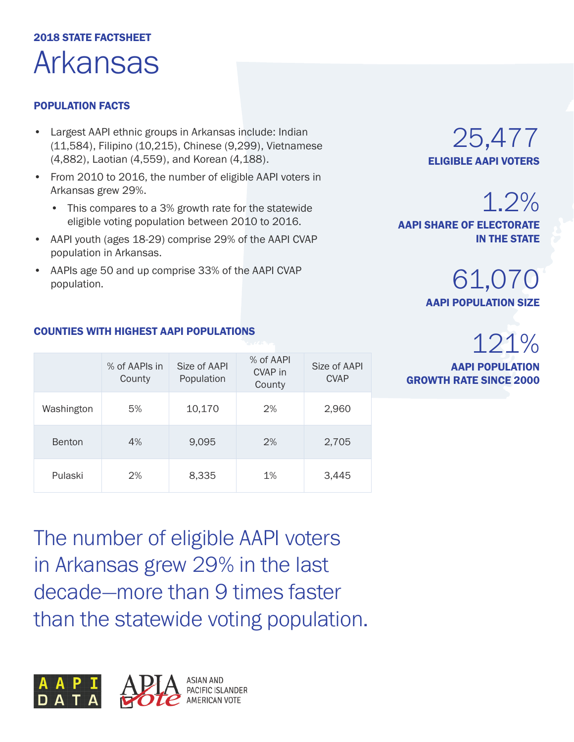**2018 STATE FACTSHEET**

# Arkansas

## POPULATION FACTS

- Largest AAPI ethnic groups in Arkansas include: Indian (11,584), Filipino (10,215), Chinese (9,299), Vietnamese (4,882), Laotian (4,559), and Korean (4,188).
- From 2010 to 2016, the number of eligible AAPI voters in Arkansas grew 29%.
  - This compares to a 3% growth rate for the statewide eligible voting population between 2010 to 2016.
- AAPI youth (ages 18-29) comprise 29% of the AAPI CVAP population in Arkansas.
- AAPIs age 50 and up comprise 33% of the AAPI CVAP population.

25,477
**ELIGIBLE AAPI VOTERS**

1.2%
**AAPI SHARE OF ELECTORATE IN THE STATE**

61,070
**AAPI POPULATION SIZE**

121%
**AAPI POPULATION GROWTH RATE SINCE 2000**

## COUNTIES WITH HIGHEST AAPI POPULATIONS

| | % of AAPIs in County | Size of AAPI Population | % of AAPI CVAP in County | Size of AAPI CVAP |
|---|---|---|---|---|
| Washington | 5% | 10,170 | 2% | 2,960 |
| Benton | 4% | 9,095 | 2% | 2,705 |
| Pulaski | 2% | 8,335 | 1% | 3,445 |

The number of eligible AAPI voters in Arkansas grew 29% in the last decade—more than 9 times faster than the statewide voting population.

AAPI DATA

APIA Vote ASIAN AND PACIFIC ISLANDER AMERICAN VOTE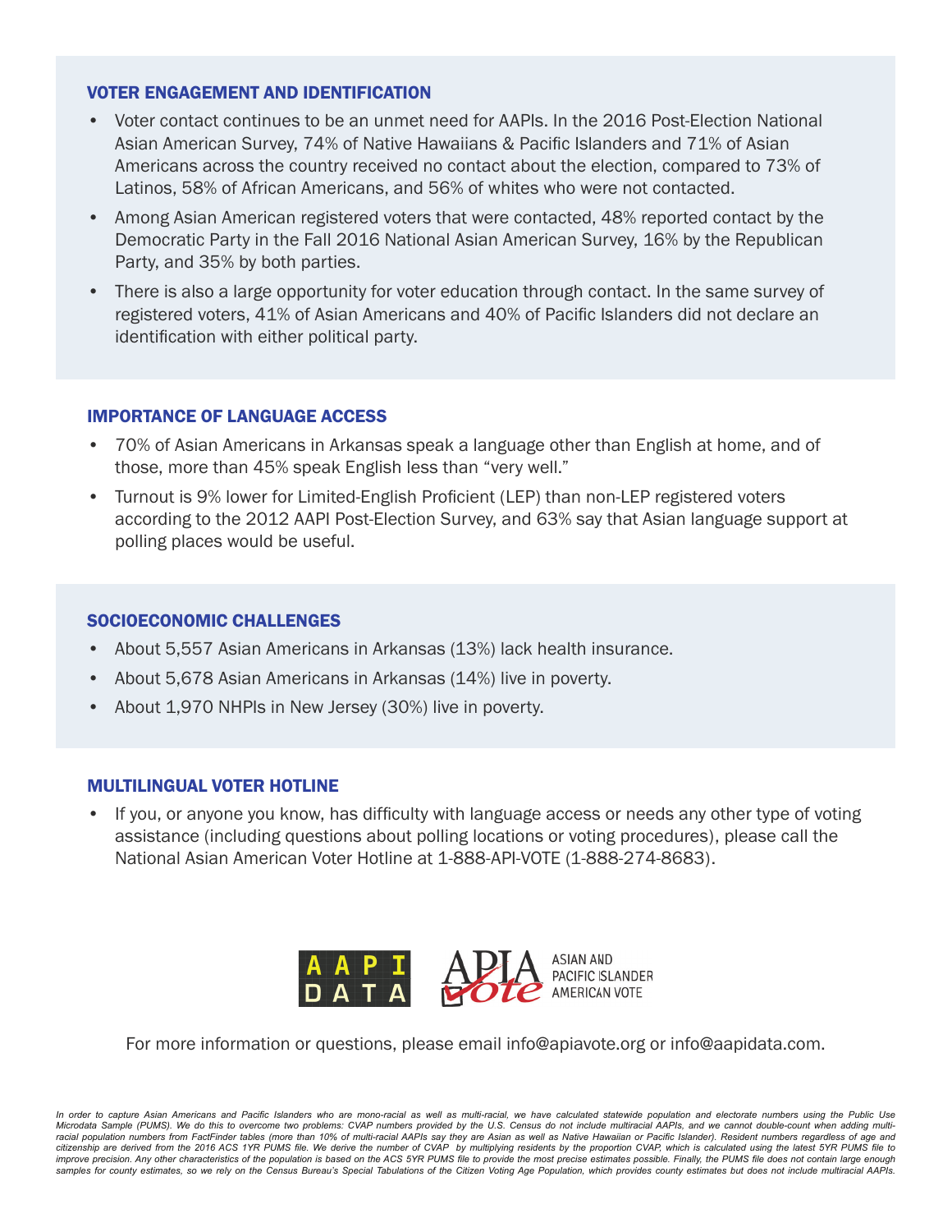## VOTER ENGAGEMENT AND IDENTIFICATION

- Voter contact continues to be an unmet need for AAPIs. In the 2016 Post-Election National Asian American Survey, 74% of Native Hawaiians & Pacific Islanders and 71% of Asian Americans across the country received no contact about the election, compared to 73% of Latinos, 58% of African Americans, and 56% of whites who were not contacted.
- Among Asian American registered voters that were contacted, 48% reported contact by the Democratic Party in the Fall 2016 National Asian American Survey, 16% by the Republican Party, and 35% by both parties.
- There is also a large opportunity for voter education through contact. In the same survey of registered voters, 41% of Asian Americans and 40% of Pacific Islanders did not declare an identification with either political party.

## IMPORTANCE OF LANGUAGE ACCESS

- 70% of Asian Americans in Arkansas speak a language other than English at home, and of those, more than 45% speak English less than "very well."
- Turnout is 9% lower for Limited-English Proficient (LEP) than non-LEP registered voters according to the 2012 AAPI Post-Election Survey, and 63% say that Asian language support at polling places would be useful.

## SOCIOECONOMIC CHALLENGES

- About 5,557 Asian Americans in Arkansas (13%) lack health insurance.
- About 5,678 Asian Americans in Arkansas (14%) live in poverty.
- About 1,970 NHPIs in New Jersey (30%) live in poverty.

## MULTILINGUAL VOTER HOTLINE

- If you, or anyone you know, has difficulty with language access or needs any other type of voting assistance (including questions about polling locations or voting procedures), please call the National Asian American Voter Hotline at 1-888-API-VOTE (1-888-274-8683).

AAPI DATA | APIA Vote — ASIAN AND PACIFIC ISLANDER AMERICAN VOTE

For more information or questions, please email info@apiavote.org or info@aapidata.com.

*In order to capture Asian Americans and Pacific Islanders who are mono-racial as well as multi-racial, we have calculated statewide population and electorate numbers using the Public Use Microdata Sample (PUMS). We do this to overcome two problems: CVAP numbers provided by the U.S. Census do not include multiracial AAPIs, and we cannot double-count when adding multi-racial population numbers from FactFinder tables (more than 10% of multi-racial AAPIs say they are Asian as well as Native Hawaiian or Pacific Islander). Resident numbers regardless of age and citizenship are derived from the 2016 ACS 1YR PUMS file. We derive the number of CVAP by multiplying residents by the proportion CVAP, which is calculated using the latest 5YR PUMS file to improve precision. Any other characteristics of the population is based on the ACS 5YR PUMS file to provide the most precise estimates possible. Finally, the PUMS file does not contain large enough samples for county estimates, so we rely on the Census Bureau's Special Tabulations of the Citizen Voting Age Population, which provides county estimates but does not include multiracial AAPIs.*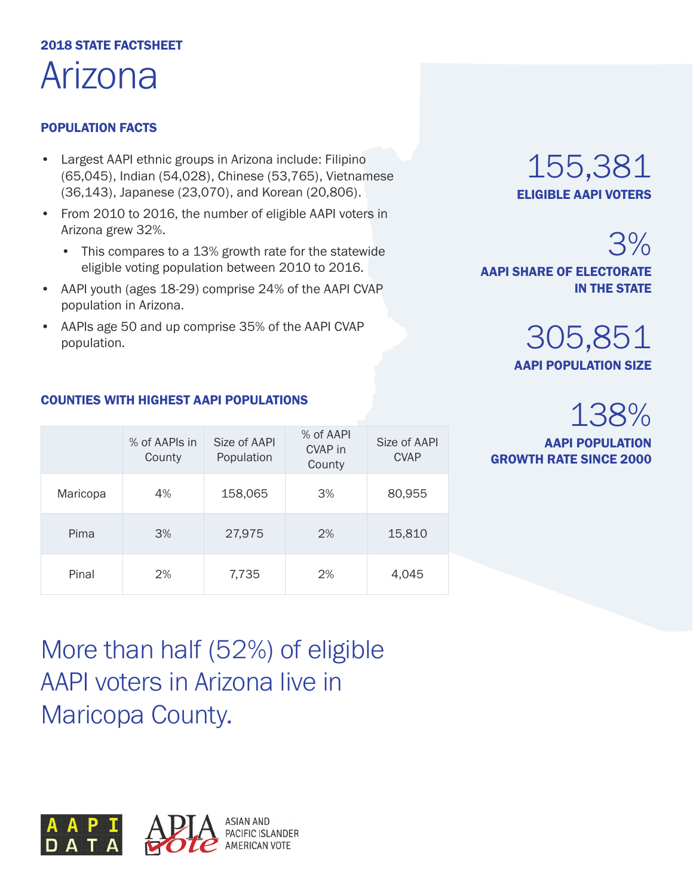**2018 STATE FACTSHEET**

# Arizona

## POPULATION FACTS

- Largest AAPI ethnic groups in Arizona include: Filipino (65,045), Indian (54,028), Chinese (53,765), Vietnamese (36,143), Japanese (23,070), and Korean (20,806).
- From 2010 to 2016, the number of eligible AAPI voters in Arizona grew 32%.
  - This compares to a 13% growth rate for the statewide eligible voting population between 2010 to 2016.
- AAPI youth (ages 18-29) comprise 24% of the AAPI CVAP population in Arizona.
- AAPIs age 50 and up comprise 35% of the AAPI CVAP population.

**155,381**
**ELIGIBLE AAPI VOTERS**

**3%**
**AAPI SHARE OF ELECTORATE IN THE STATE**

**305,851**
**AAPI POPULATION SIZE**

**138%**
**AAPI POPULATION GROWTH RATE SINCE 2000**

## COUNTIES WITH HIGHEST AAPI POPULATIONS

| | % of AAPIs in County | Size of AAPI Population | % of AAPI CVAP in County | Size of AAPI CVAP |
|---|---|---|---|---|
| Maricopa | 4% | 158,065 | 3% | 80,955 |
| Pima | 3% | 27,975 | 2% | 15,810 |
| Pinal | 2% | 7,735 | 2% | 4,045 |

More than half (52%) of eligible AAPI voters in Arizona live in Maricopa County.

AAPI DATA

APIA Vote — ASIAN AND PACIFIC ISLANDER AMERICAN VOTE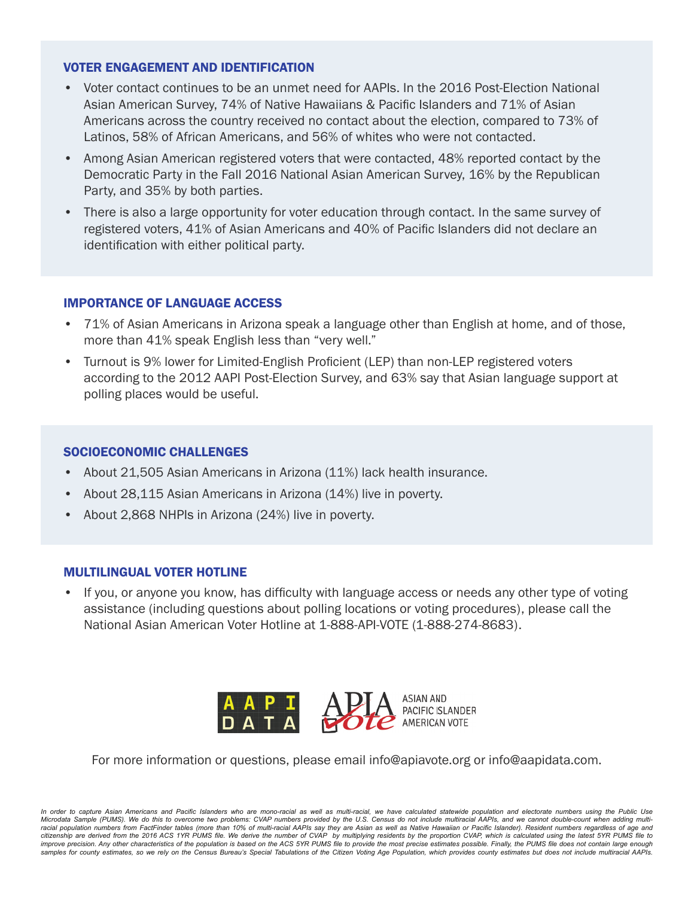## VOTER ENGAGEMENT AND IDENTIFICATION

- Voter contact continues to be an unmet need for AAPIs. In the 2016 Post-Election National Asian American Survey, 74% of Native Hawaiians & Pacific Islanders and 71% of Asian Americans across the country received no contact about the election, compared to 73% of Latinos, 58% of African Americans, and 56% of whites who were not contacted.
- Among Asian American registered voters that were contacted, 48% reported contact by the Democratic Party in the Fall 2016 National Asian American Survey, 16% by the Republican Party, and 35% by both parties.
- There is also a large opportunity for voter education through contact. In the same survey of registered voters, 41% of Asian Americans and 40% of Pacific Islanders did not declare an identification with either political party.

## IMPORTANCE OF LANGUAGE ACCESS

- 71% of Asian Americans in Arizona speak a language other than English at home, and of those, more than 41% speak English less than "very well."
- Turnout is 9% lower for Limited-English Proficient (LEP) than non-LEP registered voters according to the 2012 AAPI Post-Election Survey, and 63% say that Asian language support at polling places would be useful.

## SOCIOECONOMIC CHALLENGES

- About 21,505 Asian Americans in Arizona (11%) lack health insurance.
- About 28,115 Asian Americans in Arizona (14%) live in poverty.
- About 2,868 NHPIs in Arizona (24%) live in poverty.

## MULTILINGUAL VOTER HOTLINE

- If you, or anyone you know, has difficulty with language access or needs any other type of voting assistance (including questions about polling locations or voting procedures), please call the National Asian American Voter Hotline at 1-888-API-VOTE (1-888-274-8683).

AAPI DATA

APIA Vote — ASIAN AND PACIFIC ISLANDER AMERICAN VOTE

For more information or questions, please email info@apiavote.org or info@aapidata.com.

*In order to capture Asian Americans and Pacific Islanders who are mono-racial as well as multi-racial, we have calculated statewide population and electorate numbers using the Public Use Microdata Sample (PUMS). We do this to overcome two problems: CVAP numbers provided by the U.S. Census do not include multiracial AAPIs, and we cannot double-count when adding multi-racial population numbers from FactFinder tables (more than 10% of multi-racial AAPIs say they are Asian as well as Native Hawaiian or Pacific Islander). Resident numbers regardless of age and citizenship are derived from the 2016 ACS 1YR PUMS file. We derive the number of CVAP by multiplying residents by the proportion CVAP, which is calculated using the latest 5YR PUMS file to improve precision. Any other characteristics of the population is based on the ACS 5YR PUMS file to provide the most precise estimates possible. Finally, the PUMS file does not contain large enough samples for county estimates, so we rely on the Census Bureau's Special Tabulations of the Citizen Voting Age Population, which provides county estimates but does not include multiracial AAPIs.*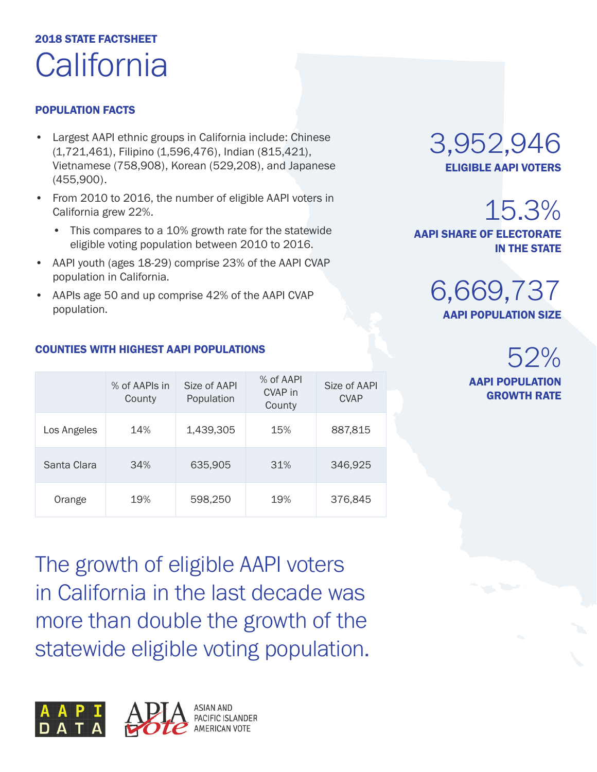**2018 STATE FACTSHEET**

# California

## POPULATION FACTS

- Largest AAPI ethnic groups in California include: Chinese (1,721,461), Filipino (1,596,476), Indian (815,421), Vietnamese (758,908), Korean (529,208), and Japanese (455,900).
- From 2010 to 2016, the number of eligible AAPI voters in California grew 22%.
  - This compares to a 10% growth rate for the statewide eligible voting population between 2010 to 2016.
- AAPI youth (ages 18-29) comprise 23% of the AAPI CVAP population in California.
- AAPIs age 50 and up comprise 42% of the AAPI CVAP population.

**3,952,946**
**ELIGIBLE AAPI VOTERS**

**15.3%**
**AAPI SHARE OF ELECTORATE IN THE STATE**

**6,669,737**
**AAPI POPULATION SIZE**

**52%**
**AAPI POPULATION GROWTH RATE**

## COUNTIES WITH HIGHEST AAPI POPULATIONS

| | % of AAPIs in County | Size of AAPI Population | % of AAPI CVAP in County | Size of AAPI CVAP |
|---|---|---|---|---|
| Los Angeles | 14% | 1,439,305 | 15% | 887,815 |
| Santa Clara | 34% | 635,905 | 31% | 346,925 |
| Orange | 19% | 598,250 | 19% | 376,845 |

The growth of eligible AAPI voters in California in the last decade was more than double the growth of the statewide eligible voting population.

AAPI DATA

APIA Vote — ASIAN AND PACIFIC ISLANDER AMERICAN VOTE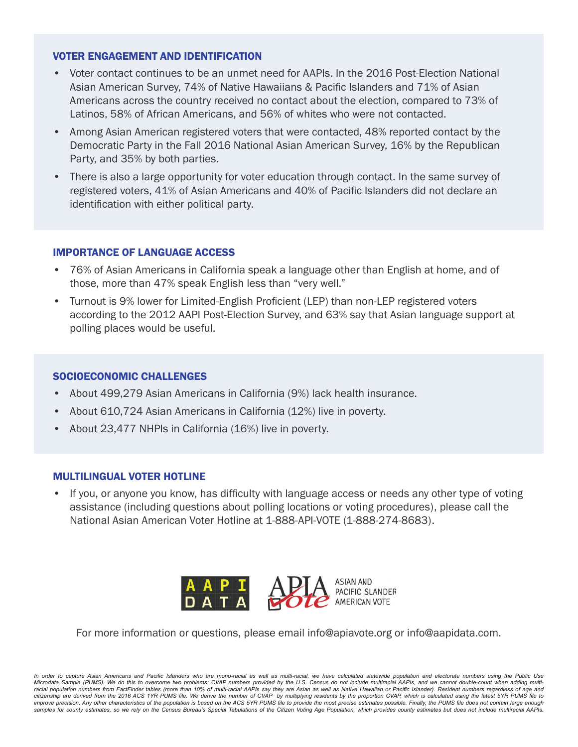## VOTER ENGAGEMENT AND IDENTIFICATION

- Voter contact continues to be an unmet need for AAPIs. In the 2016 Post-Election National Asian American Survey, 74% of Native Hawaiians & Pacific Islanders and 71% of Asian Americans across the country received no contact about the election, compared to 73% of Latinos, 58% of African Americans, and 56% of whites who were not contacted.
- Among Asian American registered voters that were contacted, 48% reported contact by the Democratic Party in the Fall 2016 National Asian American Survey, 16% by the Republican Party, and 35% by both parties.
- There is also a large opportunity for voter education through contact. In the same survey of registered voters, 41% of Asian Americans and 40% of Pacific Islanders did not declare an identification with either political party.

## IMPORTANCE OF LANGUAGE ACCESS

- 76% of Asian Americans in California speak a language other than English at home, and of those, more than 47% speak English less than "very well."
- Turnout is 9% lower for Limited-English Proficient (LEP) than non-LEP registered voters according to the 2012 AAPI Post-Election Survey, and 63% say that Asian language support at polling places would be useful.

## SOCIOECONOMIC CHALLENGES

- About 499,279 Asian Americans in California (9%) lack health insurance.
- About 610,724 Asian Americans in California (12%) live in poverty.
- About 23,477 NHPIs in California (16%) live in poverty.

## MULTILINGUAL VOTER HOTLINE

- If you, or anyone you know, has difficulty with language access or needs any other type of voting assistance (including questions about polling locations or voting procedures), please call the National Asian American Voter Hotline at 1-888-API-VOTE (1-888-274-8683).

AAPI DATA | APIA Vote — ASIAN AND PACIFIC ISLANDER AMERICAN VOTE

For more information or questions, please email info@apiavote.org or info@aapidata.com.

*In order to capture Asian Americans and Pacific Islanders who are mono-racial as well as multi-racial, we have calculated statewide population and electorate numbers using the Public Use Microdata Sample (PUMS). We do this to overcome two problems: CVAP numbers provided by the U.S. Census do not include multiracial AAPIs, and we cannot double-count when adding multi-racial population numbers from FactFinder tables (more than 10% of multi-racial AAPIs say they are Asian as well as Native Hawaiian or Pacific Islander). Resident numbers regardless of age and citizenship are derived from the 2016 ACS 1YR PUMS file. We derive the number of CVAP by multiplying residents by the proportion CVAP, which is calculated using the latest 5YR PUMS file to improve precision. Any other characteristics of the population is based on the ACS 5YR PUMS file to provide the most precise estimates possible. Finally, the PUMS file does not contain large enough samples for county estimates, so we rely on the Census Bureau's Special Tabulations of the Citizen Voting Age Population, which provides county estimates but does not include multiracial AAPIs.*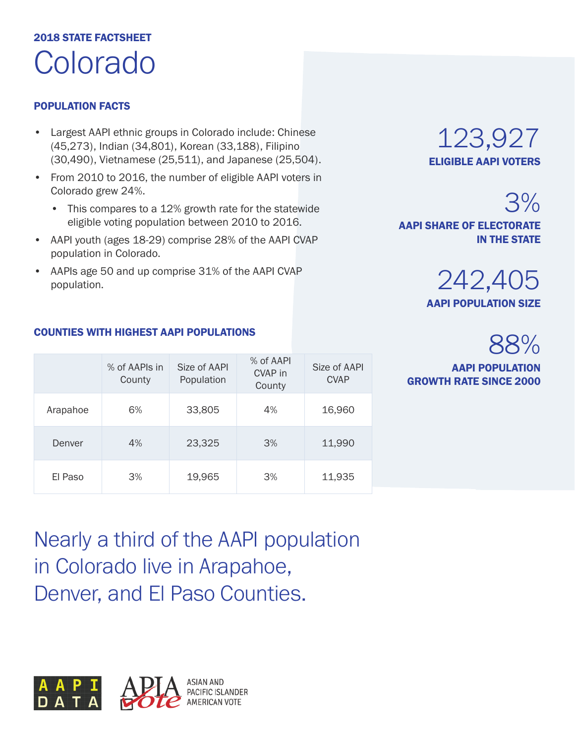2018 STATE FACTSHEET

# Colorado

## POPULATION FACTS

- Largest AAPI ethnic groups in Colorado include: Chinese (45,273), Indian (34,801), Korean (33,188), Filipino (30,490), Vietnamese (25,511), and Japanese (25,504).
- From 2010 to 2016, the number of eligible AAPI voters in Colorado grew 24%.
  - This compares to a 12% growth rate for the statewide eligible voting population between 2010 to 2016.
- AAPI youth (ages 18-29) comprise 28% of the AAPI CVAP population in Colorado.
- AAPIs age 50 and up comprise 31% of the AAPI CVAP population.

**123,927**
**ELIGIBLE AAPI VOTERS**

**3%**
**AAPI SHARE OF ELECTORATE IN THE STATE**

**242,405**
**AAPI POPULATION SIZE**

**88%**
**AAPI POPULATION GROWTH RATE SINCE 2000**

## COUNTIES WITH HIGHEST AAPI POPULATIONS

| | % of AAPIs in County | Size of AAPI Population | % of AAPI CVAP in County | Size of AAPI CVAP |
|---|---|---|---|---|
| Arapahoe | 6% | 33,805 | 4% | 16,960 |
| Denver | 4% | 23,325 | 3% | 11,990 |
| El Paso | 3% | 19,965 | 3% | 11,935 |

Nearly a third of the AAPI population in Colorado live in Arapahoe, Denver, and El Paso Counties.

AAPI DATA

APIA Vote ASIAN AND PACIFIC ISLANDER AMERICAN VOTE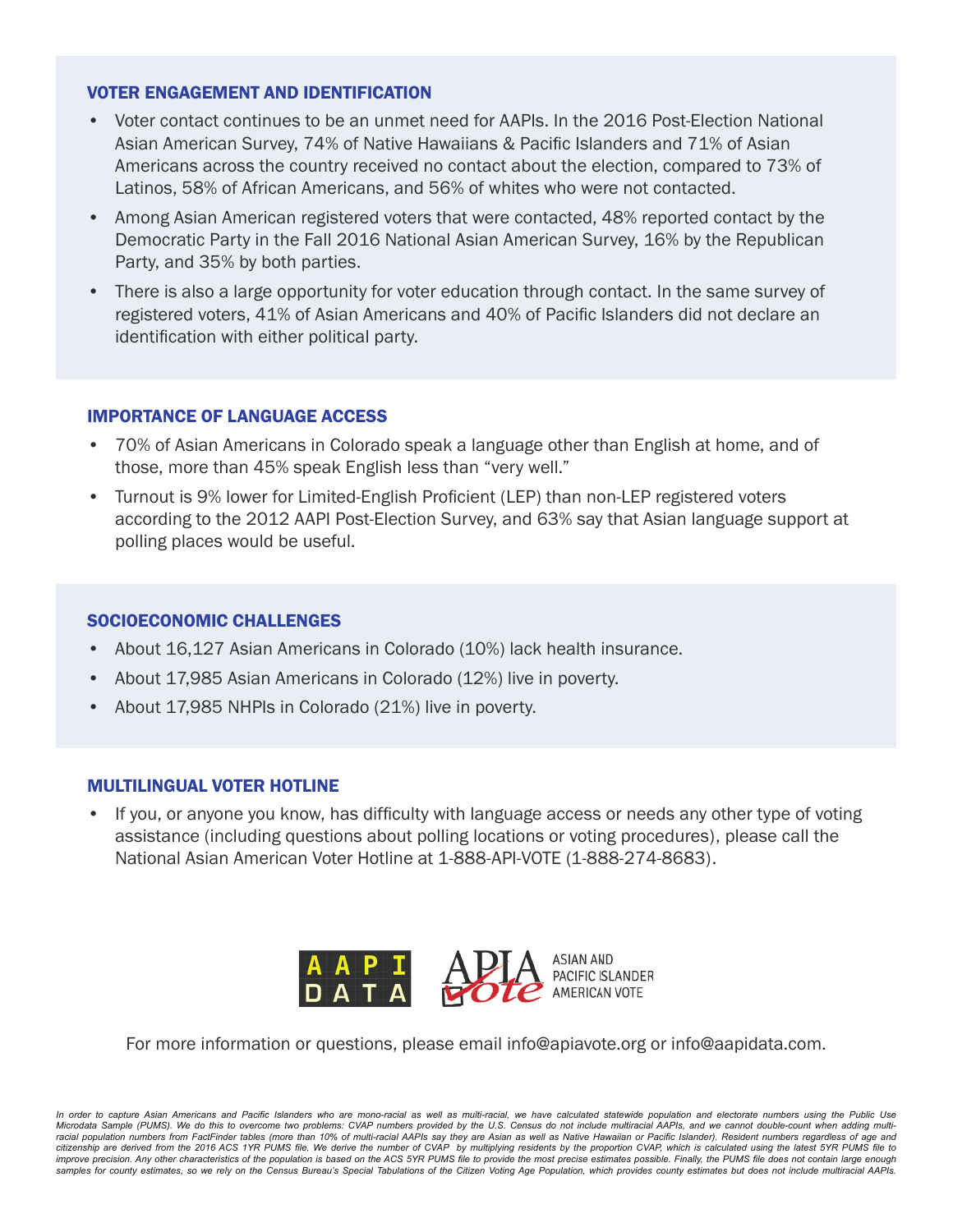## VOTER ENGAGEMENT AND IDENTIFICATION

- Voter contact continues to be an unmet need for AAPIs. In the 2016 Post-Election National Asian American Survey, 74% of Native Hawaiians & Pacific Islanders and 71% of Asian Americans across the country received no contact about the election, compared to 73% of Latinos, 58% of African Americans, and 56% of whites who were not contacted.
- Among Asian American registered voters that were contacted, 48% reported contact by the Democratic Party in the Fall 2016 National Asian American Survey, 16% by the Republican Party, and 35% by both parties.
- There is also a large opportunity for voter education through contact. In the same survey of registered voters, 41% of Asian Americans and 40% of Pacific Islanders did not declare an identification with either political party.

## IMPORTANCE OF LANGUAGE ACCESS

- 70% of Asian Americans in Colorado speak a language other than English at home, and of those, more than 45% speak English less than "very well."
- Turnout is 9% lower for Limited-English Proficient (LEP) than non-LEP registered voters according to the 2012 AAPI Post-Election Survey, and 63% say that Asian language support at polling places would be useful.

## SOCIOECONOMIC CHALLENGES

- About 16,127 Asian Americans in Colorado (10%) lack health insurance.
- About 17,985 Asian Americans in Colorado (12%) live in poverty.
- About 17,985 NHPIs in Colorado (21%) live in poverty.

## MULTILINGUAL VOTER HOTLINE

- If you, or anyone you know, has difficulty with language access or needs any other type of voting assistance (including questions about polling locations or voting procedures), please call the National Asian American Voter Hotline at 1-888-API-VOTE (1-888-274-8683).

AAPI DATA | APIA Vote — ASIAN AND PACIFIC ISLANDER AMERICAN VOTE

For more information or questions, please email info@apiavote.org or info@aapidata.com.

*In order to capture Asian Americans and Pacific Islanders who are mono-racial as well as multi-racial, we have calculated statewide population and electorate numbers using the Public Use Microdata Sample (PUMS). We do this to overcome two problems: CVAP numbers provided by the U.S. Census do not include multiracial AAPIs, and we cannot double-count when adding multi-racial population numbers from FactFinder tables (more than 10% of multi-racial AAPIs say they are Asian as well as Native Hawaiian or Pacific Islander). Resident numbers regardless of age and citizenship are derived from the 2016 ACS 1YR PUMS file. We derive the number of CVAP by multiplying residents by the proportion CVAP, which is calculated using the latest 5YR PUMS file to improve precision. Any other characteristics of the population is based on the ACS 5YR PUMS file to provide the most precise estimates possible. Finally, the PUMS file does not contain large enough samples for county estimates, so we rely on the Census Bureau's Special Tabulations of the Citizen Voting Age Population, which provides county estimates but does not include multiracial AAPIs.*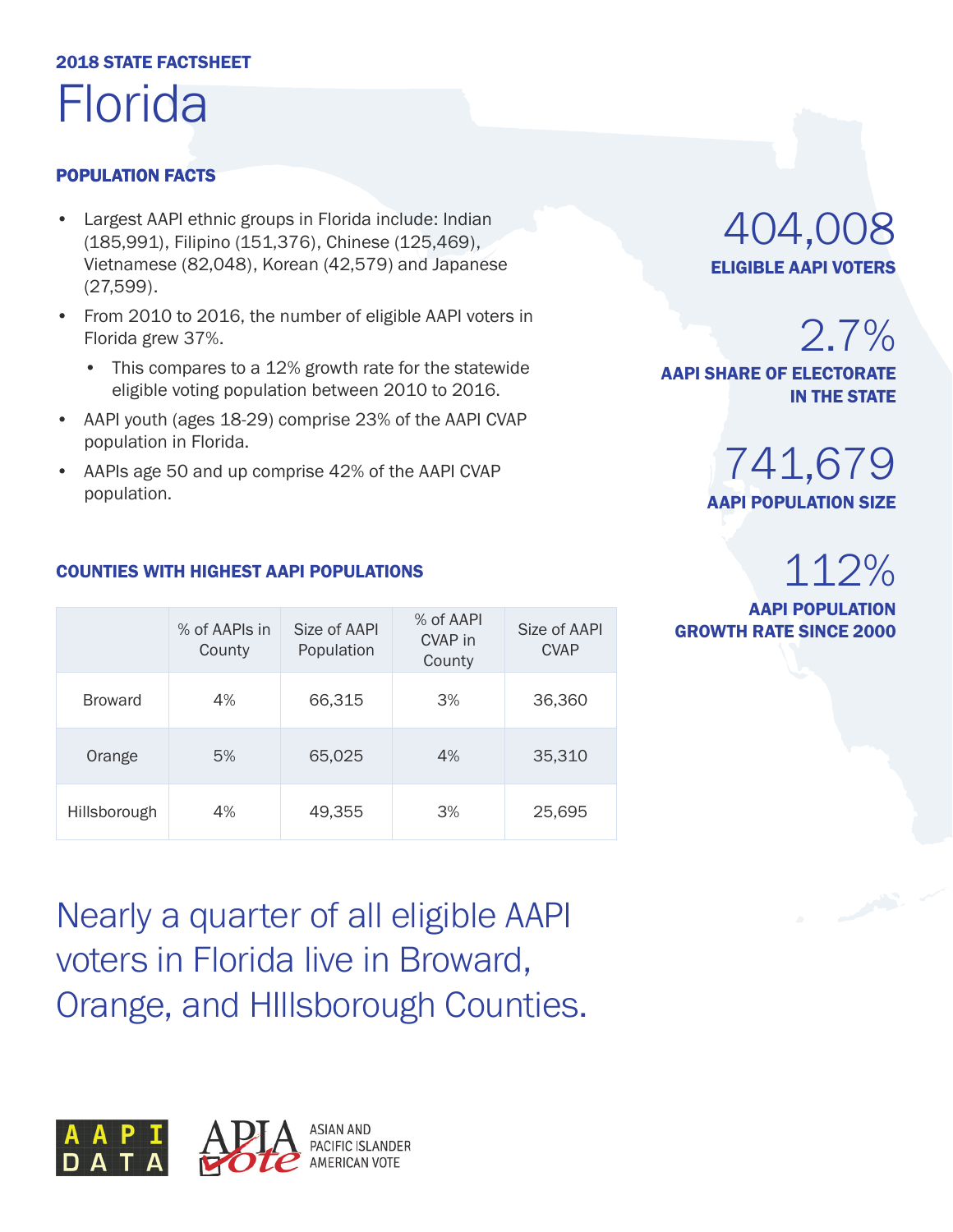**2018 STATE FACTSHEET**

# Florida

## POPULATION FACTS

- Largest AAPI ethnic groups in Florida include: Indian (185,991), Filipino (151,376), Chinese (125,469), Vietnamese (82,048), Korean (42,579) and Japanese (27,599).
- From 2010 to 2016, the number of eligible AAPI voters in Florida grew 37%.
  - This compares to a 12% growth rate for the statewide eligible voting population between 2010 to 2016.
- AAPI youth (ages 18-29) comprise 23% of the AAPI CVAP population in Florida.
- AAPIs age 50 and up comprise 42% of the AAPI CVAP population.

404,008
**ELIGIBLE AAPI VOTERS**

2.7%
**AAPI SHARE OF ELECTORATE IN THE STATE**

741,679
**AAPI POPULATION SIZE**

112%
**AAPI POPULATION GROWTH RATE SINCE 2000**

## COUNTIES WITH HIGHEST AAPI POPULATIONS

| | % of AAPIs in County | Size of AAPI Population | % of AAPI CVAP in County | Size of AAPI CVAP |
|---|---|---|---|---|
| Broward | 4% | 66,315 | 3% | 36,360 |
| Orange | 5% | 65,025 | 4% | 35,310 |
| Hillsborough | 4% | 49,355 | 3% | 25,695 |

Nearly a quarter of all eligible AAPI voters in Florida live in Broward, Orange, and HIllsborough Counties.

AAPI DATA

APIA Vote — ASIAN AND PACIFIC ISLANDER AMERICAN VOTE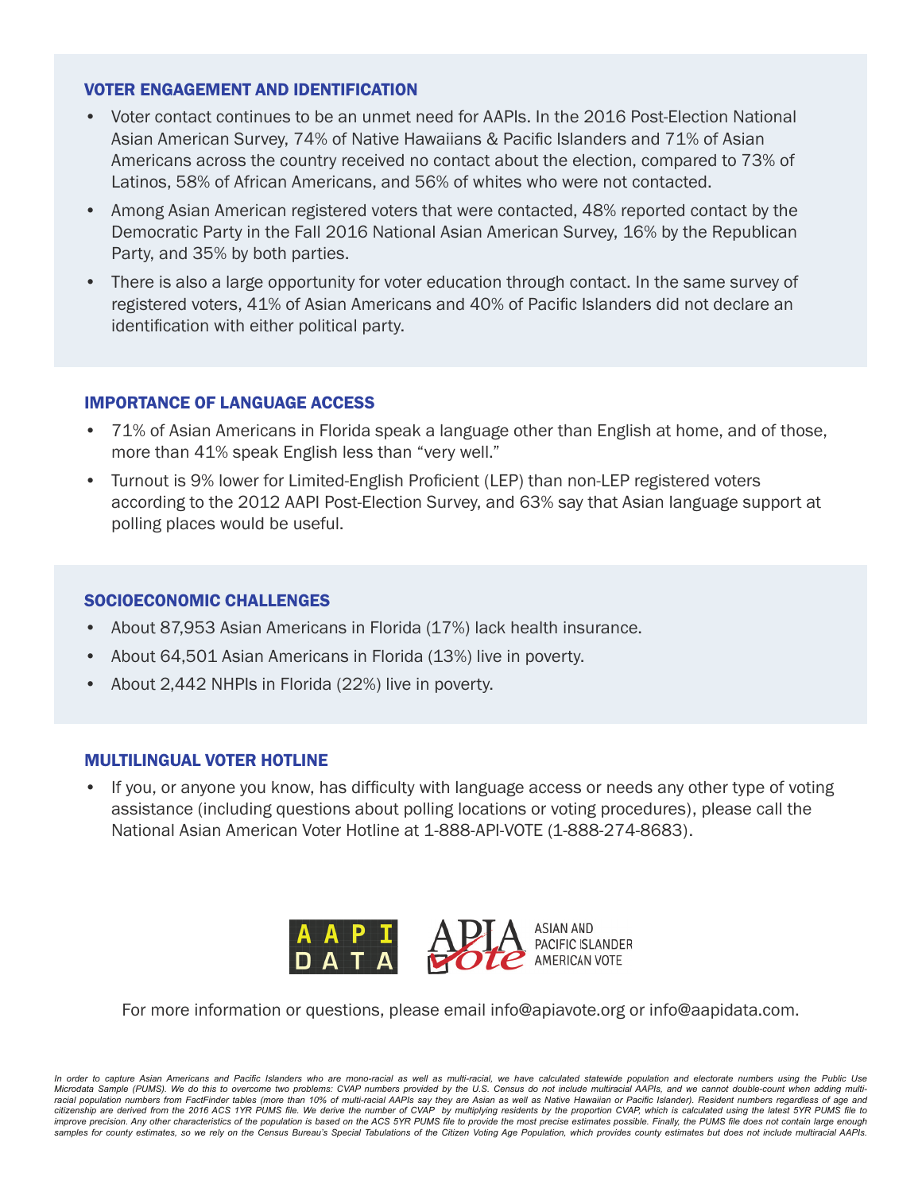## VOTER ENGAGEMENT AND IDENTIFICATION

- Voter contact continues to be an unmet need for AAPIs. In the 2016 Post-Election National Asian American Survey, 74% of Native Hawaiians & Pacific Islanders and 71% of Asian Americans across the country received no contact about the election, compared to 73% of Latinos, 58% of African Americans, and 56% of whites who were not contacted.
- Among Asian American registered voters that were contacted, 48% reported contact by the Democratic Party in the Fall 2016 National Asian American Survey, 16% by the Republican Party, and 35% by both parties.
- There is also a large opportunity for voter education through contact. In the same survey of registered voters, 41% of Asian Americans and 40% of Pacific Islanders did not declare an identification with either political party.

## IMPORTANCE OF LANGUAGE ACCESS

- 71% of Asian Americans in Florida speak a language other than English at home, and of those, more than 41% speak English less than "very well."
- Turnout is 9% lower for Limited-English Proficient (LEP) than non-LEP registered voters according to the 2012 AAPI Post-Election Survey, and 63% say that Asian language support at polling places would be useful.

## SOCIOECONOMIC CHALLENGES

- About 87,953 Asian Americans in Florida (17%) lack health insurance.
- About 64,501 Asian Americans in Florida (13%) live in poverty.
- About 2,442 NHPIs in Florida (22%) live in poverty.

## MULTILINGUAL VOTER HOTLINE

- If you, or anyone you know, has difficulty with language access or needs any other type of voting assistance (including questions about polling locations or voting procedures), please call the National Asian American Voter Hotline at 1-888-API-VOTE (1-888-274-8683).

AAPI DATA | APIA Vote — ASIAN AND PACIFIC ISLANDER AMERICAN VOTE

For more information or questions, please email info@apiavote.org or info@aapidata.com.

*In order to capture Asian Americans and Pacific Islanders who are mono-racial as well as multi-racial, we have calculated statewide population and electorate numbers using the Public Use Microdata Sample (PUMS). We do this to overcome two problems: CVAP numbers provided by the U.S. Census do not include multiracial AAPIs, and we cannot double-count when adding multi-racial population numbers from FactFinder tables (more than 10% of multi-racial AAPIs say they are Asian as well as Native Hawaiian or Pacific Islander). Resident numbers regardless of age and citizenship are derived from the 2016 ACS 1YR PUMS file. We derive the number of CVAP by multiplying residents by the proportion CVAP, which is calculated using the latest 5YR PUMS file to improve precision. Any other characteristics of the population is based on the ACS 5YR PUMS file to provide the most precise estimates possible. Finally, the PUMS file does not contain large enough samples for county estimates, so we rely on the Census Bureau's Special Tabulations of the Citizen Voting Age Population, which provides county estimates but does not include multiracial AAPIs.*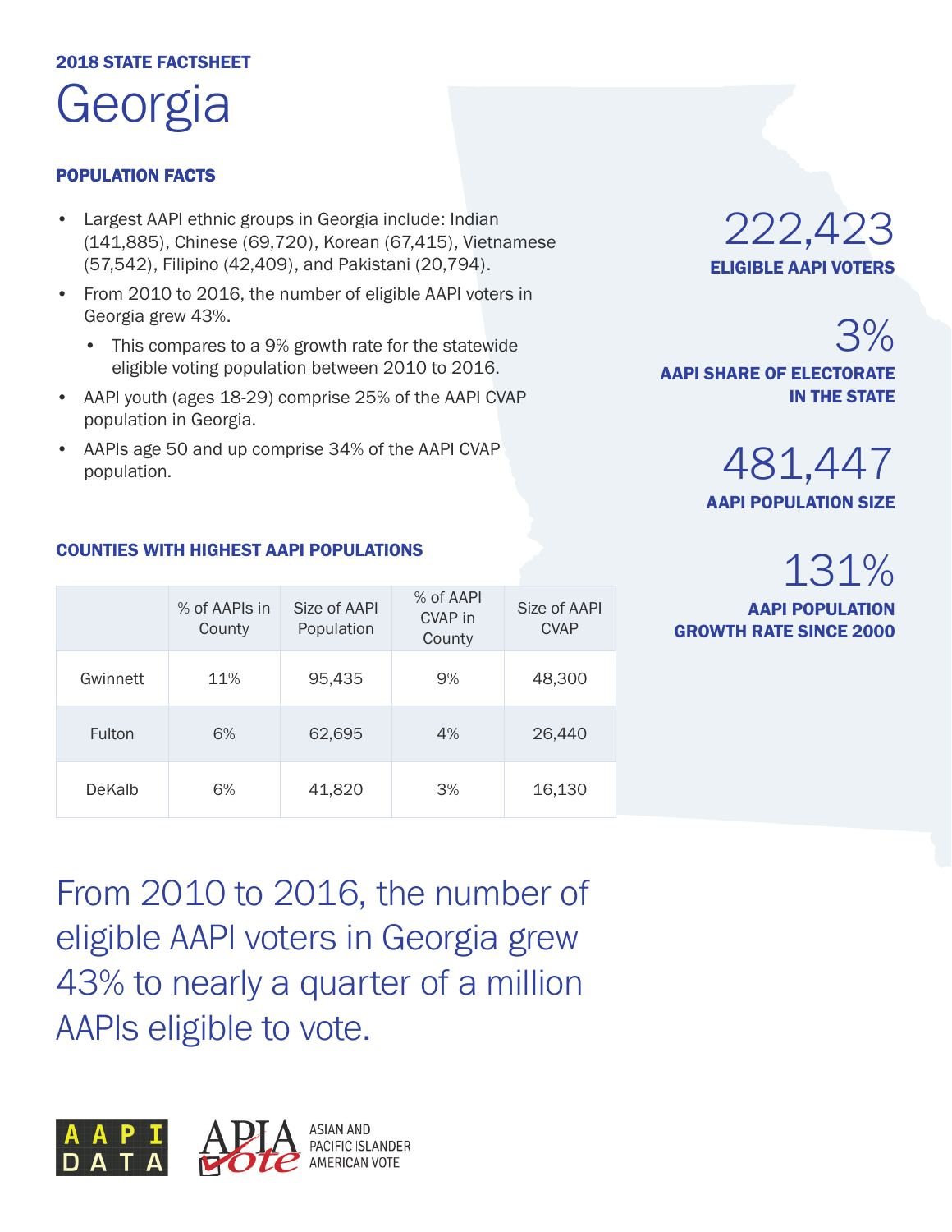**2018 STATE FACTSHEET**

# Georgia

## POPULATION FACTS

- Largest AAPI ethnic groups in Georgia include: Indian (141,885), Chinese (69,720), Korean (67,415), Vietnamese (57,542), Filipino (42,409), and Pakistani (20,794).
- From 2010 to 2016, the number of eligible AAPI voters in Georgia grew 43%.
  - This compares to a 9% growth rate for the statewide eligible voting population between 2010 to 2016.
- AAPI youth (ages 18-29) comprise 25% of the AAPI CVAP population in Georgia.
- AAPIs age 50 and up comprise 34% of the AAPI CVAP population.

**222,423**
**ELIGIBLE AAPI VOTERS**

**3%**
**AAPI SHARE OF ELECTORATE IN THE STATE**

**481,447**
**AAPI POPULATION SIZE**

**131%**
**AAPI POPULATION GROWTH RATE SINCE 2000**

## COUNTIES WITH HIGHEST AAPI POPULATIONS

| | % of AAPIs in County | Size of AAPI Population | % of AAPI CVAP in County | Size of AAPI CVAP |
|---|---|---|---|---|
| Gwinnett | 11% | 95,435 | 9% | 48,300 |
| Fulton | 6% | 62,695 | 4% | 26,440 |
| DeKalb | 6% | 41,820 | 3% | 16,130 |

From 2010 to 2016, the number of eligible AAPI voters in Georgia grew 43% to nearly a quarter of a million AAPIs eligible to vote.

AAPI DATA

APIA Vote — ASIAN AND PACIFIC ISLANDER AMERICAN VOTE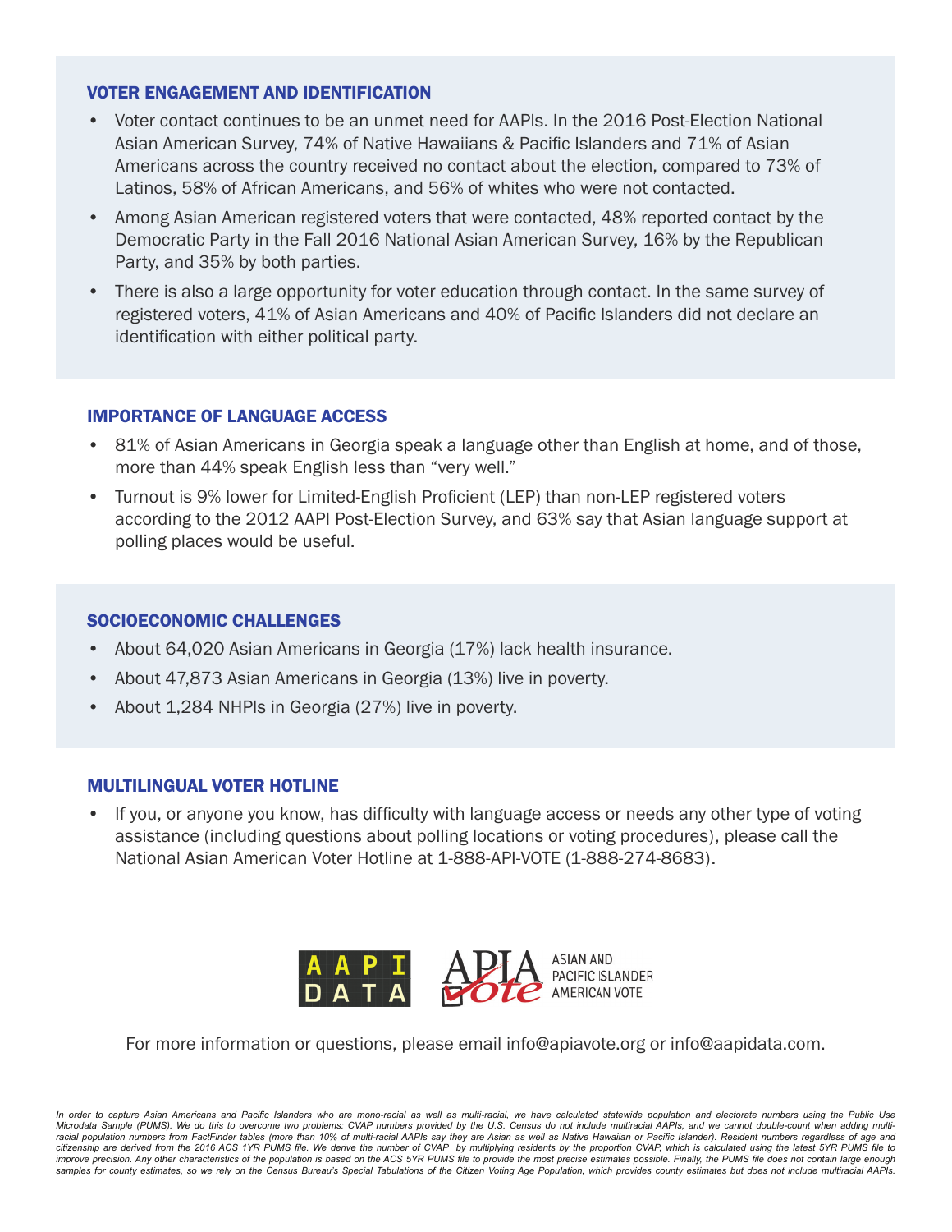## VOTER ENGAGEMENT AND IDENTIFICATION

- Voter contact continues to be an unmet need for AAPIs. In the 2016 Post-Election National Asian American Survey, 74% of Native Hawaiians & Pacific Islanders and 71% of Asian Americans across the country received no contact about the election, compared to 73% of Latinos, 58% of African Americans, and 56% of whites who were not contacted.
- Among Asian American registered voters that were contacted, 48% reported contact by the Democratic Party in the Fall 2016 National Asian American Survey, 16% by the Republican Party, and 35% by both parties.
- There is also a large opportunity for voter education through contact. In the same survey of registered voters, 41% of Asian Americans and 40% of Pacific Islanders did not declare an identification with either political party.

## IMPORTANCE OF LANGUAGE ACCESS

- 81% of Asian Americans in Georgia speak a language other than English at home, and of those, more than 44% speak English less than "very well."
- Turnout is 9% lower for Limited-English Proficient (LEP) than non-LEP registered voters according to the 2012 AAPI Post-Election Survey, and 63% say that Asian language support at polling places would be useful.

## SOCIOECONOMIC CHALLENGES

- About 64,020 Asian Americans in Georgia (17%) lack health insurance.
- About 47,873 Asian Americans in Georgia (13%) live in poverty.
- About 1,284 NHPIs in Georgia (27%) live in poverty.

## MULTILINGUAL VOTER HOTLINE

- If you, or anyone you know, has difficulty with language access or needs any other type of voting assistance (including questions about polling locations or voting procedures), please call the National Asian American Voter Hotline at 1-888-API-VOTE (1-888-274-8683).

AAPI DATA

APIA Vote — ASIAN AND PACIFIC ISLANDER AMERICAN VOTE

For more information or questions, please email info@apiavote.org or info@aapidata.com.

*In order to capture Asian Americans and Pacific Islanders who are mono-racial as well as multi-racial, we have calculated statewide population and electorate numbers using the Public Use Microdata Sample (PUMS). We do this to overcome two problems: CVAP numbers provided by the U.S. Census do not include multiracial AAPIs, and we cannot double-count when adding multi-racial population numbers from FactFinder tables (more than 10% of multi-racial AAPIs say they are Asian as well as Native Hawaiian or Pacific Islander). Resident numbers regardless of age and citizenship are derived from the 2016 ACS 1YR PUMS file. We derive the number of CVAP by multiplying residents by the proportion CVAP, which is calculated using the latest 5YR PUMS file to improve precision. Any other characteristics of the population is based on the ACS 5YR PUMS file to provide the most precise estimates possible. Finally, the PUMS file does not contain large enough samples for county estimates, so we rely on the Census Bureau's Special Tabulations of the Citizen Voting Age Population, which provides county estimates but does not include multiracial AAPIs.*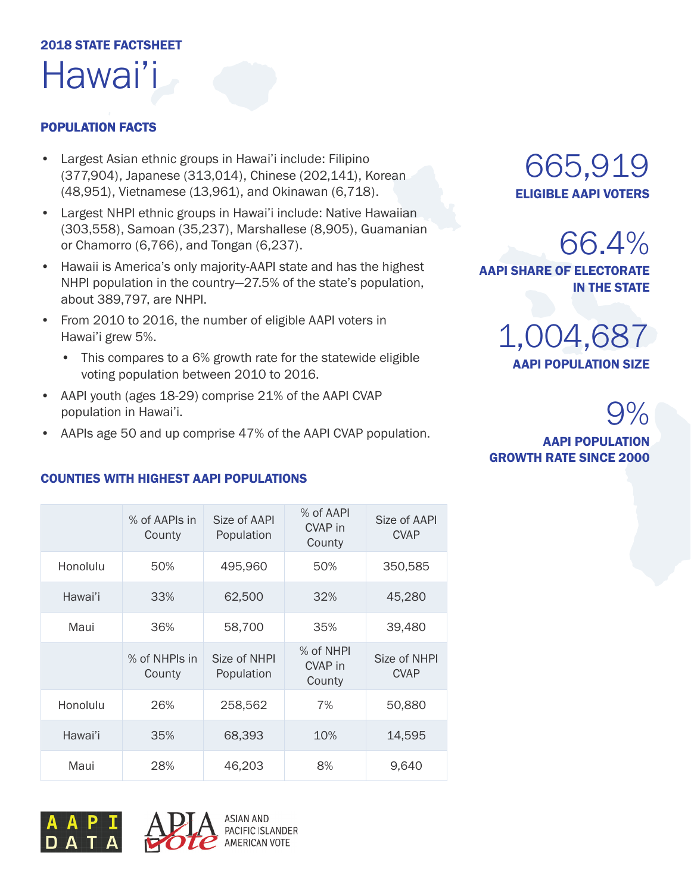2018 STATE FACTSHEET

# Hawai'i

## POPULATION FACTS

- Largest Asian ethnic groups in Hawai'i include: Filipino (377,904), Japanese (313,014), Chinese (202,141), Korean (48,951), Vietnamese (13,961), and Okinawan (6,718).
- Largest NHPI ethnic groups in Hawai'i include: Native Hawaiian (303,558), Samoan (35,237), Marshallese (8,905), Guamanian or Chamorro (6,766), and Tongan (6,237).
- Hawaii is America's only majority-AAPI state and has the highest NHPI population in the country—27.5% of the state's population, about 389,797, are NHPI.
- From 2010 to 2016, the number of eligible AAPI voters in Hawai'i grew 5%.
    - This compares to a 6% growth rate for the statewide eligible voting population between 2010 to 2016.
- AAPI youth (ages 18-29) comprise 21% of the AAPI CVAP population in Hawai'i.
- AAPIs age 50 and up comprise 47% of the AAPI CVAP population.

**665,919**
**ELIGIBLE AAPI VOTERS**

**66.4%**
**AAPI SHARE OF ELECTORATE IN THE STATE**

**1,004,687**
**AAPI POPULATION SIZE**

**9%**
**AAPI POPULATION GROWTH RATE SINCE 2000**

## COUNTIES WITH HIGHEST AAPI POPULATIONS

| | % of AAPIs in County | Size of AAPI Population | % of AAPI CVAP in County | Size of AAPI CVAP |
|---|---|---|---|---|
| Honolulu | 50% | 495,960 | 50% | 350,585 |
| Hawai'i | 33% | 62,500 | 32% | 45,280 |
| Maui | 36% | 58,700 | 35% | 39,480 |
| | % of NHPIs in County | Size of NHPI Population | % of NHPI CVAP in County | Size of NHPI CVAP |
| Honolulu | 26% | 258,562 | 7% | 50,880 |
| Hawai'i | 35% | 68,393 | 10% | 14,595 |
| Maui | 28% | 46,203 | 8% | 9,640 |

AAPI DATA

APIA Vote ASIAN AND PACIFIC ISLANDER AMERICAN VOTE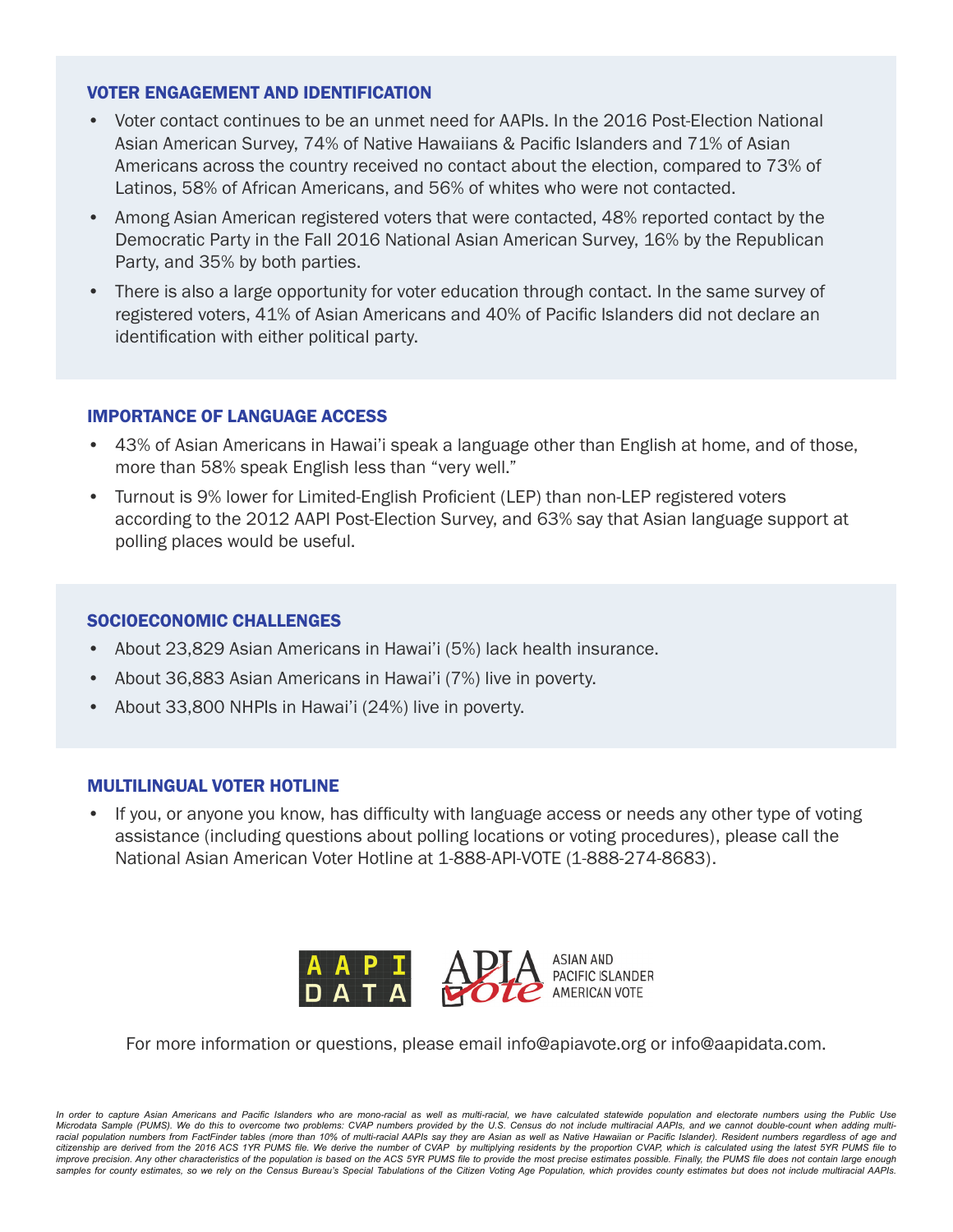## VOTER ENGAGEMENT AND IDENTIFICATION

- Voter contact continues to be an unmet need for AAPIs. In the 2016 Post-Election National Asian American Survey, 74% of Native Hawaiians & Pacific Islanders and 71% of Asian Americans across the country received no contact about the election, compared to 73% of Latinos, 58% of African Americans, and 56% of whites who were not contacted.
- Among Asian American registered voters that were contacted, 48% reported contact by the Democratic Party in the Fall 2016 National Asian American Survey, 16% by the Republican Party, and 35% by both parties.
- There is also a large opportunity for voter education through contact. In the same survey of registered voters, 41% of Asian Americans and 40% of Pacific Islanders did not declare an identification with either political party.

## IMPORTANCE OF LANGUAGE ACCESS

- 43% of Asian Americans in Hawai'i speak a language other than English at home, and of those, more than 58% speak English less than "very well."
- Turnout is 9% lower for Limited-English Proficient (LEP) than non-LEP registered voters according to the 2012 AAPI Post-Election Survey, and 63% say that Asian language support at polling places would be useful.

## SOCIOECONOMIC CHALLENGES

- About 23,829 Asian Americans in Hawai'i (5%) lack health insurance.
- About 36,883 Asian Americans in Hawai'i (7%) live in poverty.
- About 33,800 NHPIs in Hawai'i (24%) live in poverty.

## MULTILINGUAL VOTER HOTLINE

- If you, or anyone you know, has difficulty with language access or needs any other type of voting assistance (including questions about polling locations or voting procedures), please call the National Asian American Voter Hotline at 1-888-API-VOTE (1-888-274-8683).

AAPI DATA | APIA Vote — ASIAN AND PACIFIC ISLANDER AMERICAN VOTE

For more information or questions, please email info@apiavote.org or info@aapidata.com.

*In order to capture Asian Americans and Pacific Islanders who are mono-racial as well as multi-racial, we have calculated statewide population and electorate numbers using the Public Use Microdata Sample (PUMS). We do this to overcome two problems: CVAP numbers provided by the U.S. Census do not include multiracial AAPIs, and we cannot double-count when adding multi-racial population numbers from FactFinder tables (more than 10% of multi-racial AAPIs say they are Asian as well as Native Hawaiian or Pacific Islander). Resident numbers regardless of age and citizenship are derived from the 2016 ACS 1YR PUMS file. We derive the number of CVAP by multiplying residents by the proportion CVAP, which is calculated using the latest 5YR PUMS file to improve precision. Any other characteristics of the population is based on the ACS 5YR PUMS file to provide the most precise estimates possible. Finally, the PUMS file does not contain large enough samples for county estimates, so we rely on the Census Bureau's Special Tabulations of the Citizen Voting Age Population, which provides county estimates but does not include multiracial AAPIs.*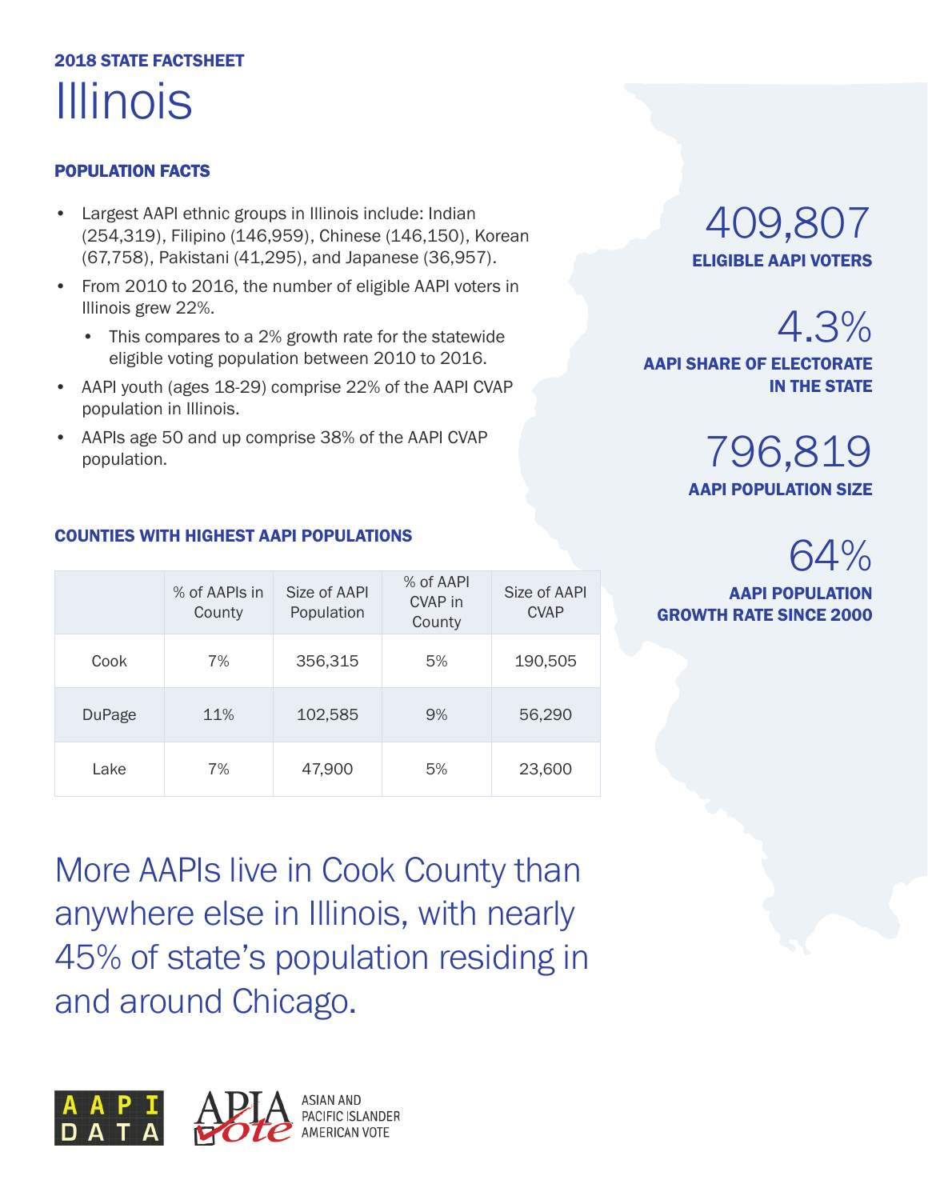## 2018 STATE FACTSHEET

# Illinois

### POPULATION FACTS

- Largest AAPI ethnic groups in Illinois include: Indian (254,319), Filipino (146,959), Chinese (146,150), Korean (67,758), Pakistani (41,295), and Japanese (36,957).
- From 2010 to 2016, the number of eligible AAPI voters in Illinois grew 22%.
  - This compares to a 2% growth rate for the statewide eligible voting population between 2010 to 2016.
- AAPI youth (ages 18-29) comprise 22% of the AAPI CVAP population in Illinois.
- AAPIs age 50 and up comprise 38% of the AAPI CVAP population.

409,807
**ELIGIBLE AAPI VOTERS**

4.3%
**AAPI SHARE OF ELECTORATE IN THE STATE**

796,819
**AAPI POPULATION SIZE**

64%
**AAPI POPULATION GROWTH RATE SINCE 2000**

### COUNTIES WITH HIGHEST AAPI POPULATIONS

| | % of AAPIs in County | Size of AAPI Population | % of AAPI CVAP in County | Size of AAPI CVAP |
|---|---|---|---|---|
| Cook | 7% | 356,315 | 5% | 190,505 |
| DuPage | 11% | 102,585 | 9% | 56,290 |
| Lake | 7% | 47,900 | 5% | 23,600 |

More AAPIs live in Cook County than anywhere else in Illinois, with nearly 45% of state's population residing in and around Chicago.

AAPI DATA

APIA Vote — ASIAN AND PACIFIC ISLANDER AMERICAN VOTE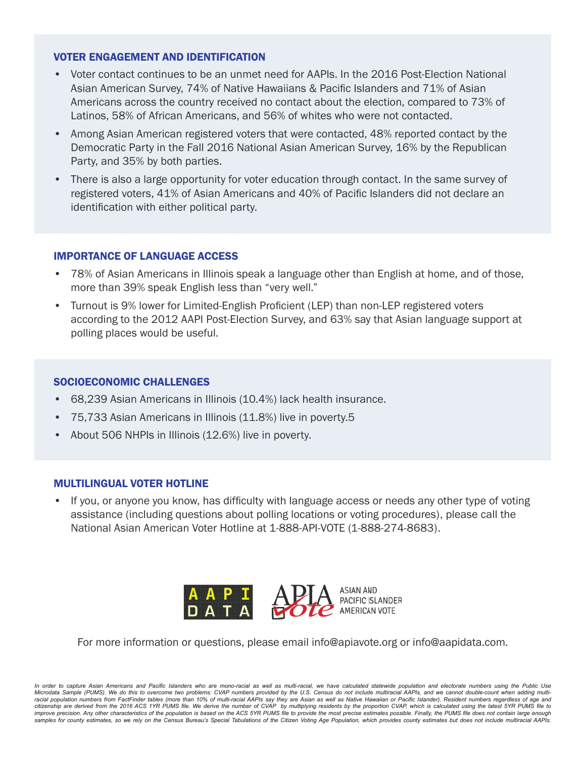### VOTER ENGAGEMENT AND IDENTIFICATION

- Voter contact continues to be an unmet need for AAPIs. In the 2016 Post-Election National Asian American Survey, 74% of Native Hawaiians & Pacific Islanders and 71% of Asian Americans across the country received no contact about the election, compared to 73% of Latinos, 58% of African Americans, and 56% of whites who were not contacted.
- Among Asian American registered voters that were contacted, 48% reported contact by the Democratic Party in the Fall 2016 National Asian American Survey, 16% by the Republican Party, and 35% by both parties.
- There is also a large opportunity for voter education through contact. In the same survey of registered voters, 41% of Asian Americans and 40% of Pacific Islanders did not declare an identification with either political party.

### IMPORTANCE OF LANGUAGE ACCESS

- 78% of Asian Americans in Illinois speak a language other than English at home, and of those, more than 39% speak English less than "very well."
- Turnout is 9% lower for Limited-English Proficient (LEP) than non-LEP registered voters according to the 2012 AAPI Post-Election Survey, and 63% say that Asian language support at polling places would be useful.

### SOCIOECONOMIC CHALLENGES

- 68,239 Asian Americans in Illinois (10.4%) lack health insurance.
- 75,733 Asian Americans in Illinois (11.8%) live in poverty.5
- About 506 NHPIs in Illinois (12.6%) live in poverty.

### MULTILINGUAL VOTER HOTLINE

- If you, or anyone you know, has difficulty with language access or needs any other type of voting assistance (including questions about polling locations or voting procedures), please call the National Asian American Voter Hotline at 1-888-API-VOTE (1-888-274-8683).

AAPI DATA | APIA vote — ASIAN AND PACIFIC ISLANDER AMERICAN VOTE

For more information or questions, please email info@apiavote.org or info@aapidata.com.

*In order to capture Asian Americans and Pacific Islanders who are mono-racial as well as multi-racial, we have calculated statewide population and electorate numbers using the Public Use Microdata Sample (PUMS). We do this to overcome two problems: CVAP numbers provided by the U.S. Census do not include multiracial AAPIs, and we cannot double-count when adding multi-racial population numbers from FactFinder tables (more than 10% of multi-racial AAPIs say they are Asian as well as Native Hawaiian or Pacific Islander). Resident numbers regardless of age and citizenship are derived from the 2016 ACS 1YR PUMS file. We derive the number of CVAP by multiplying residents by the proportion CVAP, which is calculated using the latest 5YR PUMS file to improve precision. Any other characteristics of the population is based on the ACS 5YR PUMS file to provide the most precise estimates possible. Finally, the PUMS file does not contain large enough samples for county estimates, so we rely on the Census Bureau's Special Tabulations of the Citizen Voting Age Population, which provides county estimates but does not include multiracial AAPIs.*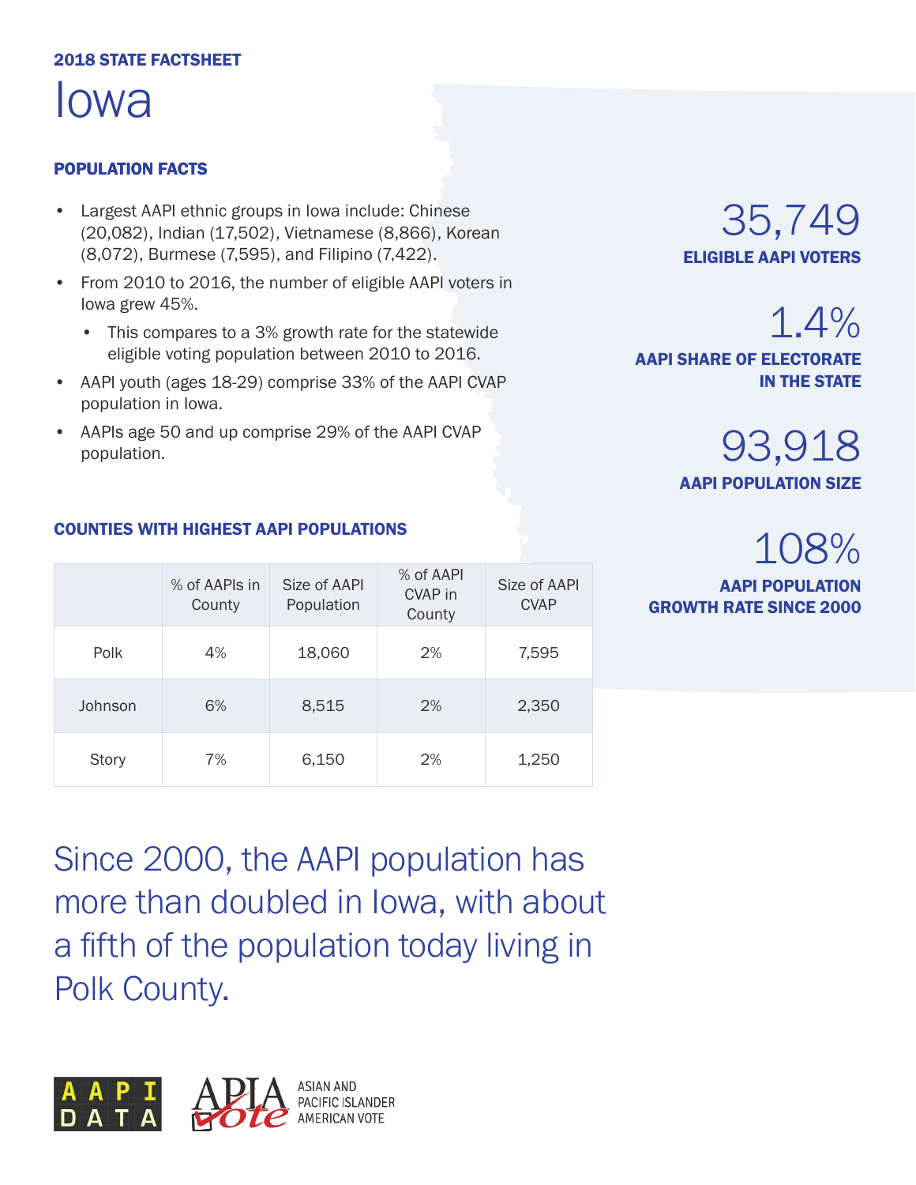**2018 STATE FACTSHEET**

# Iowa

## POPULATION FACTS

- Largest AAPI ethnic groups in Iowa include: Chinese (20,082), Indian (17,502), Vietnamese (8,866), Korean (8,072), Burmese (7,595), and Filipino (7,422).
- From 2010 to 2016, the number of eligible AAPI voters in Iowa grew 45%.
  - This compares to a 3% growth rate for the statewide eligible voting population between 2010 to 2016.
- AAPI youth (ages 18-29) comprise 33% of the AAPI CVAP population in Iowa.
- AAPIs age 50 and up comprise 29% of the AAPI CVAP population.

**35,749**
**ELIGIBLE AAPI VOTERS**

**1.4%**
**AAPI SHARE OF ELECTORATE IN THE STATE**

**93,918**
**AAPI POPULATION SIZE**

**108%**
**AAPI POPULATION GROWTH RATE SINCE 2000**

## COUNTIES WITH HIGHEST AAPI POPULATIONS

| | % of AAPIs in County | Size of AAPI Population | % of AAPI CVAP in County | Size of AAPI CVAP |
|---|---|---|---|---|
| Polk | 4% | 18,060 | 2% | 7,595 |
| Johnson | 6% | 8,515 | 2% | 2,350 |
| Story | 7% | 6,150 | 2% | 1,250 |

Since 2000, the AAPI population has more than doubled in Iowa, with about a fifth of the population today living in Polk County.

AAPI DATA

APIA Vote ASIAN AND PACIFIC ISLANDER AMERICAN VOTE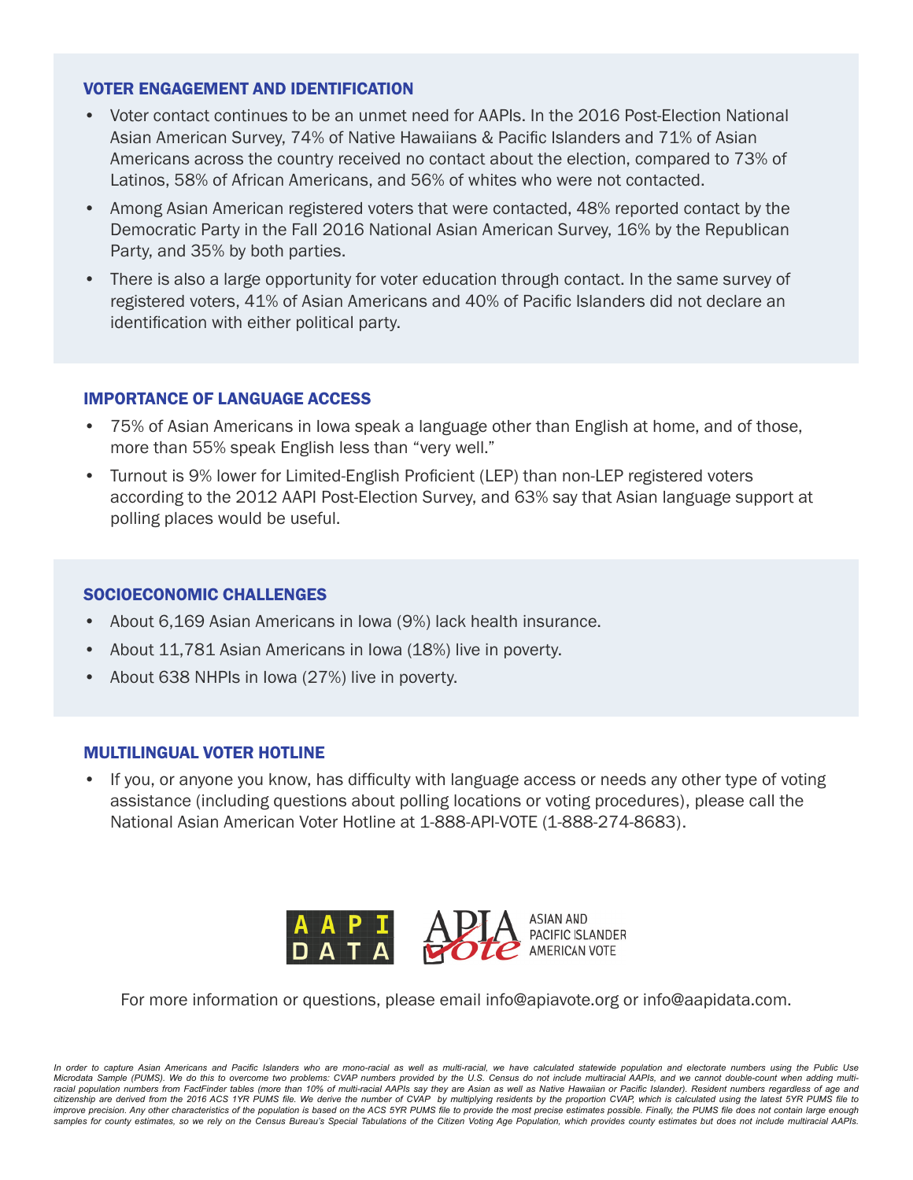## VOTER ENGAGEMENT AND IDENTIFICATION

- Voter contact continues to be an unmet need for AAPIs. In the 2016 Post-Election National Asian American Survey, 74% of Native Hawaiians & Pacific Islanders and 71% of Asian Americans across the country received no contact about the election, compared to 73% of Latinos, 58% of African Americans, and 56% of whites who were not contacted.
- Among Asian American registered voters that were contacted, 48% reported contact by the Democratic Party in the Fall 2016 National Asian American Survey, 16% by the Republican Party, and 35% by both parties.
- There is also a large opportunity for voter education through contact. In the same survey of registered voters, 41% of Asian Americans and 40% of Pacific Islanders did not declare an identification with either political party.

## IMPORTANCE OF LANGUAGE ACCESS

- 75% of Asian Americans in Iowa speak a language other than English at home, and of those, more than 55% speak English less than "very well."
- Turnout is 9% lower for Limited-English Proficient (LEP) than non-LEP registered voters according to the 2012 AAPI Post-Election Survey, and 63% say that Asian language support at polling places would be useful.

## SOCIOECONOMIC CHALLENGES

- About 6,169 Asian Americans in Iowa (9%) lack health insurance.
- About 11,781 Asian Americans in Iowa (18%) live in poverty.
- About 638 NHPIs in Iowa (27%) live in poverty.

## MULTILINGUAL VOTER HOTLINE

- If you, or anyone you know, has difficulty with language access or needs any other type of voting assistance (including questions about polling locations or voting procedures), please call the National Asian American Voter Hotline at 1-888-API-VOTE (1-888-274-8683).

AAPI DATA

APIA Vote — ASIAN AND PACIFIC ISLANDER AMERICAN VOTE

For more information or questions, please email info@apiavote.org or info@aapidata.com.

*In order to capture Asian Americans and Pacific Islanders who are mono-racial as well as multi-racial, we have calculated statewide population and electorate numbers using the Public Use Microdata Sample (PUMS). We do this to overcome two problems: CVAP numbers provided by the U.S. Census do not include multiracial AAPIs, and we cannot double-count when adding multi-racial population numbers from FactFinder tables (more than 10% of multi-racial AAPIs say they are Asian as well as Native Hawaiian or Pacific Islander). Resident numbers regardless of age and citizenship are derived from the 2016 ACS 1YR PUMS file. We derive the number of CVAP by multiplying residents by the proportion CVAP, which is calculated using the latest 5YR PUMS file to improve precision. Any other characteristics of the population is based on the ACS 5YR PUMS file to provide the most precise estimates possible. Finally, the PUMS file does not contain large enough samples for county estimates, so we rely on the Census Bureau's Special Tabulations of the Citizen Voting Age Population, which provides county estimates but does not include multiracial AAPIs.*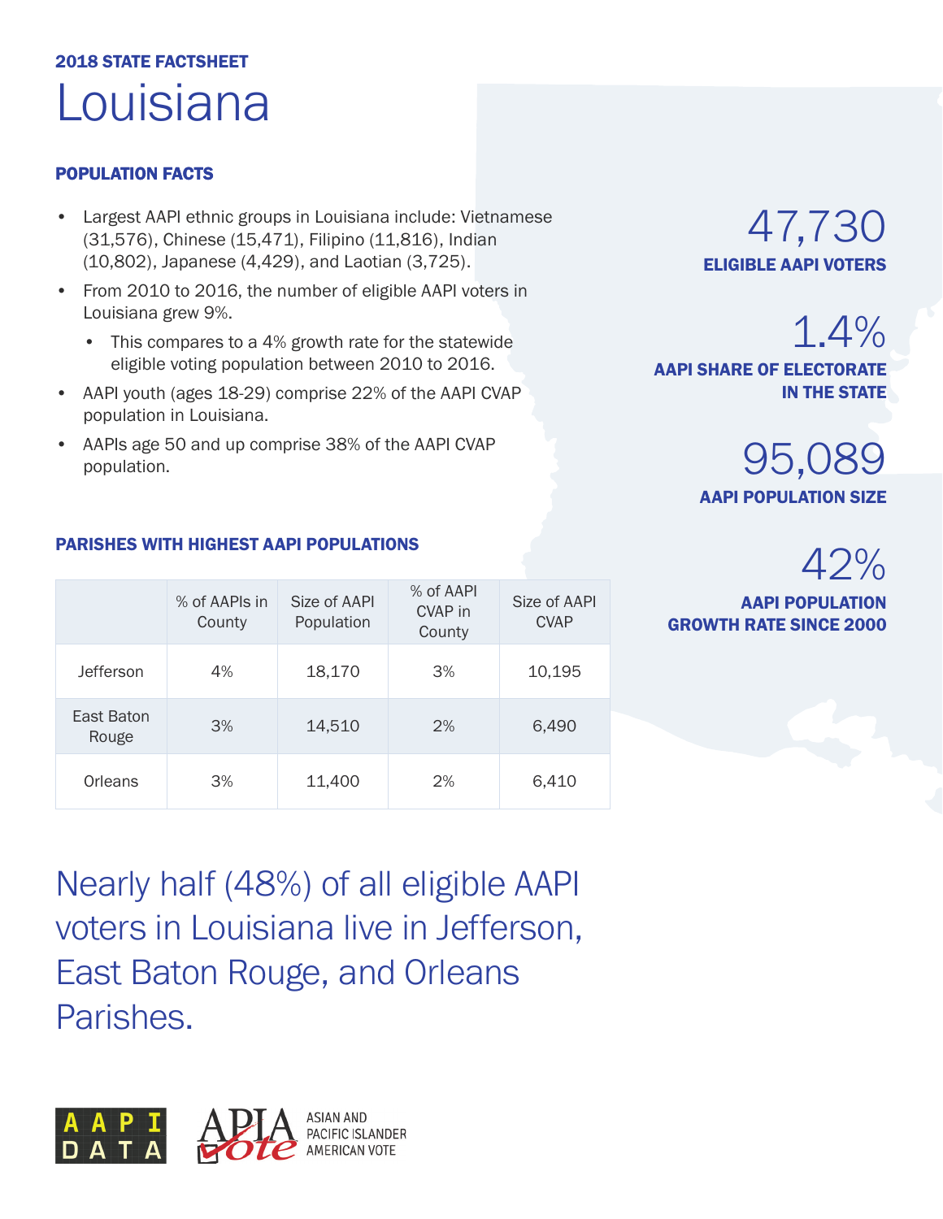## 2018 STATE FACTSHEET

# Louisiana

### POPULATION FACTS

- Largest AAPI ethnic groups in Louisiana include: Vietnamese (31,576), Chinese (15,471), Filipino (11,816), Indian (10,802), Japanese (4,429), and Laotian (3,725).
- From 2010 to 2016, the number of eligible AAPI voters in Louisiana grew 9%.
  - This compares to a 4% growth rate for the statewide eligible voting population between 2010 to 2016.
- AAPI youth (ages 18-29) comprise 22% of the AAPI CVAP population in Louisiana.
- AAPIs age 50 and up comprise 38% of the AAPI CVAP population.

47,730
**ELIGIBLE AAPI VOTERS**

1.4%
**AAPI SHARE OF ELECTORATE IN THE STATE**

95,089
**AAPI POPULATION SIZE**

42%
**AAPI POPULATION GROWTH RATE SINCE 2000**

### PARISHES WITH HIGHEST AAPI POPULATIONS

| | % of AAPIs in County | Size of AAPI Population | % of AAPI CVAP in County | Size of AAPI CVAP |
|---|---|---|---|---|
| Jefferson | 4% | 18,170 | 3% | 10,195 |
| East Baton Rouge | 3% | 14,510 | 2% | 6,490 |
| Orleans | 3% | 11,400 | 2% | 6,410 |

Nearly half (48%) of all eligible AAPI voters in Louisiana live in Jefferson, East Baton Rouge, and Orleans Parishes.

AAPI DATA

APIA Vote — ASIAN AND PACIFIC ISLANDER AMERICAN VOTE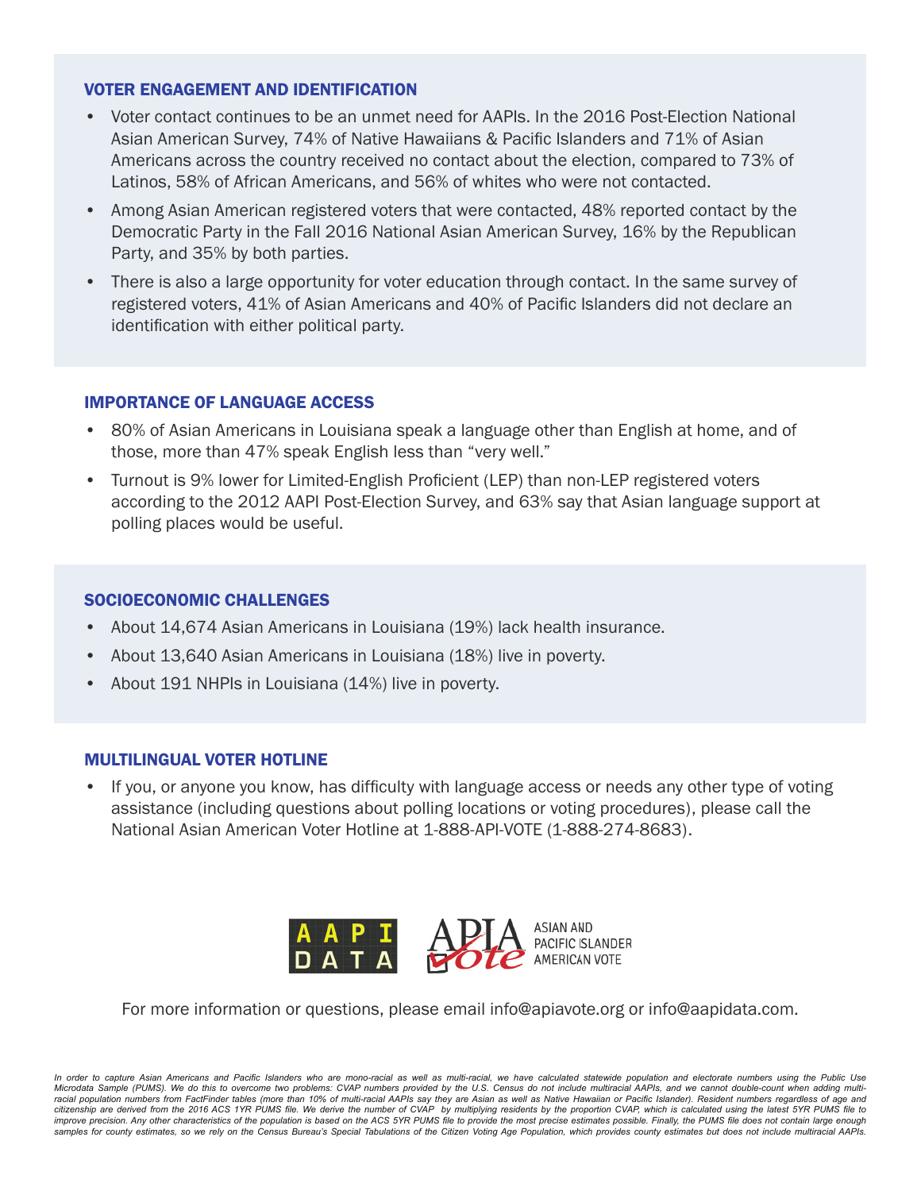## VOTER ENGAGEMENT AND IDENTIFICATION

- Voter contact continues to be an unmet need for AAPIs. In the 2016 Post-Election National Asian American Survey, 74% of Native Hawaiians & Pacific Islanders and 71% of Asian Americans across the country received no contact about the election, compared to 73% of Latinos, 58% of African Americans, and 56% of whites who were not contacted.
- Among Asian American registered voters that were contacted, 48% reported contact by the Democratic Party in the Fall 2016 National Asian American Survey, 16% by the Republican Party, and 35% by both parties.
- There is also a large opportunity for voter education through contact. In the same survey of registered voters, 41% of Asian Americans and 40% of Pacific Islanders did not declare an identification with either political party.

## IMPORTANCE OF LANGUAGE ACCESS

- 80% of Asian Americans in Louisiana speak a language other than English at home, and of those, more than 47% speak English less than "very well."
- Turnout is 9% lower for Limited-English Proficient (LEP) than non-LEP registered voters according to the 2012 AAPI Post-Election Survey, and 63% say that Asian language support at polling places would be useful.

## SOCIOECONOMIC CHALLENGES

- About 14,674 Asian Americans in Louisiana (19%) lack health insurance.
- About 13,640 Asian Americans in Louisiana (18%) live in poverty.
- About 191 NHPIs in Louisiana (14%) live in poverty.

## MULTILINGUAL VOTER HOTLINE

- If you, or anyone you know, has difficulty with language access or needs any other type of voting assistance (including questions about polling locations or voting procedures), please call the National Asian American Voter Hotline at 1-888-API-VOTE (1-888-274-8683).

AAPI DATA | APIA Vote — ASIAN AND PACIFIC ISLANDER AMERICAN VOTE

For more information or questions, please email info@apiavote.org or info@aapidata.com.

*In order to capture Asian Americans and Pacific Islanders who are mono-racial as well as multi-racial, we have calculated statewide population and electorate numbers using the Public Use Microdata Sample (PUMS). We do this to overcome two problems: CVAP numbers provided by the U.S. Census do not include multiracial AAPIs, and we cannot double-count when adding multi-racial population numbers from FactFinder tables (more than 10% of multi-racial AAPIs say they are Asian as well as Native Hawaiian or Pacific Islander). Resident numbers regardless of age and citizenship are derived from the 2016 ACS 1YR PUMS file. We derive the number of CVAP by multiplying residents by the proportion CVAP, which is calculated using the latest 5YR PUMS file to improve precision. Any other characteristics of the population is based on the ACS 5YR PUMS file to provide the most precise estimates possible. Finally, the PUMS file does not contain large enough samples for county estimates, so we rely on the Census Bureau's Special Tabulations of the Citizen Voting Age Population, which provides county estimates but does not include multiracial AAPIs.*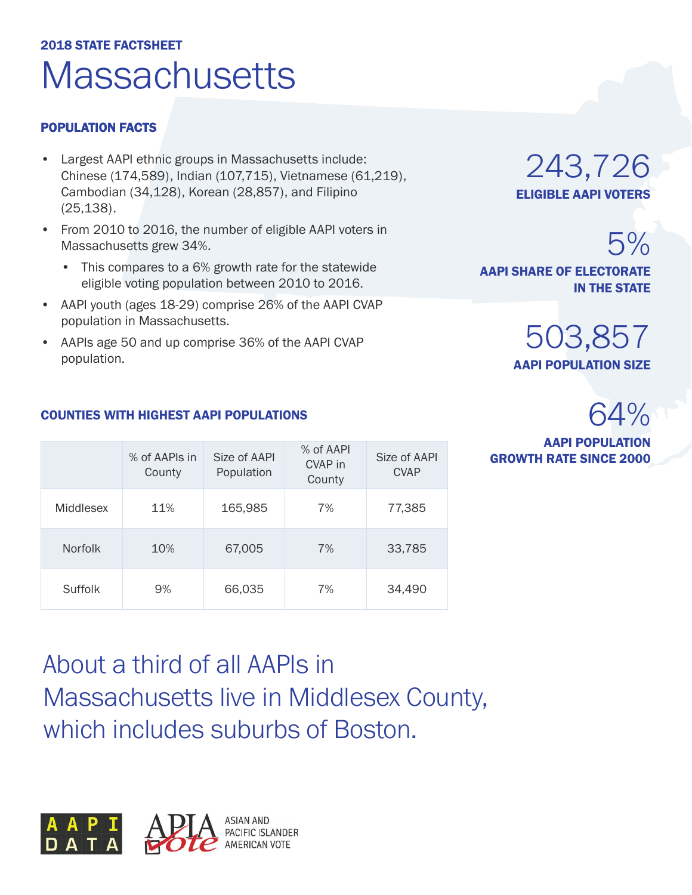**2018 STATE FACTSHEET**

# Massachusetts

## POPULATION FACTS

- Largest AAPI ethnic groups in Massachusetts include: Chinese (174,589), Indian (107,715), Vietnamese (61,219), Cambodian (34,128), Korean (28,857), and Filipino (25,138).
- From 2010 to 2016, the number of eligible AAPI voters in Massachusetts grew 34%.
  - This compares to a 6% growth rate for the statewide eligible voting population between 2010 to 2016.
- AAPI youth (ages 18-29) comprise 26% of the AAPI CVAP population in Massachusetts.
- AAPIs age 50 and up comprise 36% of the AAPI CVAP population.

**243,726**
**ELIGIBLE AAPI VOTERS**

**5%**
**AAPI SHARE OF ELECTORATE IN THE STATE**

**503,857**
**AAPI POPULATION SIZE**

**64%**
**AAPI POPULATION GROWTH RATE SINCE 2000**

## COUNTIES WITH HIGHEST AAPI POPULATIONS

| | % of AAPIs in County | Size of AAPI Population | % of AAPI CVAP in County | Size of AAPI CVAP |
|---|---|---|---|---|
| Middlesex | 11% | 165,985 | 7% | 77,385 |
| Norfolk | 10% | 67,005 | 7% | 33,785 |
| Suffolk | 9% | 66,035 | 7% | 34,490 |

About a third of all AAPIs in Massachusetts live in Middlesex County, which includes suburbs of Boston.

AAPI DATA

APIA Vote — ASIAN AND PACIFIC ISLANDER AMERICAN VOTE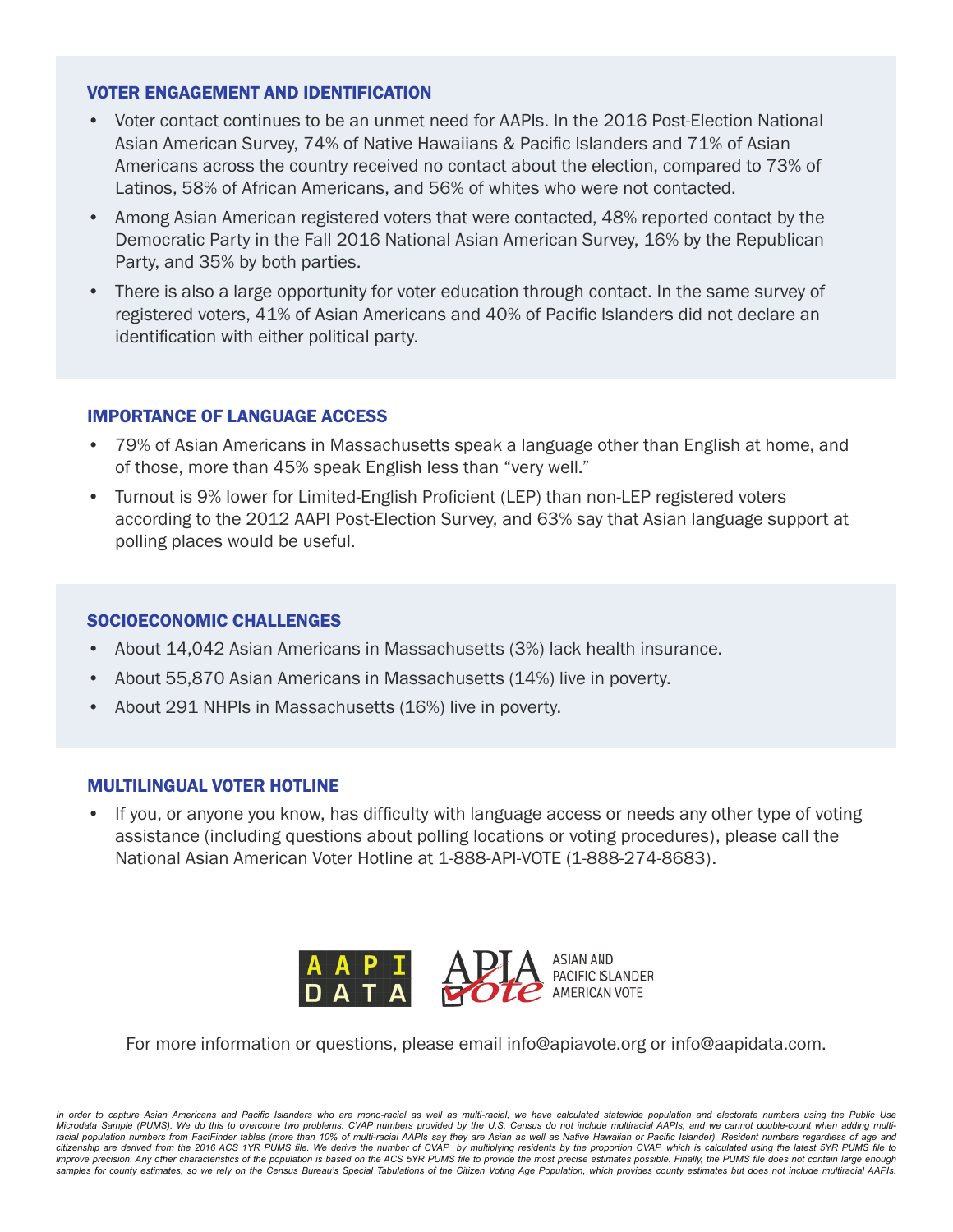## VOTER ENGAGEMENT AND IDENTIFICATION

- Voter contact continues to be an unmet need for AAPIs. In the 2016 Post-Election National Asian American Survey, 74% of Native Hawaiians & Pacific Islanders and 71% of Asian Americans across the country received no contact about the election, compared to 73% of Latinos, 58% of African Americans, and 56% of whites who were not contacted.
- Among Asian American registered voters that were contacted, 48% reported contact by the Democratic Party in the Fall 2016 National Asian American Survey, 16% by the Republican Party, and 35% by both parties.
- There is also a large opportunity for voter education through contact. In the same survey of registered voters, 41% of Asian Americans and 40% of Pacific Islanders did not declare an identification with either political party.

## IMPORTANCE OF LANGUAGE ACCESS

- 79% of Asian Americans in Massachusetts speak a language other than English at home, and of those, more than 45% speak English less than "very well."
- Turnout is 9% lower for Limited-English Proficient (LEP) than non-LEP registered voters according to the 2012 AAPI Post-Election Survey, and 63% say that Asian language support at polling places would be useful.

## SOCIOECONOMIC CHALLENGES

- About 14,042 Asian Americans in Massachusetts (3%) lack health insurance.
- About 55,870 Asian Americans in Massachusetts (14%) live in poverty.
- About 291 NHPIs in Massachusetts (16%) live in poverty.

## MULTILINGUAL VOTER HOTLINE

- If you, or anyone you know, has difficulty with language access or needs any other type of voting assistance (including questions about polling locations or voting procedures), please call the National Asian American Voter Hotline at 1-888-API-VOTE (1-888-274-8683).

AAPI DATA | APIA Vote — ASIAN AND PACIFIC ISLANDER AMERICAN VOTE

For more information or questions, please email info@apiavote.org or info@aapidata.com.

*In order to capture Asian Americans and Pacific Islanders who are mono-racial as well as multi-racial, we have calculated statewide population and electorate numbers using the Public Use Microdata Sample (PUMS). We do this to overcome two problems: CVAP numbers provided by the U.S. Census do not include multiracial AAPIs, and we cannot double-count when adding multi-racial population numbers from FactFinder tables (more than 10% of multi-racial AAPIs say they are Asian as well as Native Hawaiian or Pacific Islander). Resident numbers regardless of age and citizenship are derived from the 2016 ACS 1YR PUMS file. We derive the number of CVAP by multiplying residents by the proportion CVAP, which is calculated using the latest 5YR PUMS file to improve precision. Any other characteristics of the population is based on the ACS 5YR PUMS file to provide the most precise estimates possible. Finally, the PUMS file does not contain large enough samples for county estimates, so we rely on the Census Bureau's Special Tabulations of the Citizen Voting Age Population, which provides county estimates but does not include multiracial AAPIs.*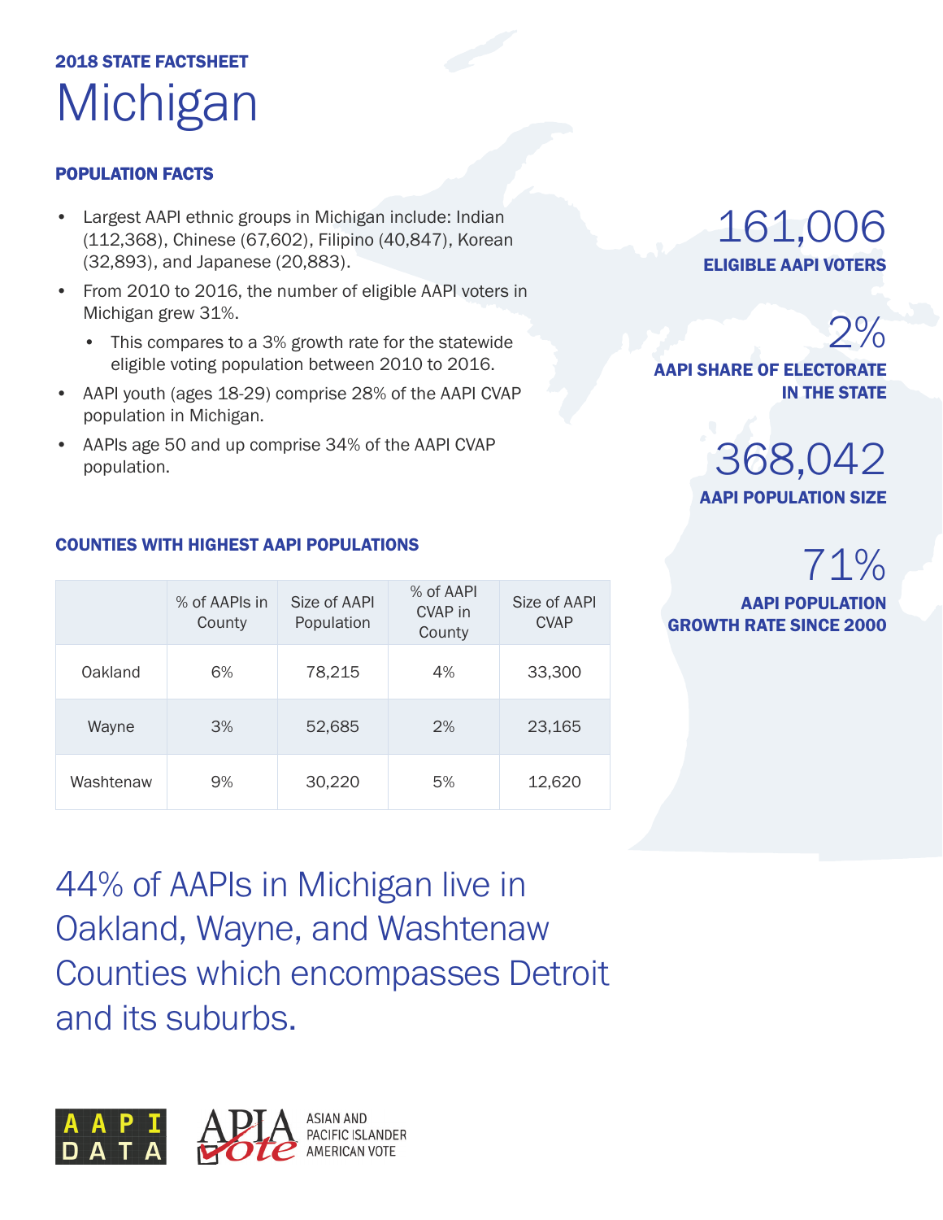2018 STATE FACTSHEET

# Michigan

## POPULATION FACTS

- Largest AAPI ethnic groups in Michigan include: Indian (112,368), Chinese (67,602), Filipino (40,847), Korean (32,893), and Japanese (20,883).
- From 2010 to 2016, the number of eligible AAPI voters in Michigan grew 31%.
  - This compares to a 3% growth rate for the statewide eligible voting population between 2010 to 2016.
- AAPI youth (ages 18-29) comprise 28% of the AAPI CVAP population in Michigan.
- AAPIs age 50 and up comprise 34% of the AAPI CVAP population.

**161,006**
**ELIGIBLE AAPI VOTERS**

**2%**
**AAPI SHARE OF ELECTORATE IN THE STATE**

**368,042**
**AAPI POPULATION SIZE**

**71%**
**AAPI POPULATION GROWTH RATE SINCE 2000**

## COUNTIES WITH HIGHEST AAPI POPULATIONS

| | % of AAPIs in County | Size of AAPI Population | % of AAPI CVAP in County | Size of AAPI CVAP |
|---|---|---|---|---|
| Oakland | 6% | 78,215 | 4% | 33,300 |
| Wayne | 3% | 52,685 | 2% | 23,165 |
| Washtenaw | 9% | 30,220 | 5% | 12,620 |

44% of AAPIs in Michigan live in Oakland, Wayne, and Washtenaw Counties which encompasses Detroit and its suburbs.

AAPI DATA

APIA Vote ASIAN AND PACIFIC ISLANDER AMERICAN VOTE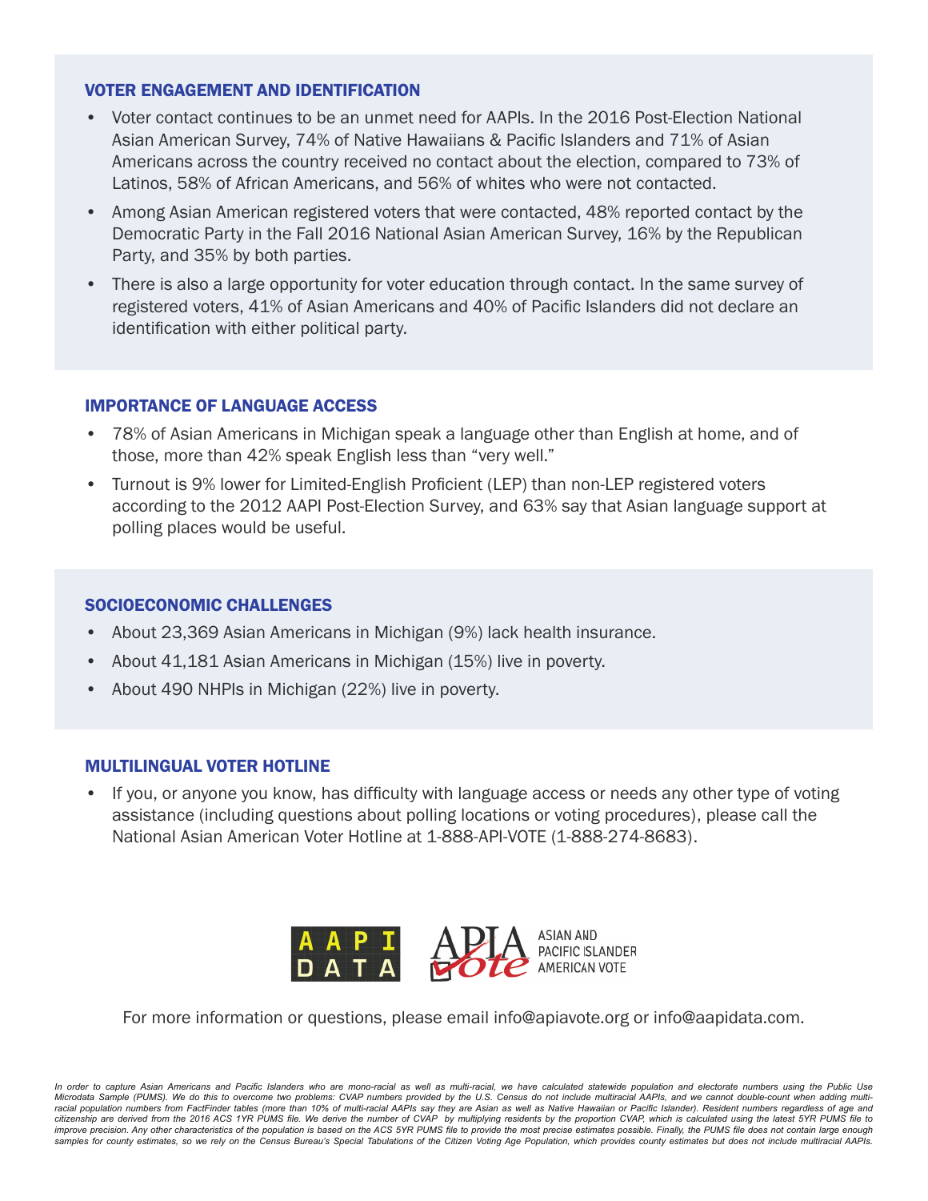## VOTER ENGAGEMENT AND IDENTIFICATION

- Voter contact continues to be an unmet need for AAPIs. In the 2016 Post-Election National Asian American Survey, 74% of Native Hawaiians & Pacific Islanders and 71% of Asian Americans across the country received no contact about the election, compared to 73% of Latinos, 58% of African Americans, and 56% of whites who were not contacted.
- Among Asian American registered voters that were contacted, 48% reported contact by the Democratic Party in the Fall 2016 National Asian American Survey, 16% by the Republican Party, and 35% by both parties.
- There is also a large opportunity for voter education through contact. In the same survey of registered voters, 41% of Asian Americans and 40% of Pacific Islanders did not declare an identification with either political party.

## IMPORTANCE OF LANGUAGE ACCESS

- 78% of Asian Americans in Michigan speak a language other than English at home, and of those, more than 42% speak English less than "very well."
- Turnout is 9% lower for Limited-English Proficient (LEP) than non-LEP registered voters according to the 2012 AAPI Post-Election Survey, and 63% say that Asian language support at polling places would be useful.

## SOCIOECONOMIC CHALLENGES

- About 23,369 Asian Americans in Michigan (9%) lack health insurance.
- About 41,181 Asian Americans in Michigan (15%) live in poverty.
- About 490 NHPIs in Michigan (22%) live in poverty.

## MULTILINGUAL VOTER HOTLINE

- If you, or anyone you know, has difficulty with language access or needs any other type of voting assistance (including questions about polling locations or voting procedures), please call the National Asian American Voter Hotline at 1-888-API-VOTE (1-888-274-8683).

AAPI DATA | APIA Vote — ASIAN AND PACIFIC ISLANDER AMERICAN VOTE

For more information or questions, please email info@apiavote.org or info@aapidata.com.

*In order to capture Asian Americans and Pacific Islanders who are mono-racial as well as multi-racial, we have calculated statewide population and electorate numbers using the Public Use Microdata Sample (PUMS). We do this to overcome two problems: CVAP numbers provided by the U.S. Census do not include multiracial AAPIs, and we cannot double-count when adding multi-racial population numbers from FactFinder tables (more than 10% of multi-racial AAPIs say they are Asian as well as Native Hawaiian or Pacific Islander). Resident numbers regardless of age and citizenship are derived from the 2016 ACS 1YR PUMS file. We derive the number of CVAP by multiplying residents by the proportion CVAP, which is calculated using the latest 5YR PUMS file to improve precision. Any other characteristics of the population is based on the ACS 5YR PUMS file to provide the most precise estimates possible. Finally, the PUMS file does not contain large enough samples for county estimates, so we rely on the Census Bureau's Special Tabulations of the Citizen Voting Age Population, which provides county estimates but does not include multiracial AAPIs.*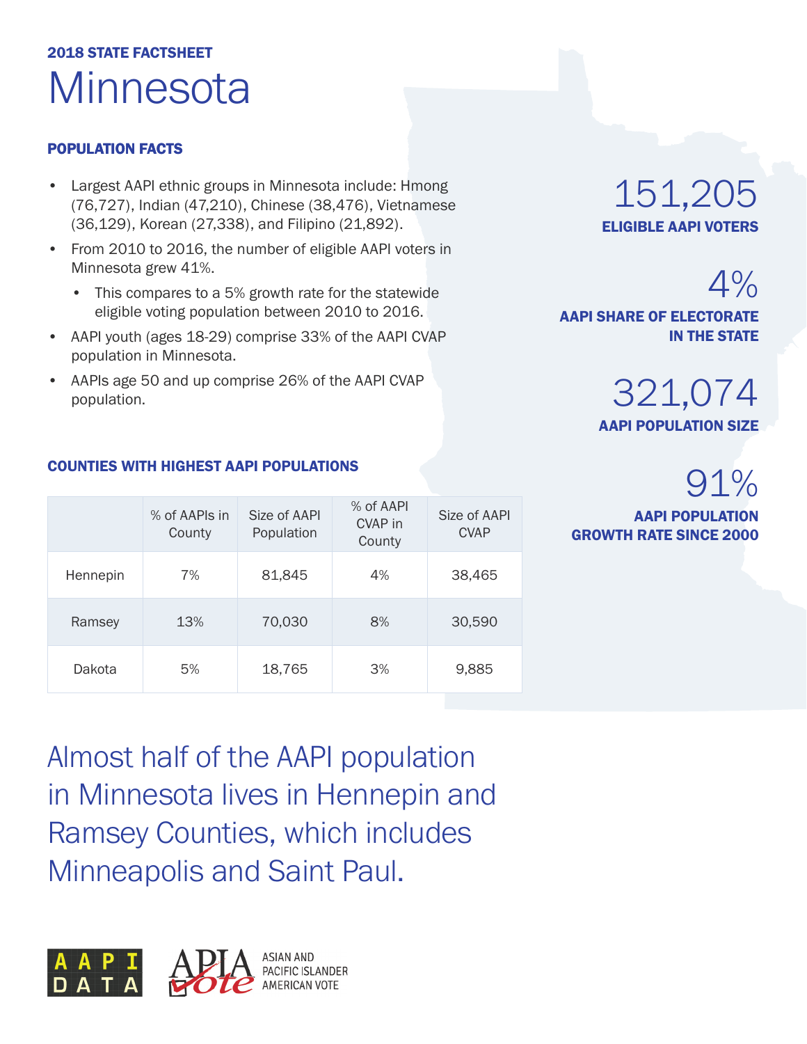2018 STATE FACTSHEET

# Minnesota

## POPULATION FACTS

- Largest AAPI ethnic groups in Minnesota include: Hmong (76,727), Indian (47,210), Chinese (38,476), Vietnamese (36,129), Korean (27,338), and Filipino (21,892).
- From 2010 to 2016, the number of eligible AAPI voters in Minnesota grew 41%.
  - This compares to a 5% growth rate for the statewide eligible voting population between 2010 to 2016.
- AAPI youth (ages 18-29) comprise 33% of the AAPI CVAP population in Minnesota.
- AAPIs age 50 and up comprise 26% of the AAPI CVAP population.

151,205
**ELIGIBLE AAPI VOTERS**

4%
**AAPI SHARE OF ELECTORATE IN THE STATE**

321,074
**AAPI POPULATION SIZE**

91%
**AAPI POPULATION GROWTH RATE SINCE 2000**

## COUNTIES WITH HIGHEST AAPI POPULATIONS

| | % of AAPIs in County | Size of AAPI Population | % of AAPI CVAP in County | Size of AAPI CVAP |
|---|---|---|---|---|
| Hennepin | 7% | 81,845 | 4% | 38,465 |
| Ramsey | 13% | 70,030 | 8% | 30,590 |
| Dakota | 5% | 18,765 | 3% | 9,885 |

Almost half of the AAPI population in Minnesota lives in Hennepin and Ramsey Counties, which includes Minneapolis and Saint Paul.

AAPI DATA

APIA Vote — ASIAN AND PACIFIC ISLANDER AMERICAN VOTE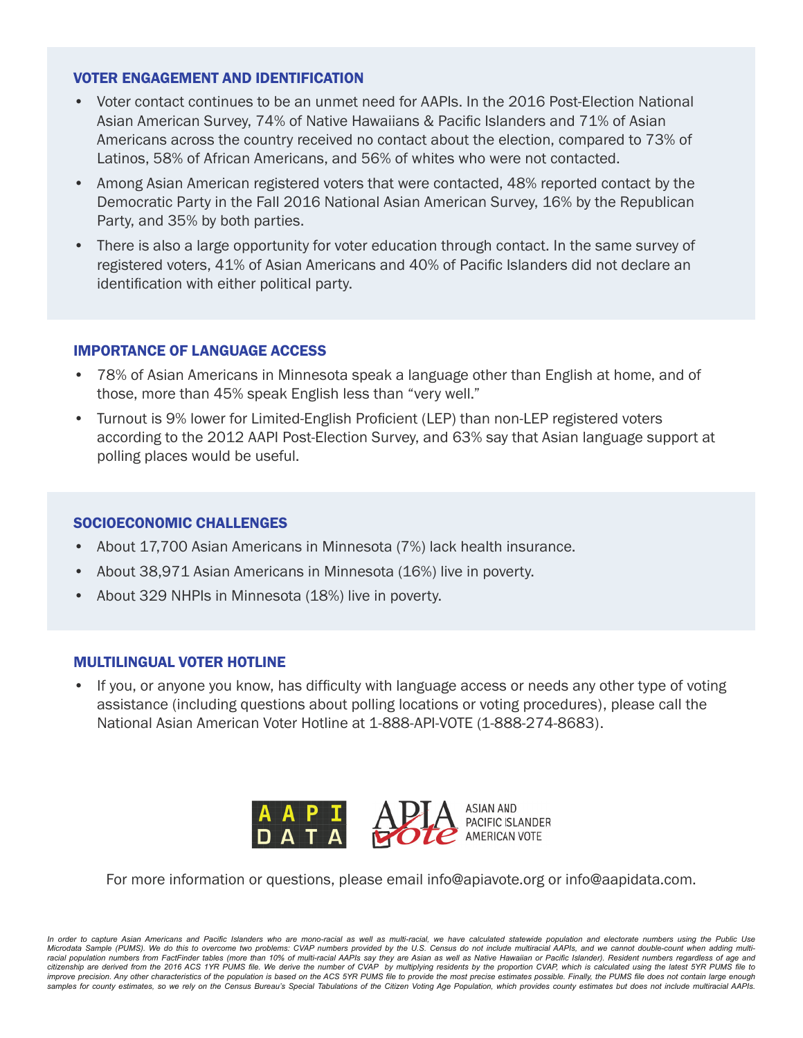## VOTER ENGAGEMENT AND IDENTIFICATION

- Voter contact continues to be an unmet need for AAPIs. In the 2016 Post-Election National Asian American Survey, 74% of Native Hawaiians & Pacific Islanders and 71% of Asian Americans across the country received no contact about the election, compared to 73% of Latinos, 58% of African Americans, and 56% of whites who were not contacted.
- Among Asian American registered voters that were contacted, 48% reported contact by the Democratic Party in the Fall 2016 National Asian American Survey, 16% by the Republican Party, and 35% by both parties.
- There is also a large opportunity for voter education through contact. In the same survey of registered voters, 41% of Asian Americans and 40% of Pacific Islanders did not declare an identification with either political party.

## IMPORTANCE OF LANGUAGE ACCESS

- 78% of Asian Americans in Minnesota speak a language other than English at home, and of those, more than 45% speak English less than "very well."
- Turnout is 9% lower for Limited-English Proficient (LEP) than non-LEP registered voters according to the 2012 AAPI Post-Election Survey, and 63% say that Asian language support at polling places would be useful.

## SOCIOECONOMIC CHALLENGES

- About 17,700 Asian Americans in Minnesota (7%) lack health insurance.
- About 38,971 Asian Americans in Minnesota (16%) live in poverty.
- About 329 NHPIs in Minnesota (18%) live in poverty.

## MULTILINGUAL VOTER HOTLINE

- If you, or anyone you know, has difficulty with language access or needs any other type of voting assistance (including questions about polling locations or voting procedures), please call the National Asian American Voter Hotline at 1-888-API-VOTE (1-888-274-8683).

AAPI DATA | APIA Vote — ASIAN AND PACIFIC ISLANDER AMERICAN VOTE

For more information or questions, please email info@apiavote.org or info@aapidata.com.

*In order to capture Asian Americans and Pacific Islanders who are mono-racial as well as multi-racial, we have calculated statewide population and electorate numbers using the Public Use Microdata Sample (PUMS). We do this to overcome two problems: CVAP numbers provided by the U.S. Census do not include multiracial AAPIs, and we cannot double-count when adding multi-racial population numbers from FactFinder tables (more than 10% of multi-racial AAPIs say they are Asian as well as Native Hawaiian or Pacific Islander). Resident numbers regardless of age and citizenship are derived from the 2016 ACS 1YR PUMS file. We derive the number of CVAP by multiplying residents by the proportion CVAP, which is calculated using the latest 5YR PUMS file to improve precision. Any other characteristics of the population is based on the ACS 5YR PUMS file to provide the most precise estimates possible. Finally, the PUMS file does not contain large enough samples for county estimates, so we rely on the Census Bureau's Special Tabulations of the Citizen Voting Age Population, which provides county estimates but does not include multiracial AAPIs.*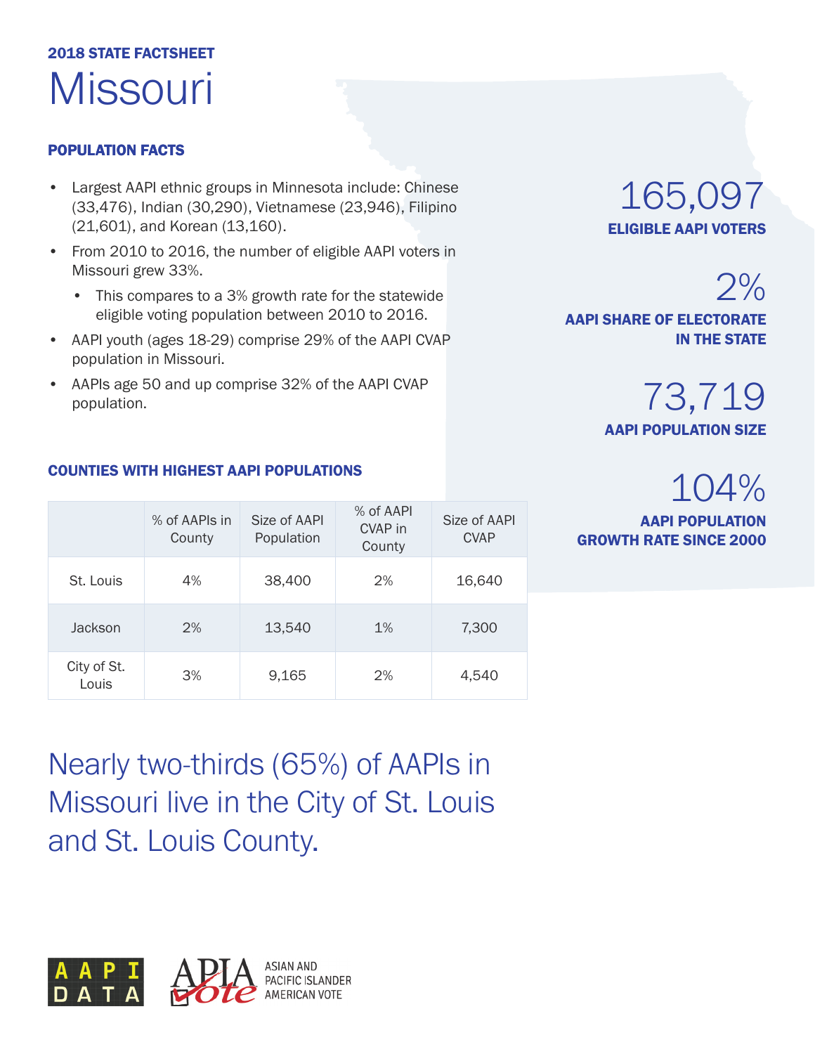## 2018 STATE FACTSHEET

# Missouri

### POPULATION FACTS

- Largest AAPI ethnic groups in Minnesota include: Chinese (33,476), Indian (30,290), Vietnamese (23,946), Filipino (21,601), and Korean (13,160).
- From 2010 to 2016, the number of eligible AAPI voters in Missouri grew 33%.
  - This compares to a 3% growth rate for the statewide eligible voting population between 2010 to 2016.
- AAPI youth (ages 18-29) comprise 29% of the AAPI CVAP population in Missouri.
- AAPIs age 50 and up comprise 32% of the AAPI CVAP population.

165,097
**ELIGIBLE AAPI VOTERS**

2%
**AAPI SHARE OF ELECTORATE IN THE STATE**

73,719
**AAPI POPULATION SIZE**

104%
**AAPI POPULATION GROWTH RATE SINCE 2000**

### COUNTIES WITH HIGHEST AAPI POPULATIONS

| | % of AAPIs in County | Size of AAPI Population | % of AAPI CVAP in County | Size of AAPI CVAP |
|---|---|---|---|---|
| St. Louis | 4% | 38,400 | 2% | 16,640 |
| Jackson | 2% | 13,540 | 1% | 7,300 |
| City of St. Louis | 3% | 9,165 | 2% | 4,540 |

Nearly two-thirds (65%) of AAPIs in Missouri live in the City of St. Louis and St. Louis County.

AAPI DATA

APIA Vote — ASIAN AND PACIFIC ISLANDER AMERICAN VOTE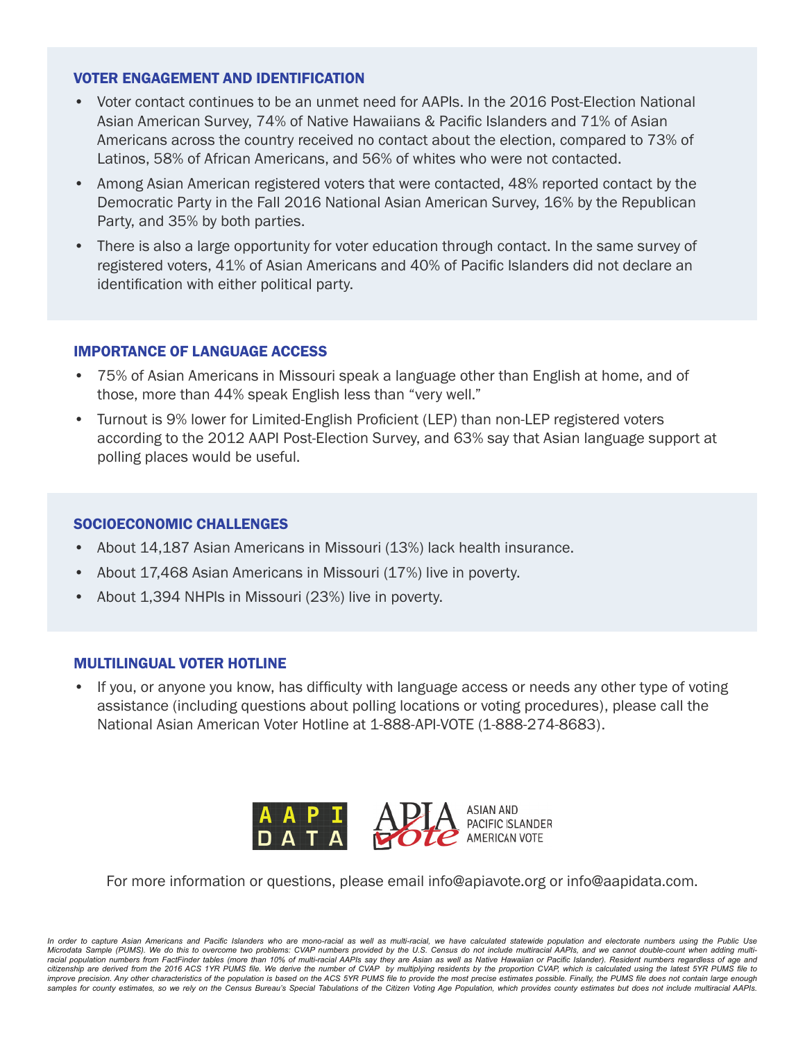## VOTER ENGAGEMENT AND IDENTIFICATION

- Voter contact continues to be an unmet need for AAPIs. In the 2016 Post-Election National Asian American Survey, 74% of Native Hawaiians & Pacific Islanders and 71% of Asian Americans across the country received no contact about the election, compared to 73% of Latinos, 58% of African Americans, and 56% of whites who were not contacted.
- Among Asian American registered voters that were contacted, 48% reported contact by the Democratic Party in the Fall 2016 National Asian American Survey, 16% by the Republican Party, and 35% by both parties.
- There is also a large opportunity for voter education through contact. In the same survey of registered voters, 41% of Asian Americans and 40% of Pacific Islanders did not declare an identification with either political party.

## IMPORTANCE OF LANGUAGE ACCESS

- 75% of Asian Americans in Missouri speak a language other than English at home, and of those, more than 44% speak English less than "very well."
- Turnout is 9% lower for Limited-English Proficient (LEP) than non-LEP registered voters according to the 2012 AAPI Post-Election Survey, and 63% say that Asian language support at polling places would be useful.

## SOCIOECONOMIC CHALLENGES

- About 14,187 Asian Americans in Missouri (13%) lack health insurance.
- About 17,468 Asian Americans in Missouri (17%) live in poverty.
- About 1,394 NHPIs in Missouri (23%) live in poverty.

## MULTILINGUAL VOTER HOTLINE

- If you, or anyone you know, has difficulty with language access or needs any other type of voting assistance (including questions about polling locations or voting procedures), please call the National Asian American Voter Hotline at 1-888-API-VOTE (1-888-274-8683).

AAPI DATA — APIA Vote: ASIAN AND PACIFIC ISLANDER AMERICAN VOTE

For more information or questions, please email info@apiavote.org or info@aapidata.com.

*In order to capture Asian Americans and Pacific Islanders who are mono-racial as well as multi-racial, we have calculated statewide population and electorate numbers using the Public Use Microdata Sample (PUMS). We do this to overcome two problems: CVAP numbers provided by the U.S. Census do not include multiracial AAPIs, and we cannot double-count when adding multi-racial population numbers from FactFinder tables (more than 10% of multi-racial AAPIs say they are Asian as well as Native Hawaiian or Pacific Islander). Resident numbers regardless of age and citizenship are derived from the 2016 ACS 1YR PUMS file. We derive the number of CVAP by multiplying residents by the proportion CVAP, which is calculated using the latest 5YR PUMS file to improve precision. Any other characteristics of the population is based on the ACS 5YR PUMS file to provide the most precise estimates possible. Finally, the PUMS file does not contain large enough samples for county estimates, so we rely on the Census Bureau's Special Tabulations of the Citizen Voting Age Population, which provides county estimates but does not include multiracial AAPIs.*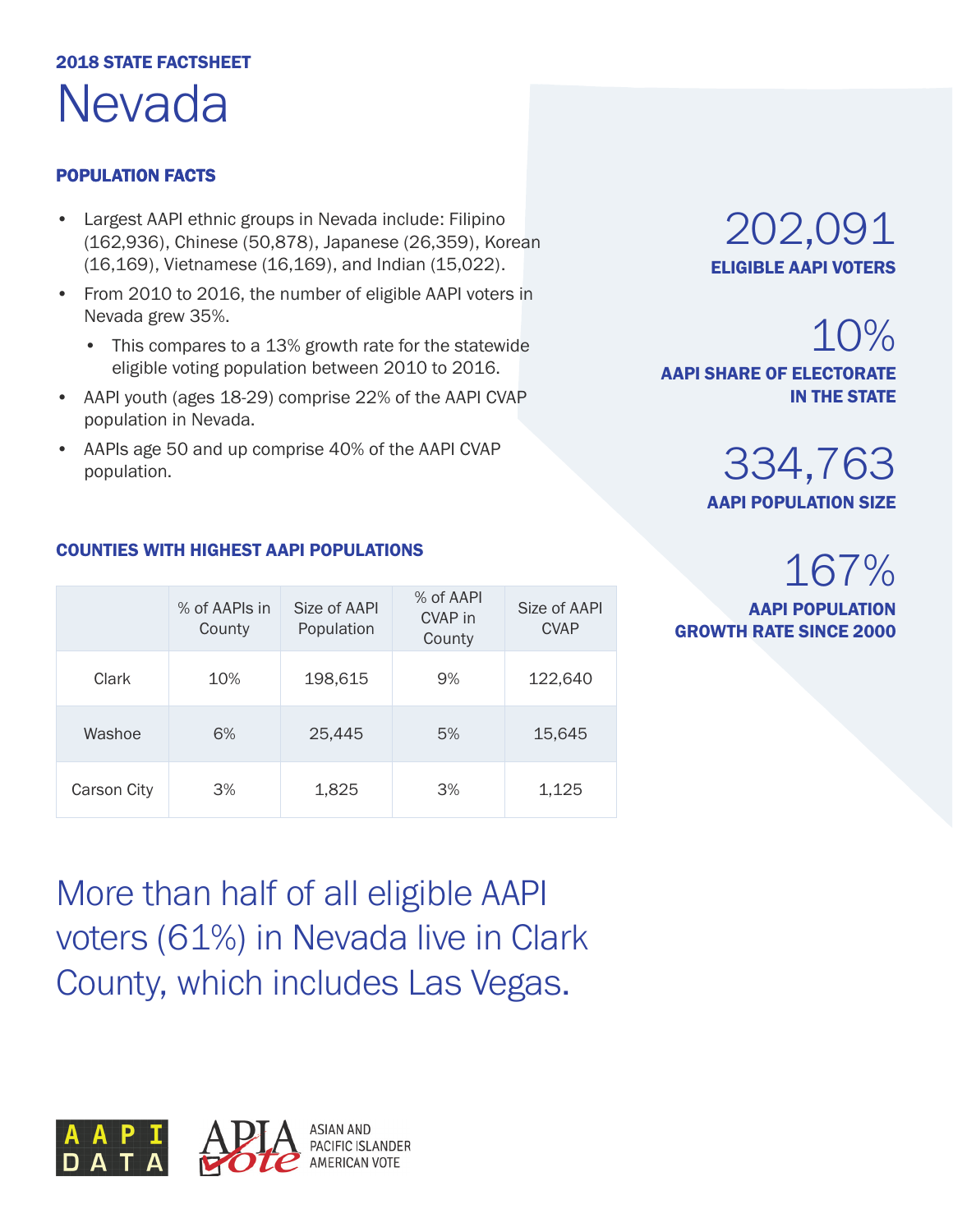**2018 STATE FACTSHEET**

# Nevada

## POPULATION FACTS

- Largest AAPI ethnic groups in Nevada include: Filipino (162,936), Chinese (50,878), Japanese (26,359), Korean (16,169), Vietnamese (16,169), and Indian (15,022).
- From 2010 to 2016, the number of eligible AAPI voters in Nevada grew 35%.
  - This compares to a 13% growth rate for the statewide eligible voting population between 2010 to 2016.
- AAPI youth (ages 18-29) comprise 22% of the AAPI CVAP population in Nevada.
- AAPIs age 50 and up comprise 40% of the AAPI CVAP population.

**202,091**
**ELIGIBLE AAPI VOTERS**

**10%**
**AAPI SHARE OF ELECTORATE IN THE STATE**

**334,763**
**AAPI POPULATION SIZE**

**167%**
**AAPI POPULATION GROWTH RATE SINCE 2000**

## COUNTIES WITH HIGHEST AAPI POPULATIONS

| | % of AAPIs in County | Size of AAPI Population | % of AAPI CVAP in County | Size of AAPI CVAP |
|---|---|---|---|---|
| Clark | 10% | 198,615 | 9% | 122,640 |
| Washoe | 6% | 25,445 | 5% | 15,645 |
| Carson City | 3% | 1,825 | 3% | 1,125 |

More than half of all eligible AAPI voters (61%) in Nevada live in Clark County, which includes Las Vegas.

AAPI DATA

APIA Vote — ASIAN AND PACIFIC ISLANDER AMERICAN VOTE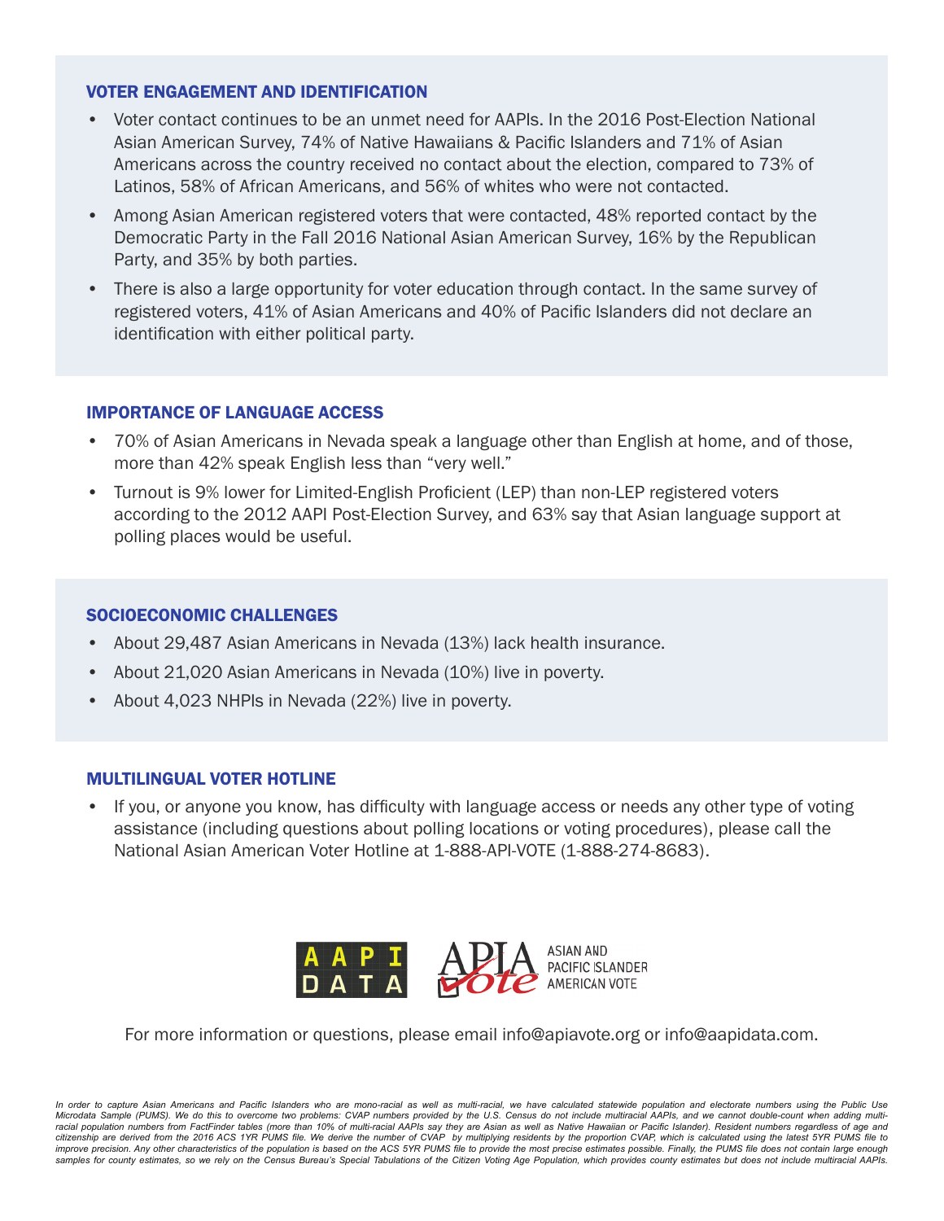## VOTER ENGAGEMENT AND IDENTIFICATION

- Voter contact continues to be an unmet need for AAPIs. In the 2016 Post-Election National Asian American Survey, 74% of Native Hawaiians & Pacific Islanders and 71% of Asian Americans across the country received no contact about the election, compared to 73% of Latinos, 58% of African Americans, and 56% of whites who were not contacted.
- Among Asian American registered voters that were contacted, 48% reported contact by the Democratic Party in the Fall 2016 National Asian American Survey, 16% by the Republican Party, and 35% by both parties.
- There is also a large opportunity for voter education through contact. In the same survey of registered voters, 41% of Asian Americans and 40% of Pacific Islanders did not declare an identification with either political party.

## IMPORTANCE OF LANGUAGE ACCESS

- 70% of Asian Americans in Nevada speak a language other than English at home, and of those, more than 42% speak English less than "very well."
- Turnout is 9% lower for Limited-English Proficient (LEP) than non-LEP registered voters according to the 2012 AAPI Post-Election Survey, and 63% say that Asian language support at polling places would be useful.

## SOCIOECONOMIC CHALLENGES

- About 29,487 Asian Americans in Nevada (13%) lack health insurance.
- About 21,020 Asian Americans in Nevada (10%) live in poverty.
- About 4,023 NHPIs in Nevada (22%) live in poverty.

## MULTILINGUAL VOTER HOTLINE

- If you, or anyone you know, has difficulty with language access or needs any other type of voting assistance (including questions about polling locations or voting procedures), please call the National Asian American Voter Hotline at 1-888-API-VOTE (1-888-274-8683).

AAPI DATA

APIA Vote — ASIAN AND PACIFIC ISLANDER AMERICAN VOTE

For more information or questions, please email info@apiavote.org or info@aapidata.com.

*In order to capture Asian Americans and Pacific Islanders who are mono-racial as well as multi-racial, we have calculated statewide population and electorate numbers using the Public Use Microdata Sample (PUMS). We do this to overcome two problems: CVAP numbers provided by the U.S. Census do not include multiracial AAPIs, and we cannot double-count when adding multi-racial population numbers from FactFinder tables (more than 10% of multi-racial AAPIs say they are Asian as well as Native Hawaiian or Pacific Islander). Resident numbers regardless of age and citizenship are derived from the 2016 ACS 1YR PUMS file. We derive the number of CVAP by multiplying residents by the proportion CVAP, which is calculated using the latest 5YR PUMS file to improve precision. Any other characteristics of the population is based on the ACS 5YR PUMS file to provide the most precise estimates possible. Finally, the PUMS file does not contain large enough samples for county estimates, so we rely on the Census Bureau's Special Tabulations of the Citizen Voting Age Population, which provides county estimates but does not include multiracial AAPIs.*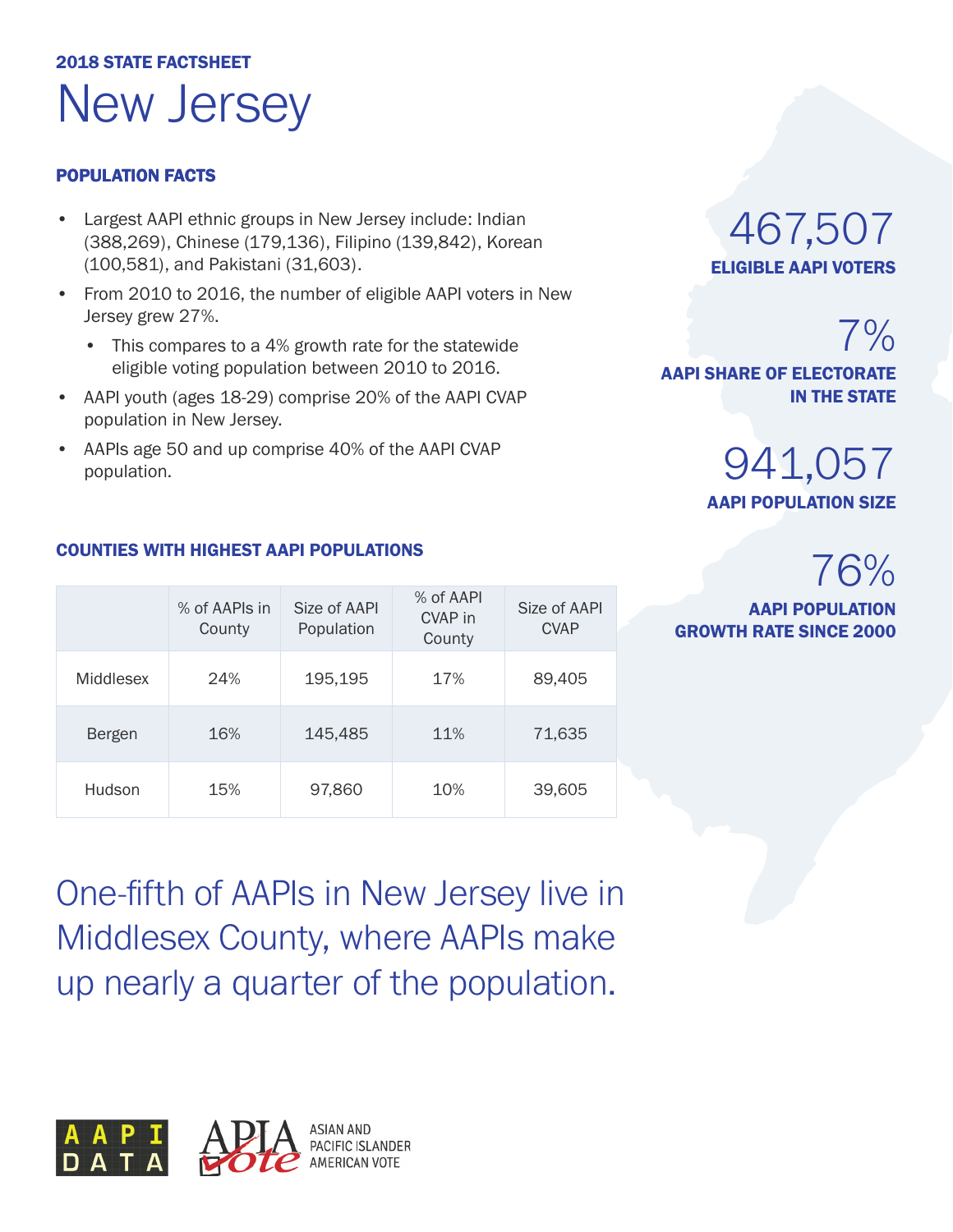**2018 STATE FACTSHEET**

# New Jersey

## POPULATION FACTS

- Largest AAPI ethnic groups in New Jersey include: Indian (388,269), Chinese (179,136), Filipino (139,842), Korean (100,581), and Pakistani (31,603).
- From 2010 to 2016, the number of eligible AAPI voters in New Jersey grew 27%.
  - This compares to a 4% growth rate for the statewide eligible voting population between 2010 to 2016.
- AAPI youth (ages 18-29) comprise 20% of the AAPI CVAP population in New Jersey.
- AAPIs age 50 and up comprise 40% of the AAPI CVAP population.

**467,507**
**ELIGIBLE AAPI VOTERS**

**7%**
**AAPI SHARE OF ELECTORATE IN THE STATE**

**941,057**
**AAPI POPULATION SIZE**

**76%**
**AAPI POPULATION GROWTH RATE SINCE 2000**

## COUNTIES WITH HIGHEST AAPI POPULATIONS

| | % of AAPIs in County | Size of AAPI Population | % of AAPI CVAP in County | Size of AAPI CVAP |
|---|---|---|---|---|
| Middlesex | 24% | 195,195 | 17% | 89,405 |
| Bergen | 16% | 145,485 | 11% | 71,635 |
| Hudson | 15% | 97,860 | 10% | 39,605 |

One-fifth of AAPIs in New Jersey live in Middlesex County, where AAPIs make up nearly a quarter of the population.

AAPI DATA

APIA Vote — ASIAN AND PACIFIC ISLANDER AMERICAN VOTE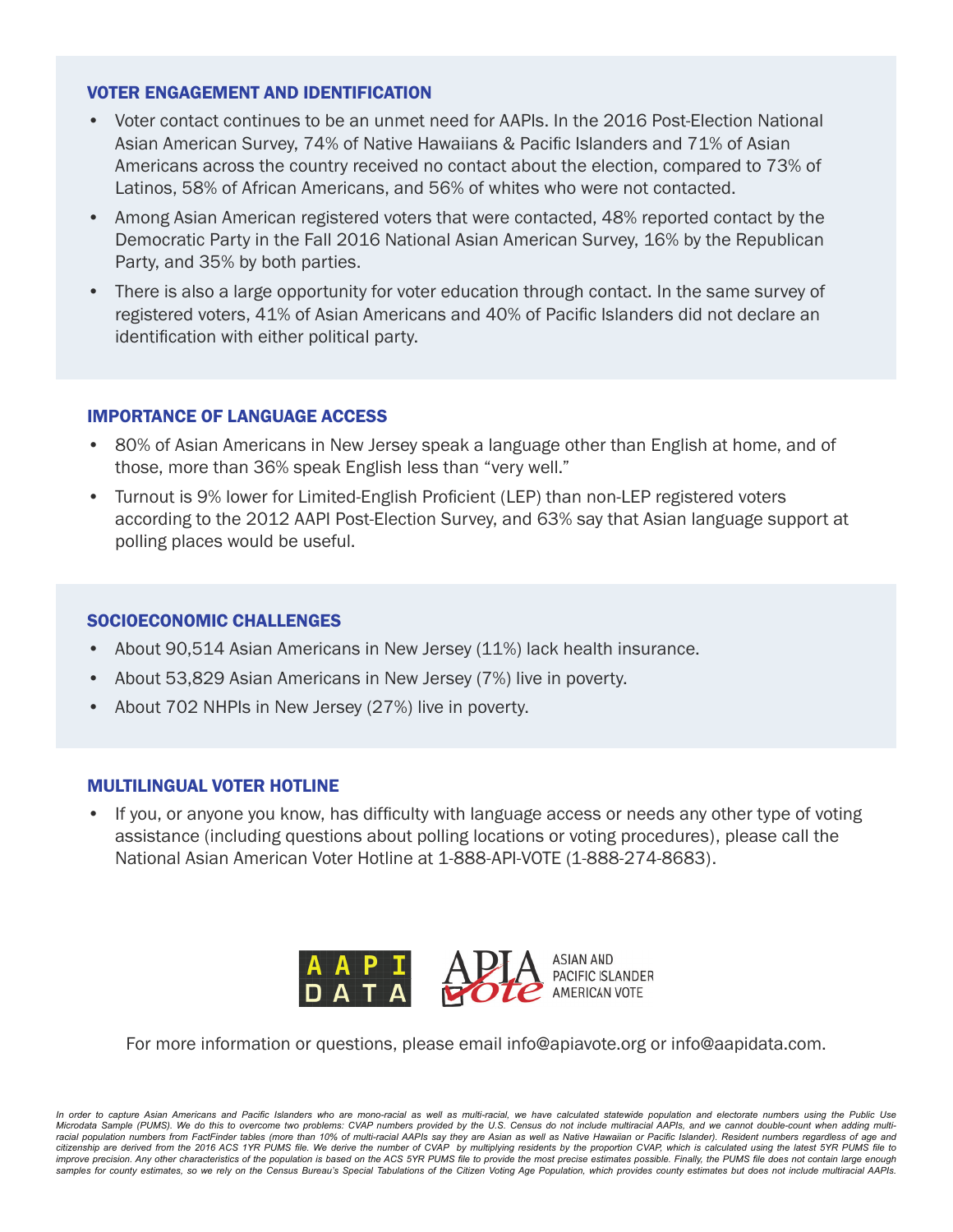## VOTER ENGAGEMENT AND IDENTIFICATION

- Voter contact continues to be an unmet need for AAPIs. In the 2016 Post-Election National Asian American Survey, 74% of Native Hawaiians & Pacific Islanders and 71% of Asian Americans across the country received no contact about the election, compared to 73% of Latinos, 58% of African Americans, and 56% of whites who were not contacted.
- Among Asian American registered voters that were contacted, 48% reported contact by the Democratic Party in the Fall 2016 National Asian American Survey, 16% by the Republican Party, and 35% by both parties.
- There is also a large opportunity for voter education through contact. In the same survey of registered voters, 41% of Asian Americans and 40% of Pacific Islanders did not declare an identification with either political party.

## IMPORTANCE OF LANGUAGE ACCESS

- 80% of Asian Americans in New Jersey speak a language other than English at home, and of those, more than 36% speak English less than "very well."
- Turnout is 9% lower for Limited-English Proficient (LEP) than non-LEP registered voters according to the 2012 AAPI Post-Election Survey, and 63% say that Asian language support at polling places would be useful.

## SOCIOECONOMIC CHALLENGES

- About 90,514 Asian Americans in New Jersey (11%) lack health insurance.
- About 53,829 Asian Americans in New Jersey (7%) live in poverty.
- About 702 NHPIs in New Jersey (27%) live in poverty.

## MULTILINGUAL VOTER HOTLINE

- If you, or anyone you know, has difficulty with language access or needs any other type of voting assistance (including questions about polling locations or voting procedures), please call the National Asian American Voter Hotline at 1-888-API-VOTE (1-888-274-8683).

AAPI DATA | APIA Vote ASIAN AND PACIFIC ISLANDER AMERICAN VOTE

For more information or questions, please email info@apiavote.org or info@aapidata.com.

*In order to capture Asian Americans and Pacific Islanders who are mono-racial as well as multi-racial, we have calculated statewide population and electorate numbers using the Public Use Microdata Sample (PUMS). We do this to overcome two problems: CVAP numbers provided by the U.S. Census do not include multiracial AAPIs, and we cannot double-count when adding multi-racial population numbers from FactFinder tables (more than 10% of multi-racial AAPIs say they are Asian as well as Native Hawaiian or Pacific Islander). Resident numbers regardless of age and citizenship are derived from the 2016 ACS 1YR PUMS file. We derive the number of CVAP by multiplying residents by the proportion CVAP, which is calculated using the latest 5YR PUMS file to improve precision. Any other characteristics of the population is based on the ACS 5YR PUMS file to provide the most precise estimates possible. Finally, the PUMS file does not contain large enough samples for county estimates, so we rely on the Census Bureau's Special Tabulations of the Citizen Voting Age Population, which provides county estimates but does not include multiracial AAPIs.*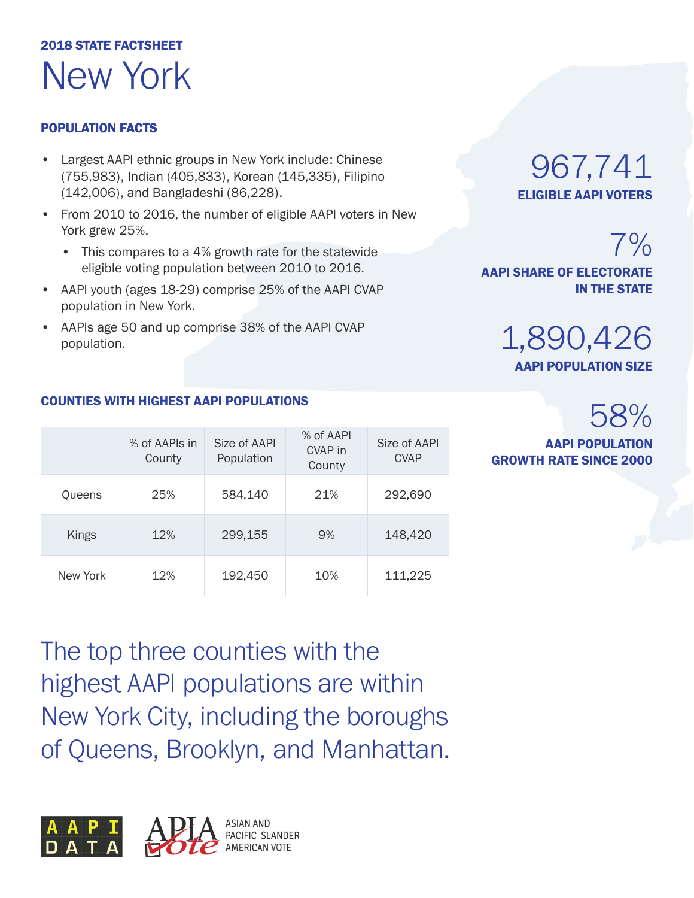**2018 STATE FACTSHEET**

# New York

## POPULATION FACTS

- Largest AAPI ethnic groups in New York include: Chinese (755,983), Indian (405,833), Korean (145,335), Filipino (142,006), and Bangladeshi (86,228).
- From 2010 to 2016, the number of eligible AAPI voters in New York grew 25%.
  - This compares to a 4% growth rate for the statewide eligible voting population between 2010 to 2016.
- AAPI youth (ages 18-29) comprise 25% of the AAPI CVAP population in New York.
- AAPIs age 50 and up comprise 38% of the AAPI CVAP population.

**967,741**
**ELIGIBLE AAPI VOTERS**

**7%**
**AAPI SHARE OF ELECTORATE IN THE STATE**

**1,890,426**
**AAPI POPULATION SIZE**

**58%**
**AAPI POPULATION GROWTH RATE SINCE 2000**

## COUNTIES WITH HIGHEST AAPI POPULATIONS

| | % of AAPIs in County | Size of AAPI Population | % of AAPI CVAP in County | Size of AAPI CVAP |
|---|---|---|---|---|
| Queens | 25% | 584,140 | 21% | 292,690 |
| Kings | 12% | 299,155 | 9% | 148,420 |
| New York | 12% | 192,450 | 10% | 111,225 |

The top three counties with the highest AAPI populations are within New York City, including the boroughs of Queens, Brooklyn, and Manhattan.

AAPI DATA

APIA Vote — ASIAN AND PACIFIC ISLANDER AMERICAN VOTE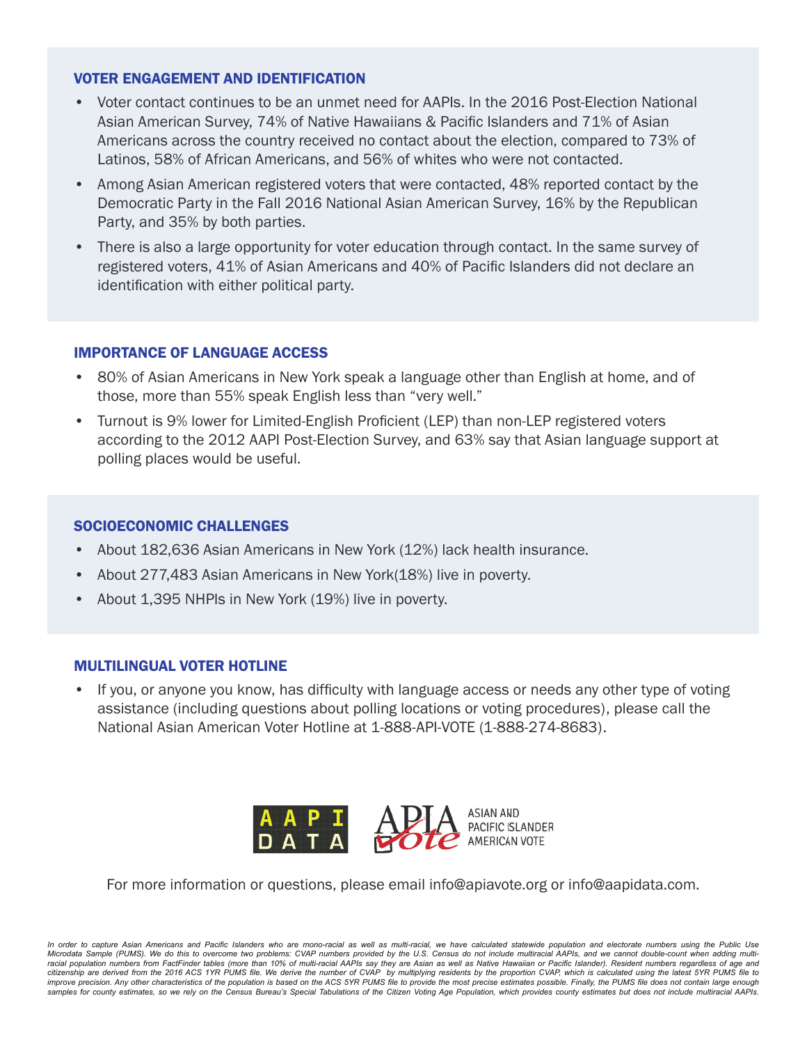## VOTER ENGAGEMENT AND IDENTIFICATION

- Voter contact continues to be an unmet need for AAPIs. In the 2016 Post-Election National Asian American Survey, 74% of Native Hawaiians & Pacific Islanders and 71% of Asian Americans across the country received no contact about the election, compared to 73% of Latinos, 58% of African Americans, and 56% of whites who were not contacted.
- Among Asian American registered voters that were contacted, 48% reported contact by the Democratic Party in the Fall 2016 National Asian American Survey, 16% by the Republican Party, and 35% by both parties.
- There is also a large opportunity for voter education through contact. In the same survey of registered voters, 41% of Asian Americans and 40% of Pacific Islanders did not declare an identification with either political party.

## IMPORTANCE OF LANGUAGE ACCESS

- 80% of Asian Americans in New York speak a language other than English at home, and of those, more than 55% speak English less than "very well."
- Turnout is 9% lower for Limited-English Proficient (LEP) than non-LEP registered voters according to the 2012 AAPI Post-Election Survey, and 63% say that Asian language support at polling places would be useful.

## SOCIOECONOMIC CHALLENGES

- About 182,636 Asian Americans in New York (12%) lack health insurance.
- About 277,483 Asian Americans in New York(18%) live in poverty.
- About 1,395 NHPIs in New York (19%) live in poverty.

## MULTILINGUAL VOTER HOTLINE

- If you, or anyone you know, has difficulty with language access or needs any other type of voting assistance (including questions about polling locations or voting procedures), please call the National Asian American Voter Hotline at 1-888-API-VOTE (1-888-274-8683).

AAPI DATA

APIA Vote — ASIAN AND PACIFIC ISLANDER AMERICAN VOTE

For more information or questions, please email info@apiavote.org or info@aapidata.com.

*In order to capture Asian Americans and Pacific Islanders who are mono-racial as well as multi-racial, we have calculated statewide population and electorate numbers using the Public Use Microdata Sample (PUMS). We do this to overcome two problems: CVAP numbers provided by the U.S. Census do not include multiracial AAPIs, and we cannot double-count when adding multi-racial population numbers from FactFinder tables (more than 10% of multi-racial AAPIs say they are Asian as well as Native Hawaiian or Pacific Islander). Resident numbers regardless of age and citizenship are derived from the 2016 ACS 1YR PUMS file. We derive the number of CVAP by multiplying residents by the proportion CVAP, which is calculated using the latest 5YR PUMS file to improve precision. Any other characteristics of the population is based on the ACS 5YR PUMS file to provide the most precise estimates possible. Finally, the PUMS file does not contain large enough samples for county estimates, so we rely on the Census Bureau's Special Tabulations of the Citizen Voting Age Population, which provides county estimates but does not include multiracial AAPIs.*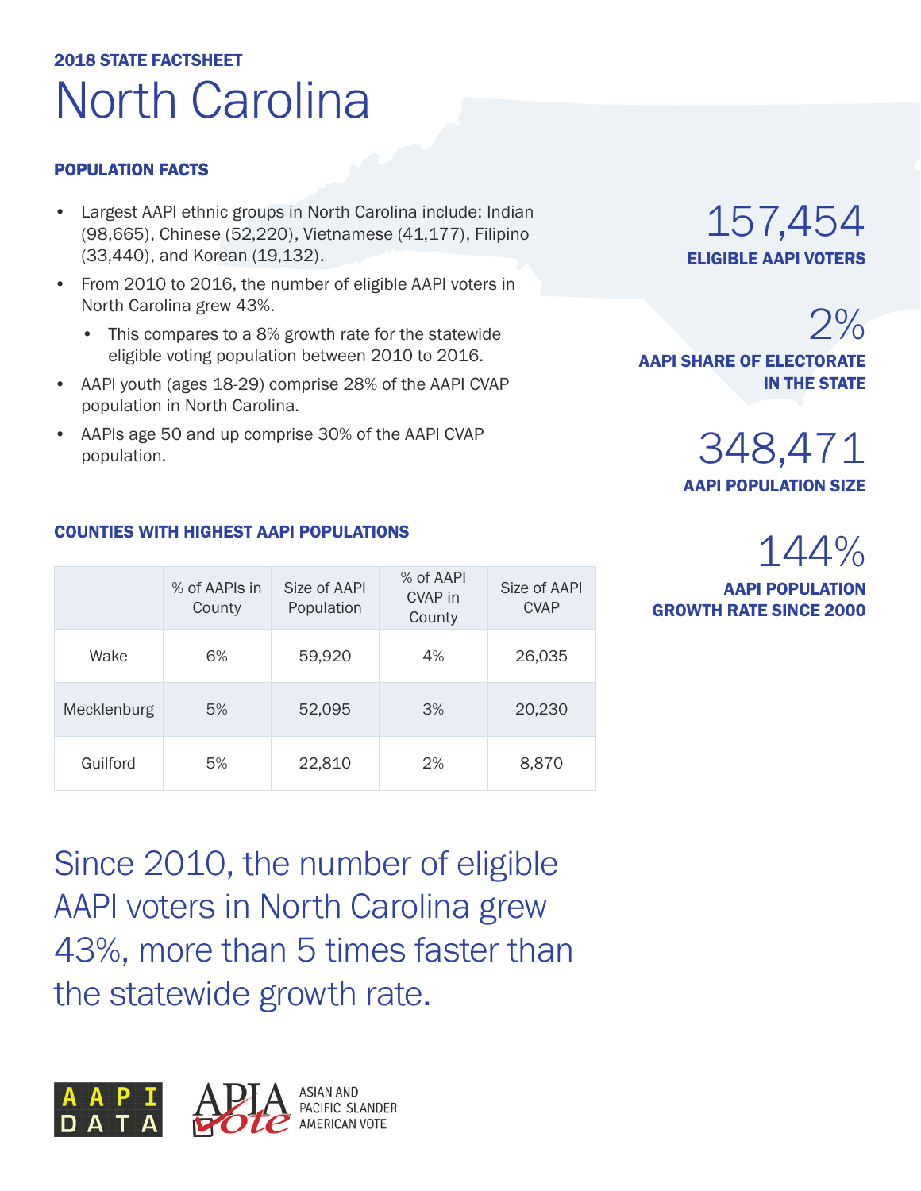**2018 STATE FACTSHEET**

# North Carolina

## POPULATION FACTS

- Largest AAPI ethnic groups in North Carolina include: Indian (98,665), Chinese (52,220), Vietnamese (41,177), Filipino (33,440), and Korean (19,132).
- From 2010 to 2016, the number of eligible AAPI voters in North Carolina grew 43%.
  - This compares to a 8% growth rate for the statewide eligible voting population between 2010 to 2016.
- AAPI youth (ages 18-29) comprise 28% of the AAPI CVAP population in North Carolina.
- AAPIs age 50 and up comprise 30% of the AAPI CVAP population.

157,454
**ELIGIBLE AAPI VOTERS**

2%
**AAPI SHARE OF ELECTORATE IN THE STATE**

348,471
**AAPI POPULATION SIZE**

144%
**AAPI POPULATION GROWTH RATE SINCE 2000**

## COUNTIES WITH HIGHEST AAPI POPULATIONS

| | % of AAPIs in County | Size of AAPI Population | % of AAPI CVAP in County | Size of AAPI CVAP |
|---|---|---|---|---|
| Wake | 6% | 59,920 | 4% | 26,035 |
| Mecklenburg | 5% | 52,095 | 3% | 20,230 |
| Guilford | 5% | 22,810 | 2% | 8,870 |

Since 2010, the number of eligible AAPI voters in North Carolina grew 43%, more than 5 times faster than the statewide growth rate.

AAPI DATA

APIA Vote — ASIAN AND PACIFIC ISLANDER AMERICAN VOTE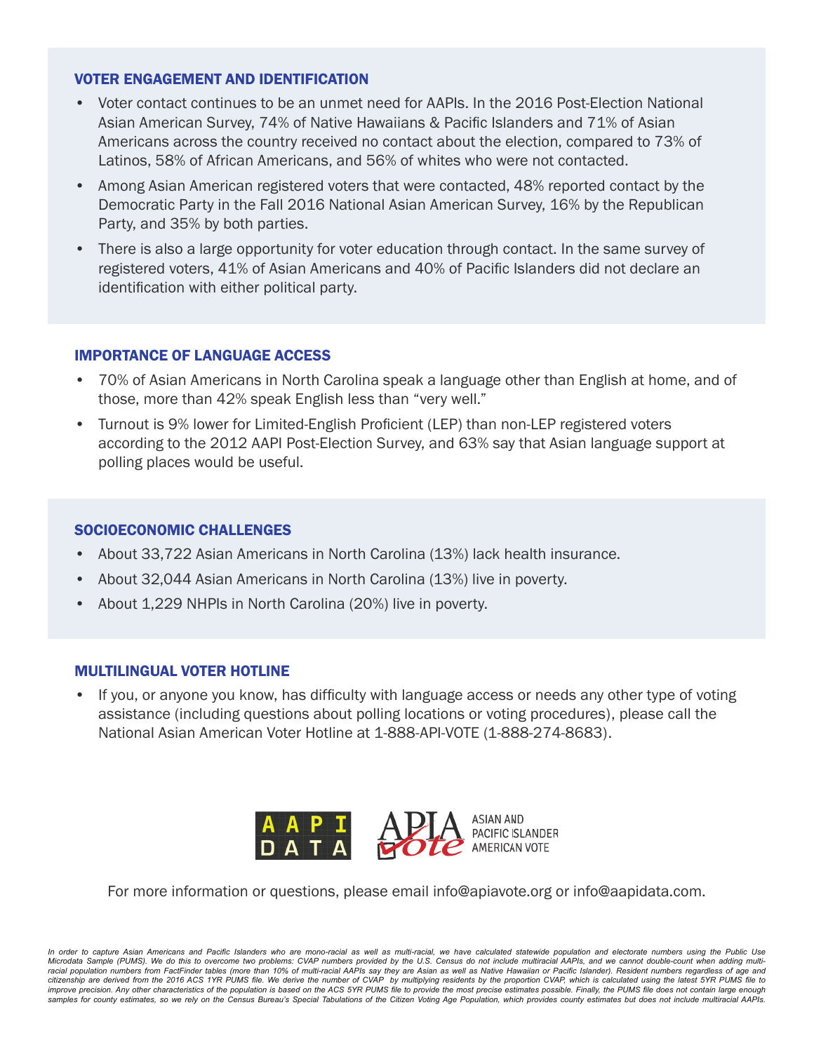## VOTER ENGAGEMENT AND IDENTIFICATION

- Voter contact continues to be an unmet need for AAPIs. In the 2016 Post-Election National Asian American Survey, 74% of Native Hawaiians & Pacific Islanders and 71% of Asian Americans across the country received no contact about the election, compared to 73% of Latinos, 58% of African Americans, and 56% of whites who were not contacted.
- Among Asian American registered voters that were contacted, 48% reported contact by the Democratic Party in the Fall 2016 National Asian American Survey, 16% by the Republican Party, and 35% by both parties.
- There is also a large opportunity for voter education through contact. In the same survey of registered voters, 41% of Asian Americans and 40% of Pacific Islanders did not declare an identification with either political party.

## IMPORTANCE OF LANGUAGE ACCESS

- 70% of Asian Americans in North Carolina speak a language other than English at home, and of those, more than 42% speak English less than "very well."
- Turnout is 9% lower for Limited-English Proficient (LEP) than non-LEP registered voters according to the 2012 AAPI Post-Election Survey, and 63% say that Asian language support at polling places would be useful.

## SOCIOECONOMIC CHALLENGES

- About 33,722 Asian Americans in North Carolina (13%) lack health insurance.
- About 32,044 Asian Americans in North Carolina (13%) live in poverty.
- About 1,229 NHPIs in North Carolina (20%) live in poverty.

## MULTILINGUAL VOTER HOTLINE

- If you, or anyone you know, has difficulty with language access or needs any other type of voting assistance (including questions about polling locations or voting procedures), please call the National Asian American Voter Hotline at 1-888-API-VOTE (1-888-274-8683).

AAPI DATA | APIA Vote — ASIAN AND PACIFIC ISLANDER AMERICAN VOTE

For more information or questions, please email info@apiavote.org or info@aapidata.com.

*In order to capture Asian Americans and Pacific Islanders who are mono-racial as well as multi-racial, we have calculated statewide population and electorate numbers using the Public Use Microdata Sample (PUMS). We do this to overcome two problems: CVAP numbers provided by the U.S. Census do not include multiracial AAPIs, and we cannot double-count when adding multi-racial population numbers from FactFinder tables (more than 10% of multi-racial AAPIs say they are Asian as well as Native Hawaiian or Pacific Islander). Resident numbers regardless of age and citizenship are derived from the 2016 ACS 1YR PUMS file. We derive the number of CVAP by multiplying residents by the proportion CVAP, which is calculated using the latest 5YR PUMS file to improve precision. Any other characteristics of the population is based on the ACS 5YR PUMS file to provide the most precise estimates possible. Finally, the PUMS file does not contain large enough samples for county estimates, so we rely on the Census Bureau's Special Tabulations of the Citizen Voting Age Population, which provides county estimates but does not include multiracial AAPIs.*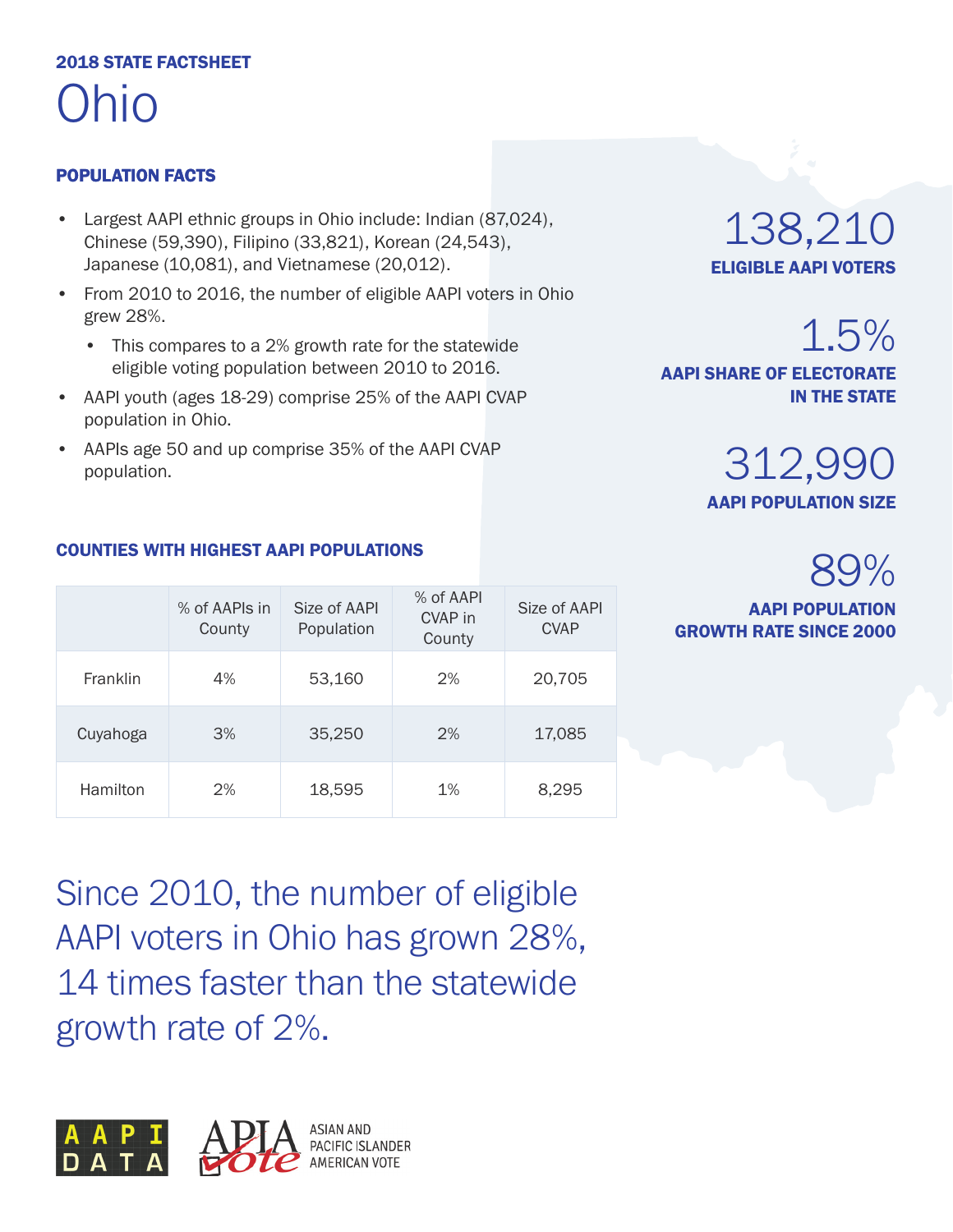2018 STATE FACTSHEET

# Ohio

## POPULATION FACTS

- Largest AAPI ethnic groups in Ohio include: Indian (87,024), Chinese (59,390), Filipino (33,821), Korean (24,543), Japanese (10,081), and Vietnamese (20,012).
- From 2010 to 2016, the number of eligible AAPI voters in Ohio grew 28%.
  - This compares to a 2% growth rate for the statewide eligible voting population between 2010 to 2016.
- AAPI youth (ages 18-29) comprise 25% of the AAPI CVAP population in Ohio.
- AAPIs age 50 and up comprise 35% of the AAPI CVAP population.

**138,210**
**ELIGIBLE AAPI VOTERS**

**1.5%**
**AAPI SHARE OF ELECTORATE IN THE STATE**

**312,990**
**AAPI POPULATION SIZE**

**89%**
**AAPI POPULATION GROWTH RATE SINCE 2000**

## COUNTIES WITH HIGHEST AAPI POPULATIONS

| | % of AAPIs in County | Size of AAPI Population | % of AAPI CVAP in County | Size of AAPI CVAP |
|---|---|---|---|---|
| Franklin | 4% | 53,160 | 2% | 20,705 |
| Cuyahoga | 3% | 35,250 | 2% | 17,085 |
| Hamilton | 2% | 18,595 | 1% | 8,295 |

Since 2010, the number of eligible AAPI voters in Ohio has grown 28%, 14 times faster than the statewide growth rate of 2%.

AAPI DATA

APIA Vote — ASIAN AND PACIFIC ISLANDER AMERICAN VOTE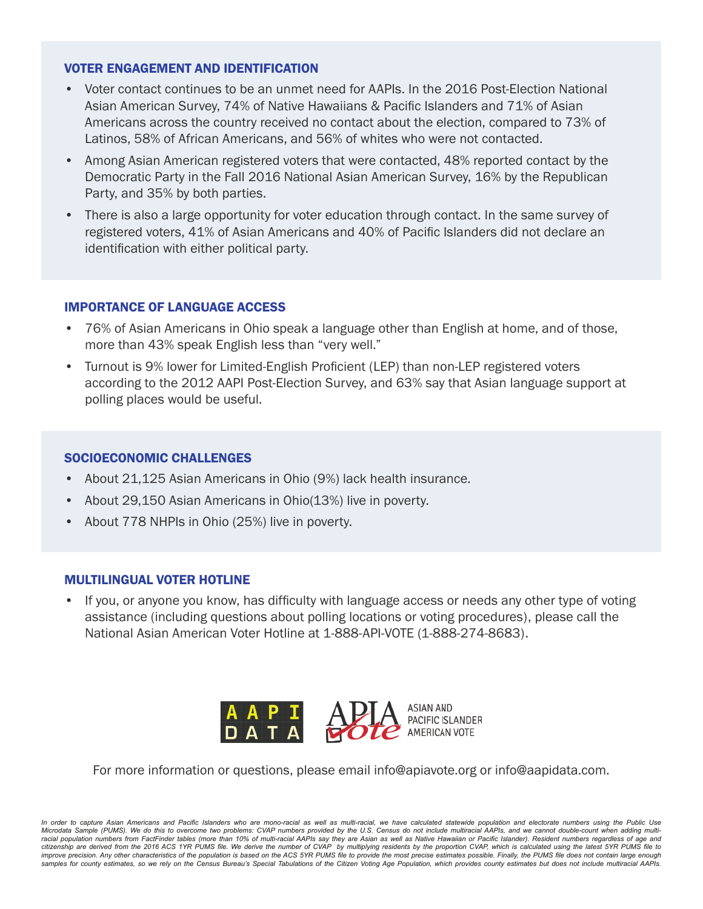## VOTER ENGAGEMENT AND IDENTIFICATION

- Voter contact continues to be an unmet need for AAPIs. In the 2016 Post-Election National Asian American Survey, 74% of Native Hawaiians & Pacific Islanders and 71% of Asian Americans across the country received no contact about the election, compared to 73% of Latinos, 58% of African Americans, and 56% of whites who were not contacted.
- Among Asian American registered voters that were contacted, 48% reported contact by the Democratic Party in the Fall 2016 National Asian American Survey, 16% by the Republican Party, and 35% by both parties.
- There is also a large opportunity for voter education through contact. In the same survey of registered voters, 41% of Asian Americans and 40% of Pacific Islanders did not declare an identification with either political party.

## IMPORTANCE OF LANGUAGE ACCESS

- 76% of Asian Americans in Ohio speak a language other than English at home, and of those, more than 43% speak English less than "very well."
- Turnout is 9% lower for Limited-English Proficient (LEP) than non-LEP registered voters according to the 2012 AAPI Post-Election Survey, and 63% say that Asian language support at polling places would be useful.

## SOCIOECONOMIC CHALLENGES

- About 21,125 Asian Americans in Ohio (9%) lack health insurance.
- About 29,150 Asian Americans in Ohio(13%) live in poverty.
- About 778 NHPIs in Ohio (25%) live in poverty.

## MULTILINGUAL VOTER HOTLINE

- If you, or anyone you know, has difficulty with language access or needs any other type of voting assistance (including questions about polling locations or voting procedures), please call the National Asian American Voter Hotline at 1-888-API-VOTE (1-888-274-8683).

AAPI DATA | APIA Vote — ASIAN AND PACIFIC ISLANDER AMERICAN VOTE

For more information or questions, please email info@apiavote.org or info@aapidata.com.

*In order to capture Asian Americans and Pacific Islanders who are mono-racial as well as multi-racial, we have calculated statewide population and electorate numbers using the Public Use Microdata Sample (PUMS). We do this to overcome two problems: CVAP numbers provided by the U.S. Census do not include multiracial AAPIs, and we cannot double-count when adding multi-racial population numbers from FactFinder tables (more than 10% of multi-racial AAPIs say they are Asian as well as Native Hawaiian or Pacific Islander). Resident numbers regardless of age and citizenship are derived from the 2016 ACS 1YR PUMS file. We derive the number of CVAP by multiplying residents by the proportion CVAP, which is calculated using the latest 5YR PUMS file to improve precision. Any other characteristics of the population is based on the ACS 5YR PUMS file to provide the most precise estimates possible. Finally, the PUMS file does not contain large enough samples for county estimates, so we rely on the Census Bureau's Special Tabulations of the Citizen Voting Age Population, which provides county estimates but does not include multiracial AAPIs.*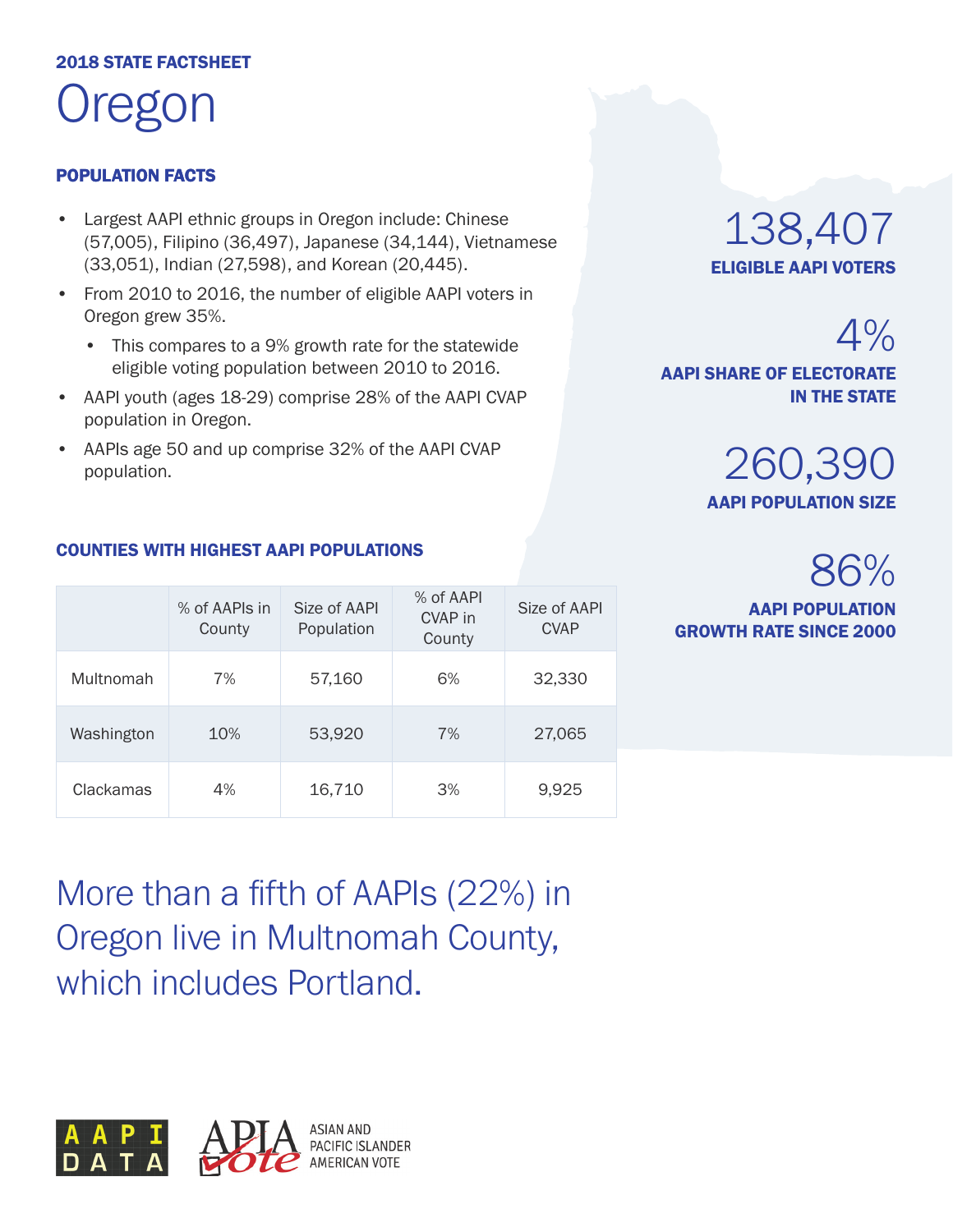2018 STATE FACTSHEET

# Oregon

## POPULATION FACTS

- Largest AAPI ethnic groups in Oregon include: Chinese (57,005), Filipino (36,497), Japanese (34,144), Vietnamese (33,051), Indian (27,598), and Korean (20,445).
- From 2010 to 2016, the number of eligible AAPI voters in Oregon grew 35%.
  - This compares to a 9% growth rate for the statewide eligible voting population between 2010 to 2016.
- AAPI youth (ages 18-29) comprise 28% of the AAPI CVAP population in Oregon.
- AAPIs age 50 and up comprise 32% of the AAPI CVAP population.

138,407
**ELIGIBLE AAPI VOTERS**

4%
**AAPI SHARE OF ELECTORATE IN THE STATE**

260,390
**AAPI POPULATION SIZE**

86%
**AAPI POPULATION GROWTH RATE SINCE 2000**

## COUNTIES WITH HIGHEST AAPI POPULATIONS

| | % of AAPIs in County | Size of AAPI Population | % of AAPI CVAP in County | Size of AAPI CVAP |
|---|---|---|---|---|
| Multnomah | 7% | 57,160 | 6% | 32,330 |
| Washington | 10% | 53,920 | 7% | 27,065 |
| Clackamas | 4% | 16,710 | 3% | 9,925 |

More than a fifth of AAPIs (22%) in Oregon live in Multnomah County, which includes Portland.

AAPI DATA

APIA Vote ASIAN AND PACIFIC ISLANDER AMERICAN VOTE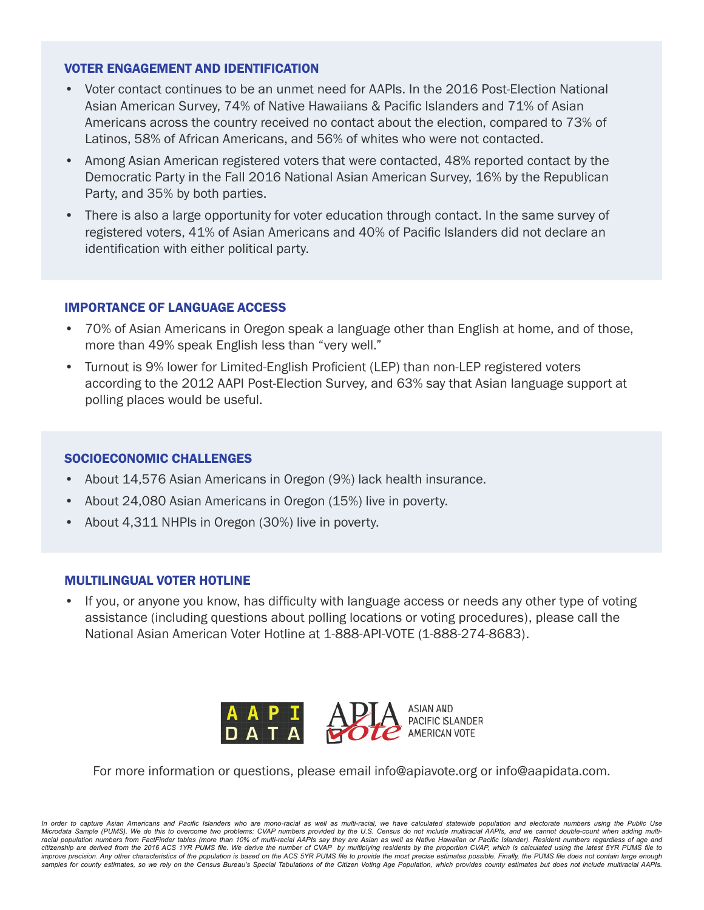## VOTER ENGAGEMENT AND IDENTIFICATION

- Voter contact continues to be an unmet need for AAPIs. In the 2016 Post-Election National Asian American Survey, 74% of Native Hawaiians & Pacific Islanders and 71% of Asian Americans across the country received no contact about the election, compared to 73% of Latinos, 58% of African Americans, and 56% of whites who were not contacted.
- Among Asian American registered voters that were contacted, 48% reported contact by the Democratic Party in the Fall 2016 National Asian American Survey, 16% by the Republican Party, and 35% by both parties.
- There is also a large opportunity for voter education through contact. In the same survey of registered voters, 41% of Asian Americans and 40% of Pacific Islanders did not declare an identification with either political party.

## IMPORTANCE OF LANGUAGE ACCESS

- 70% of Asian Americans in Oregon speak a language other than English at home, and of those, more than 49% speak English less than "very well."
- Turnout is 9% lower for Limited-English Proficient (LEP) than non-LEP registered voters according to the 2012 AAPI Post-Election Survey, and 63% say that Asian language support at polling places would be useful.

## SOCIOECONOMIC CHALLENGES

- About 14,576 Asian Americans in Oregon (9%) lack health insurance.
- About 24,080 Asian Americans in Oregon (15%) live in poverty.
- About 4,311 NHPIs in Oregon (30%) live in poverty.

## MULTILINGUAL VOTER HOTLINE

- If you, or anyone you know, has difficulty with language access or needs any other type of voting assistance (including questions about polling locations or voting procedures), please call the National Asian American Voter Hotline at 1-888-API-VOTE (1-888-274-8683).

AAPI DATA | APIA Vote — ASIAN AND PACIFIC ISLANDER AMERICAN VOTE

For more information or questions, please email info@apiavote.org or info@aapidata.com.

*In order to capture Asian Americans and Pacific Islanders who are mono-racial as well as multi-racial, we have calculated statewide population and electorate numbers using the Public Use Microdata Sample (PUMS). We do this to overcome two problems: CVAP numbers provided by the U.S. Census do not include multiracial AAPIs, and we cannot double-count when adding multi-racial population numbers from FactFinder tables (more than 10% of multi-racial AAPIs say they are Asian as well as Native Hawaiian or Pacific Islander). Resident numbers regardless of age and citizenship are derived from the 2016 ACS 1YR PUMS file. We derive the number of CVAP by multiplying residents by the proportion CVAP, which is calculated using the latest 5YR PUMS file to improve precision. Any other characteristics of the population is based on the ACS 5YR PUMS file to provide the most precise estimates possible. Finally, the PUMS file does not contain large enough samples for county estimates, so we rely on the Census Bureau's Special Tabulations of the Citizen Voting Age Population, which provides county estimates but does not include multiracial AAPIs.*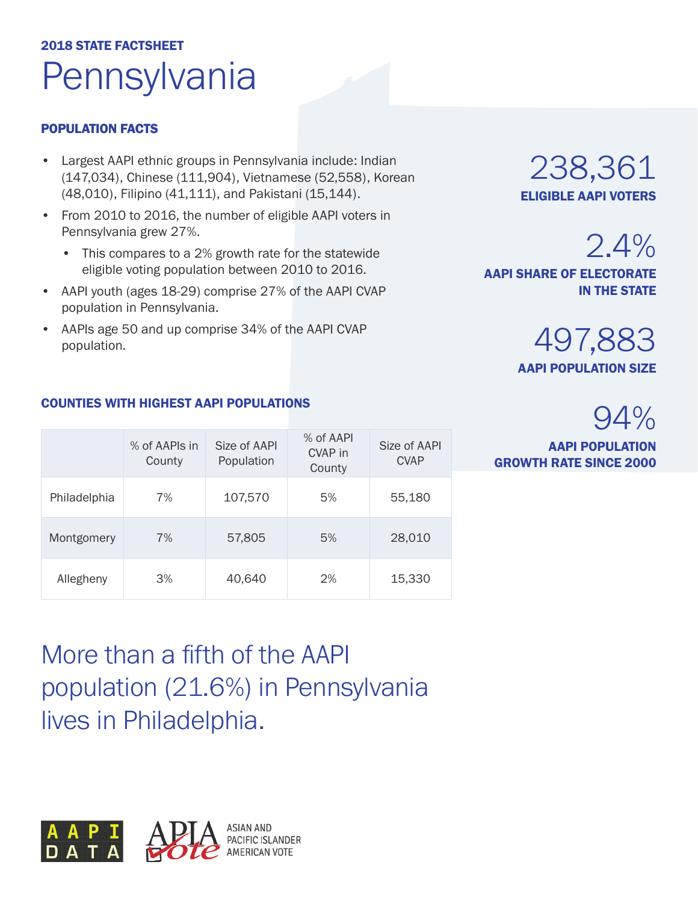**2018 STATE FACTSHEET**

# Pennsylvania

## POPULATION FACTS

- Largest AAPI ethnic groups in Pennsylvania include: Indian (147,034), Chinese (111,904), Vietnamese (52,558), Korean (48,010), Filipino (41,111), and Pakistani (15,144).
- From 2010 to 2016, the number of eligible AAPI voters in Pennsylvania grew 27%.
  - This compares to a 2% growth rate for the statewide eligible voting population between 2010 to 2016.
- AAPI youth (ages 18-29) comprise 27% of the AAPI CVAP population in Pennsylvania.
- AAPIs age 50 and up comprise 34% of the AAPI CVAP population.

**238,361**
**ELIGIBLE AAPI VOTERS**

**2.4%**
**AAPI SHARE OF ELECTORATE IN THE STATE**

**497,883**
**AAPI POPULATION SIZE**

**94%**
**AAPI POPULATION GROWTH RATE SINCE 2000**

## COUNTIES WITH HIGHEST AAPI POPULATIONS

| | % of AAPIs in County | Size of AAPI Population | % of AAPI CVAP in County | Size of AAPI CVAP |
|---|---|---|---|---|
| Philadelphia | 7% | 107,570 | 5% | 55,180 |
| Montgomery | 7% | 57,805 | 5% | 28,010 |
| Allegheny | 3% | 40,640 | 2% | 15,330 |

More than a fifth of the AAPI population (21.6%) in Pennsylvania lives in Philadelphia.

AAPI DATA

APIA Vote — ASIAN AND PACIFIC ISLANDER AMERICAN VOTE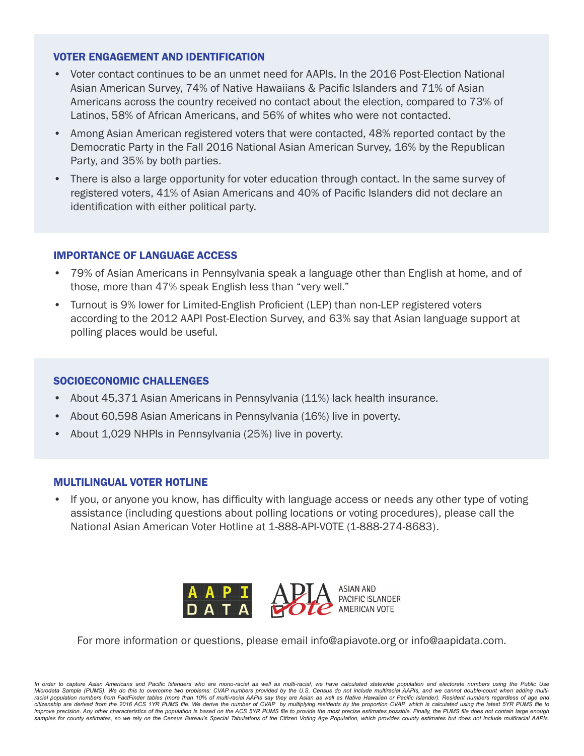## VOTER ENGAGEMENT AND IDENTIFICATION

- Voter contact continues to be an unmet need for AAPIs. In the 2016 Post-Election National Asian American Survey, 74% of Native Hawaiians & Pacific Islanders and 71% of Asian Americans across the country received no contact about the election, compared to 73% of Latinos, 58% of African Americans, and 56% of whites who were not contacted.
- Among Asian American registered voters that were contacted, 48% reported contact by the Democratic Party in the Fall 2016 National Asian American Survey, 16% by the Republican Party, and 35% by both parties.
- There is also a large opportunity for voter education through contact. In the same survey of registered voters, 41% of Asian Americans and 40% of Pacific Islanders did not declare an identification with either political party.

## IMPORTANCE OF LANGUAGE ACCESS

- 79% of Asian Americans in Pennsylvania speak a language other than English at home, and of those, more than 47% speak English less than "very well."
- Turnout is 9% lower for Limited-English Proficient (LEP) than non-LEP registered voters according to the 2012 AAPI Post-Election Survey, and 63% say that Asian language support at polling places would be useful.

## SOCIOECONOMIC CHALLENGES

- About 45,371 Asian Americans in Pennsylvania (11%) lack health insurance.
- About 60,598 Asian Americans in Pennsylvania (16%) live in poverty.
- About 1,029 NHPIs in Pennsylvania (25%) live in poverty.

## MULTILINGUAL VOTER HOTLINE

- If you, or anyone you know, has difficulty with language access or needs any other type of voting assistance (including questions about polling locations or voting procedures), please call the National Asian American Voter Hotline at 1-888-API-VOTE (1-888-274-8683).

AAPI DATA | APIA Vote — ASIAN AND PACIFIC ISLANDER AMERICAN VOTE

For more information or questions, please email info@apiavote.org or info@aapidata.com.

*In order to capture Asian Americans and Pacific Islanders who are mono-racial as well as multi-racial, we have calculated statewide population and electorate numbers using the Public Use Microdata Sample (PUMS). We do this to overcome two problems: CVAP numbers provided by the U.S. Census do not include multiracial AAPIs, and we cannot double-count when adding multi-racial population numbers from FactFinder tables (more than 10% of multi-racial AAPIs say they are Asian as well as Native Hawaiian or Pacific Islander). Resident numbers regardless of age and citizenship are derived from the 2016 ACS 1YR PUMS file. We derive the number of CVAP by multiplying residents by the proportion CVAP, which is calculated using the latest 5YR PUMS file to improve precision. Any other characteristics of the population is based on the ACS 5YR PUMS file to provide the most precise estimates possible. Finally, the PUMS file does not contain large enough samples for county estimates, so we rely on the Census Bureau's Special Tabulations of the Citizen Voting Age Population, which provides county estimates but does not include multiracial AAPIs.*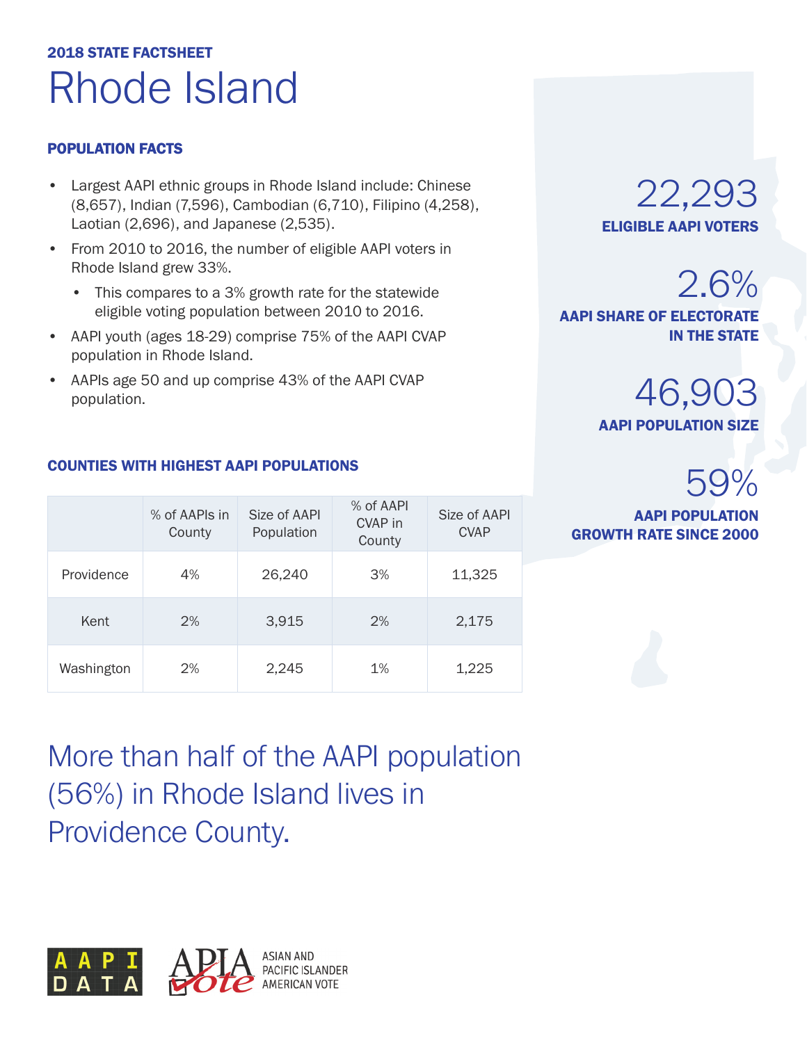**2018 STATE FACTSHEET**

# Rhode Island

## POPULATION FACTS

- Largest AAPI ethnic groups in Rhode Island include: Chinese (8,657), Indian (7,596), Cambodian (6,710), Filipino (4,258), Laotian (2,696), and Japanese (2,535).
- From 2010 to 2016, the number of eligible AAPI voters in Rhode Island grew 33%.
  - This compares to a 3% growth rate for the statewide eligible voting population between 2010 to 2016.
- AAPI youth (ages 18-29) comprise 75% of the AAPI CVAP population in Rhode Island.
- AAPIs age 50 and up comprise 43% of the AAPI CVAP population.

22,293
**ELIGIBLE AAPI VOTERS**

2.6%
**AAPI SHARE OF ELECTORATE IN THE STATE**

46,903
**AAPI POPULATION SIZE**

59%
**AAPI POPULATION GROWTH RATE SINCE 2000**

## COUNTIES WITH HIGHEST AAPI POPULATIONS

| | % of AAPIs in County | Size of AAPI Population | % of AAPI CVAP in County | Size of AAPI CVAP |
|---|---|---|---|---|
| Providence | 4% | 26,240 | 3% | 11,325 |
| Kent | 2% | 3,915 | 2% | 2,175 |
| Washington | 2% | 2,245 | 1% | 1,225 |

More than half of the AAPI population (56%) in Rhode Island lives in Providence County.

AAPI DATA

APIA Vote — ASIAN AND PACIFIC ISLANDER AMERICAN VOTE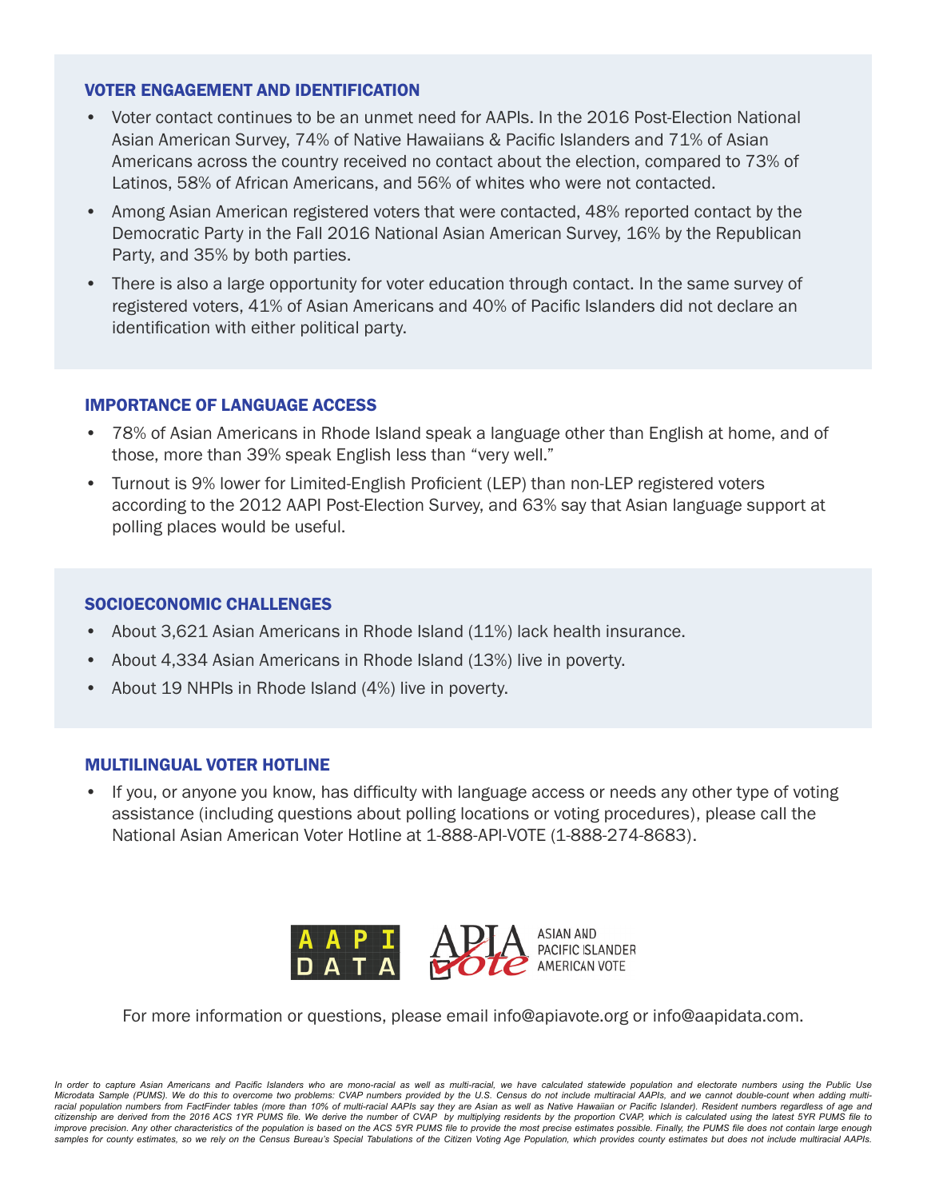## VOTER ENGAGEMENT AND IDENTIFICATION

- Voter contact continues to be an unmet need for AAPIs. In the 2016 Post-Election National Asian American Survey, 74% of Native Hawaiians & Pacific Islanders and 71% of Asian Americans across the country received no contact about the election, compared to 73% of Latinos, 58% of African Americans, and 56% of whites who were not contacted.
- Among Asian American registered voters that were contacted, 48% reported contact by the Democratic Party in the Fall 2016 National Asian American Survey, 16% by the Republican Party, and 35% by both parties.
- There is also a large opportunity for voter education through contact. In the same survey of registered voters, 41% of Asian Americans and 40% of Pacific Islanders did not declare an identification with either political party.

## IMPORTANCE OF LANGUAGE ACCESS

- 78% of Asian Americans in Rhode Island speak a language other than English at home, and of those, more than 39% speak English less than "very well."
- Turnout is 9% lower for Limited-English Proficient (LEP) than non-LEP registered voters according to the 2012 AAPI Post-Election Survey, and 63% say that Asian language support at polling places would be useful.

## SOCIOECONOMIC CHALLENGES

- About 3,621 Asian Americans in Rhode Island (11%) lack health insurance.
- About 4,334 Asian Americans in Rhode Island (13%) live in poverty.
- About 19 NHPIs in Rhode Island (4%) live in poverty.

## MULTILINGUAL VOTER HOTLINE

- If you, or anyone you know, has difficulty with language access or needs any other type of voting assistance (including questions about polling locations or voting procedures), please call the National Asian American Voter Hotline at 1-888-API-VOTE (1-888-274-8683).

AAPI DATA | APIA Vote — ASIAN AND PACIFIC ISLANDER AMERICAN VOTE

For more information or questions, please email info@apiavote.org or info@aapidata.com.

*In order to capture Asian Americans and Pacific Islanders who are mono-racial as well as multi-racial, we have calculated statewide population and electorate numbers using the Public Use Microdata Sample (PUMS). We do this to overcome two problems: CVAP numbers provided by the U.S. Census do not include multiracial AAPIs, and we cannot double-count when adding multi-racial population numbers from FactFinder tables (more than 10% of multi-racial AAPIs say they are Asian as well as Native Hawaiian or Pacific Islander). Resident numbers regardless of age and citizenship are derived from the 2016 ACS 1YR PUMS file. We derive the number of CVAP by multiplying residents by the proportion CVAP, which is calculated using the latest 5YR PUMS file to improve precision. Any other characteristics of the population is based on the ACS 5YR PUMS file to provide the most precise estimates possible. Finally, the PUMS file does not contain large enough samples for county estimates, so we rely on the Census Bureau's Special Tabulations of the Citizen Voting Age Population, which provides county estimates but does not include multiracial AAPIs.*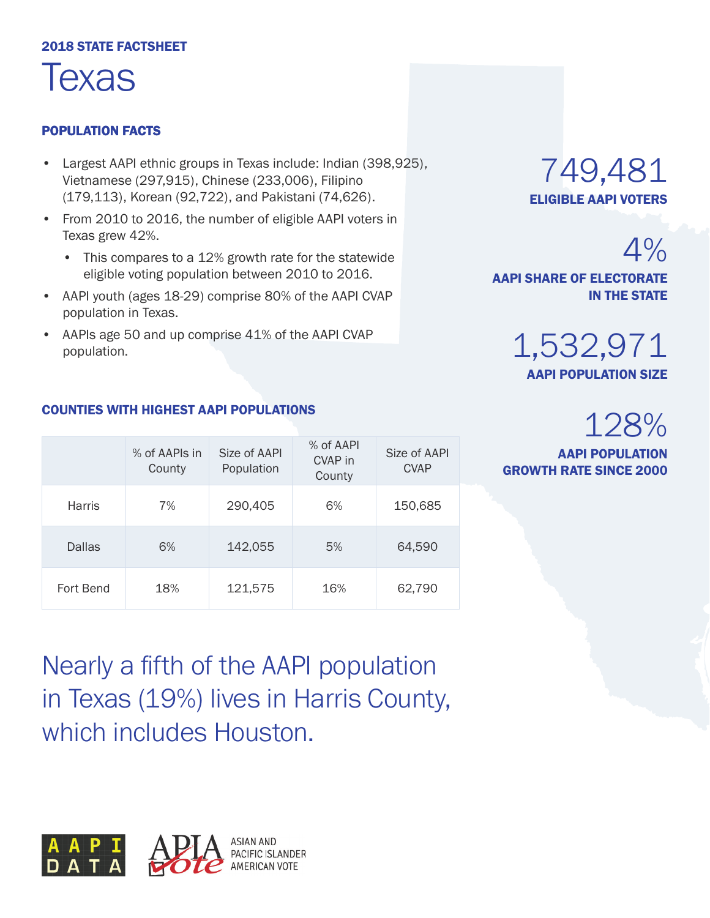**2018 STATE FACTSHEET**

# Texas

## POPULATION FACTS

- Largest AAPI ethnic groups in Texas include: Indian (398,925), Vietnamese (297,915), Chinese (233,006), Filipino (179,113), Korean (92,722), and Pakistani (74,626).
- From 2010 to 2016, the number of eligible AAPI voters in Texas grew 42%.
  - This compares to a 12% growth rate for the statewide eligible voting population between 2010 to 2016.
- AAPI youth (ages 18-29) comprise 80% of the AAPI CVAP population in Texas.
- AAPIs age 50 and up comprise 41% of the AAPI CVAP population.

749,481
**ELIGIBLE AAPI VOTERS**

4%
**AAPI SHARE OF ELECTORATE IN THE STATE**

1,532,971
**AAPI POPULATION SIZE**

128%
**AAPI POPULATION GROWTH RATE SINCE 2000**

## COUNTIES WITH HIGHEST AAPI POPULATIONS

| | % of AAPIs in County | Size of AAPI Population | % of AAPI CVAP in County | Size of AAPI CVAP |
|---|---|---|---|---|
| Harris | 7% | 290,405 | 6% | 150,685 |
| Dallas | 6% | 142,055 | 5% | 64,590 |
| Fort Bend | 18% | 121,575 | 16% | 62,790 |

Nearly a fifth of the AAPI population in Texas (19%) lives in Harris County, which includes Houston.

AAPI DATA

APIA Vote — ASIAN AND PACIFIC ISLANDER AMERICAN VOTE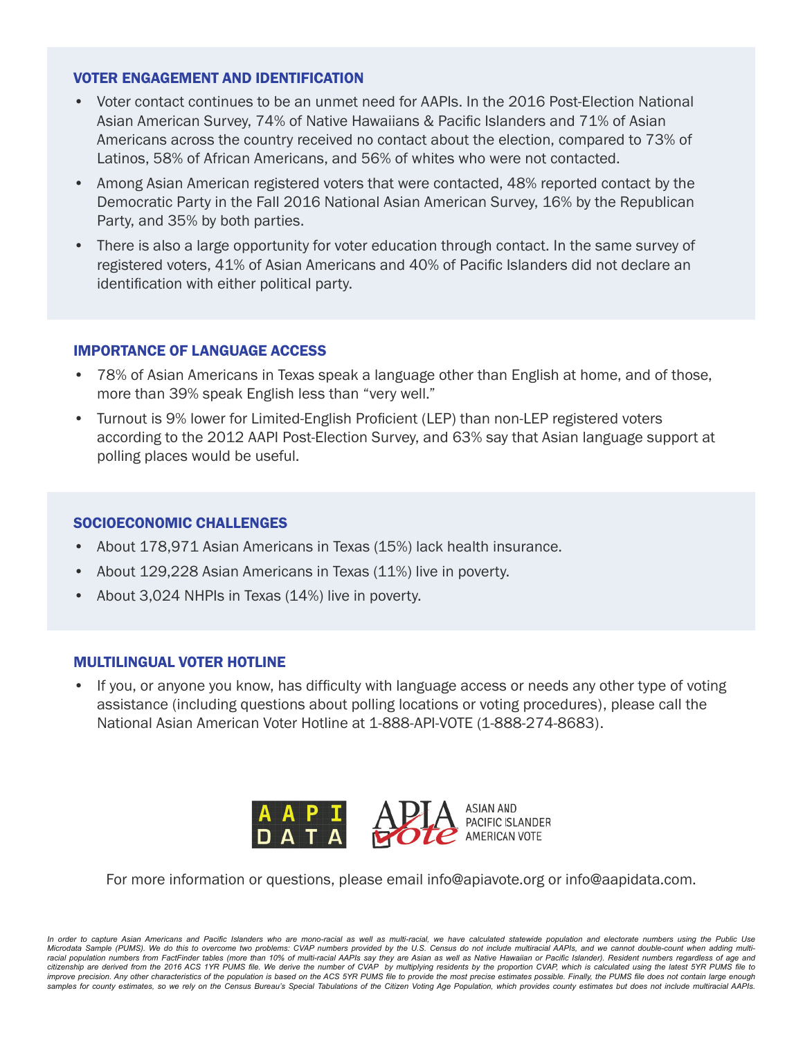## VOTER ENGAGEMENT AND IDENTIFICATION

- Voter contact continues to be an unmet need for AAPIs. In the 2016 Post-Election National Asian American Survey, 74% of Native Hawaiians & Pacific Islanders and 71% of Asian Americans across the country received no contact about the election, compared to 73% of Latinos, 58% of African Americans, and 56% of whites who were not contacted.
- Among Asian American registered voters that were contacted, 48% reported contact by the Democratic Party in the Fall 2016 National Asian American Survey, 16% by the Republican Party, and 35% by both parties.
- There is also a large opportunity for voter education through contact. In the same survey of registered voters, 41% of Asian Americans and 40% of Pacific Islanders did not declare an identification with either political party.

## IMPORTANCE OF LANGUAGE ACCESS

- 78% of Asian Americans in Texas speak a language other than English at home, and of those, more than 39% speak English less than "very well."
- Turnout is 9% lower for Limited-English Proficient (LEP) than non-LEP registered voters according to the 2012 AAPI Post-Election Survey, and 63% say that Asian language support at polling places would be useful.

## SOCIOECONOMIC CHALLENGES

- About 178,971 Asian Americans in Texas (15%) lack health insurance.
- About 129,228 Asian Americans in Texas (11%) live in poverty.
- About 3,024 NHPIs in Texas (14%) live in poverty.

## MULTILINGUAL VOTER HOTLINE

- If you, or anyone you know, has difficulty with language access or needs any other type of voting assistance (including questions about polling locations or voting procedures), please call the National Asian American Voter Hotline at 1-888-API-VOTE (1-888-274-8683).

AAPI DATA | APIA Vote — ASIAN AND PACIFIC ISLANDER AMERICAN VOTE

For more information or questions, please email info@apiavote.org or info@aapidata.com.

*In order to capture Asian Americans and Pacific Islanders who are mono-racial as well as multi-racial, we have calculated statewide population and electorate numbers using the Public Use Microdata Sample (PUMS). We do this to overcome two problems: CVAP numbers provided by the U.S. Census do not include multiracial AAPIs, and we cannot double-count when adding multi-racial population numbers from FactFinder tables (more than 10% of multi-racial AAPIs say they are Asian as well as Native Hawaiian or Pacific Islander). Resident numbers regardless of age and citizenship are derived from the 2016 ACS 1YR PUMS file. We derive the number of CVAP by multiplying residents by the proportion CVAP, which is calculated using the latest 5YR PUMS file to improve precision. Any other characteristics of the population is based on the ACS 5YR PUMS file to provide the most precise estimates possible. Finally, the PUMS file does not contain large enough samples for county estimates, so we rely on the Census Bureau's Special Tabulations of the Citizen Voting Age Population, which provides county estimates but does not include multiracial AAPIs.*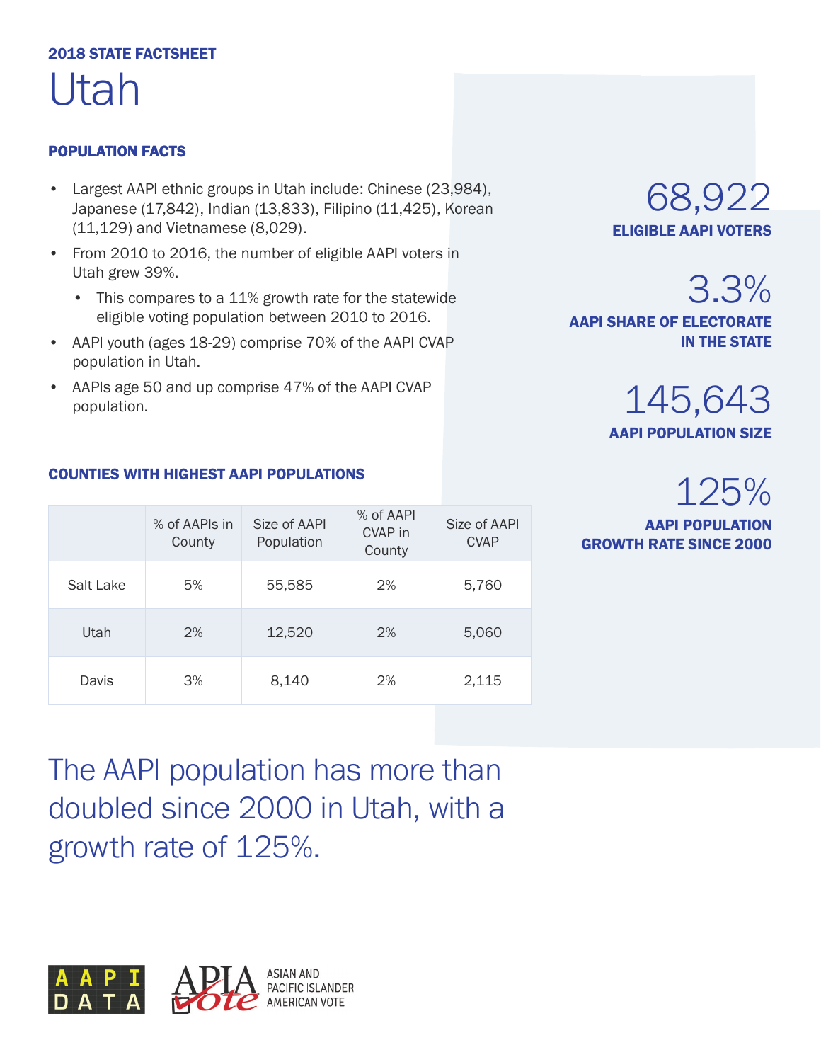2018 STATE FACTSHEET

# Utah

## POPULATION FACTS

- Largest AAPI ethnic groups in Utah include: Chinese (23,984), Japanese (17,842), Indian (13,833), Filipino (11,425), Korean (11,129) and Vietnamese (8,029).
- From 2010 to 2016, the number of eligible AAPI voters in Utah grew 39%.
  - This compares to a 11% growth rate for the statewide eligible voting population between 2010 to 2016.
- AAPI youth (ages 18-29) comprise 70% of the AAPI CVAP population in Utah.
- AAPIs age 50 and up comprise 47% of the AAPI CVAP population.

**68,922**
ELIGIBLE AAPI VOTERS

**3.3%**
AAPI SHARE OF ELECTORATE IN THE STATE

**145,643**
AAPI POPULATION SIZE

**125%**
AAPI POPULATION GROWTH RATE SINCE 2000

## COUNTIES WITH HIGHEST AAPI POPULATIONS

| | % of AAPIs in County | Size of AAPI Population | % of AAPI CVAP in County | Size of AAPI CVAP |
|---|---|---|---|---|
| Salt Lake | 5% | 55,585 | 2% | 5,760 |
| Utah | 2% | 12,520 | 2% | 5,060 |
| Davis | 3% | 8,140 | 2% | 2,115 |

The AAPI population has more than doubled since 2000 in Utah, with a growth rate of 125%.

AAPI DATA

APIA Vote — ASIAN AND PACIFIC ISLANDER AMERICAN VOTE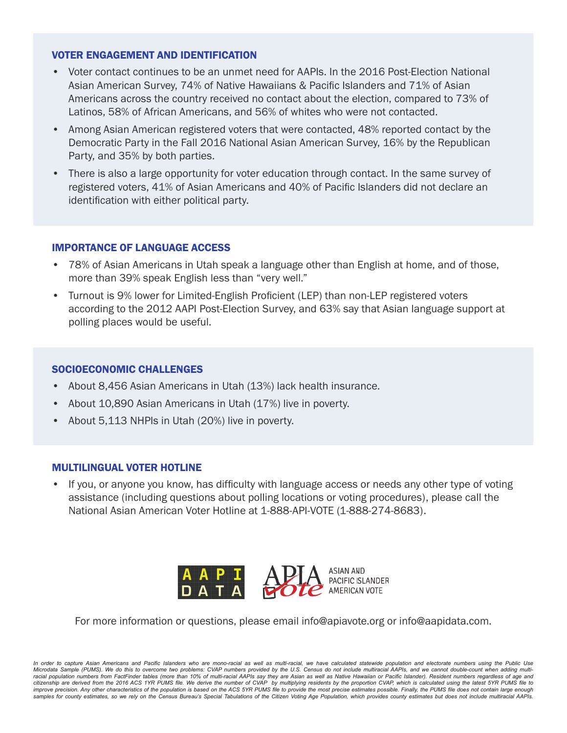### VOTER ENGAGEMENT AND IDENTIFICATION

- Voter contact continues to be an unmet need for AAPIs. In the 2016 Post-Election National Asian American Survey, 74% of Native Hawaiians & Pacific Islanders and 71% of Asian Americans across the country received no contact about the election, compared to 73% of Latinos, 58% of African Americans, and 56% of whites who were not contacted.
- Among Asian American registered voters that were contacted, 48% reported contact by the Democratic Party in the Fall 2016 National Asian American Survey, 16% by the Republican Party, and 35% by both parties.
- There is also a large opportunity for voter education through contact. In the same survey of registered voters, 41% of Asian Americans and 40% of Pacific Islanders did not declare an identification with either political party.

### IMPORTANCE OF LANGUAGE ACCESS

- 78% of Asian Americans in Utah speak a language other than English at home, and of those, more than 39% speak English less than "very well."
- Turnout is 9% lower for Limited-English Proficient (LEP) than non-LEP registered voters according to the 2012 AAPI Post-Election Survey, and 63% say that Asian language support at polling places would be useful.

### SOCIOECONOMIC CHALLENGES

- About 8,456 Asian Americans in Utah (13%) lack health insurance.
- About 10,890 Asian Americans in Utah (17%) live in poverty.
- About 5,113 NHPIs in Utah (20%) live in poverty.

### MULTILINGUAL VOTER HOTLINE

- If you, or anyone you know, has difficulty with language access or needs any other type of voting assistance (including questions about polling locations or voting procedures), please call the National Asian American Voter Hotline at 1-888-API-VOTE (1-888-274-8683).

AAPI DATA | APIA Vote — ASIAN AND PACIFIC ISLANDER AMERICAN VOTE

For more information or questions, please email info@apiavote.org or info@aapidata.com.

*In order to capture Asian Americans and Pacific Islanders who are mono-racial as well as multi-racial, we have calculated statewide population and electorate numbers using the Public Use Microdata Sample (PUMS). We do this to overcome two problems: CVAP numbers provided by the U.S. Census do not include multiracial AAPIs, and we cannot double-count when adding multi-racial population numbers from FactFinder tables (more than 10% of multi-racial AAPIs say they are Asian as well as Native Hawaiian or Pacific Islander). Resident numbers regardless of age and citizenship are derived from the 2016 ACS 1YR PUMS file. We derive the number of CVAP by multiplying residents by the proportion CVAP, which is calculated using the latest 5YR PUMS file to improve precision. Any other characteristics of the population is based on the ACS 5YR PUMS file to provide the most precise estimates possible. Finally, the PUMS file does not contain large enough samples for county estimates, so we rely on the Census Bureau's Special Tabulations of the Citizen Voting Age Population, which provides county estimates but does not include multiracial AAPIs.*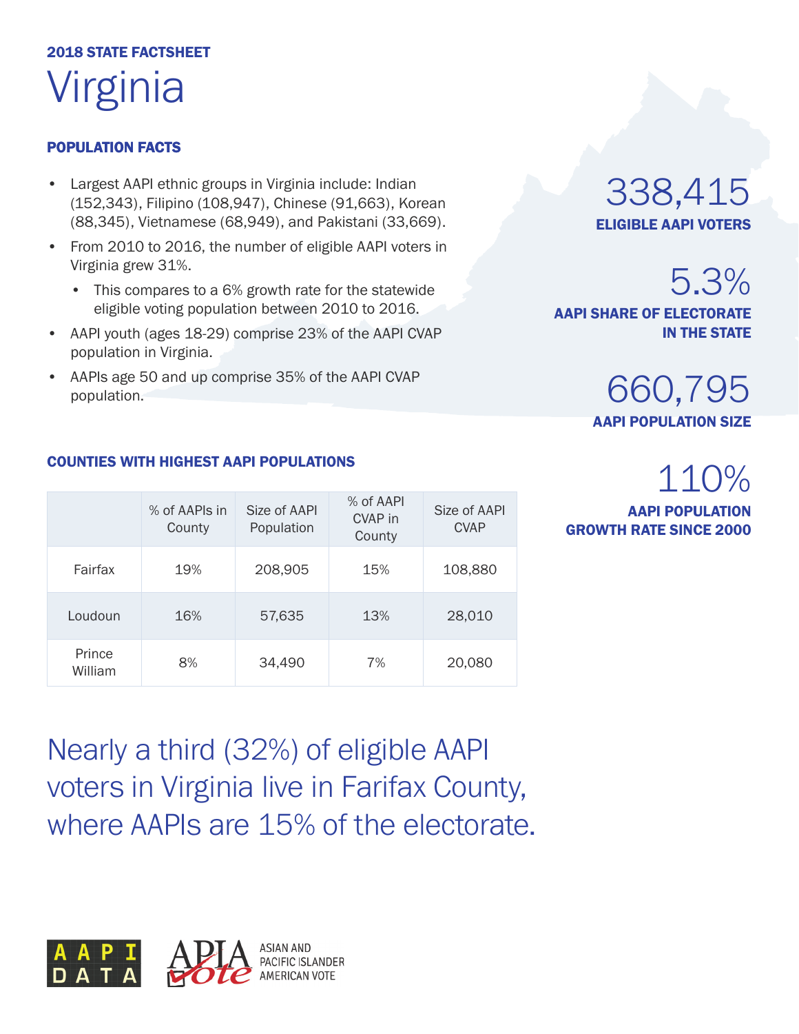2018 STATE FACTSHEET

# Virginia

## POPULATION FACTS

- Largest AAPI ethnic groups in Virginia include: Indian (152,343), Filipino (108,947), Chinese (91,663), Korean (88,345), Vietnamese (68,949), and Pakistani (33,669).
- From 2010 to 2016, the number of eligible AAPI voters in Virginia grew 31%.
  - This compares to a 6% growth rate for the statewide eligible voting population between 2010 to 2016.
- AAPI youth (ages 18-29) comprise 23% of the AAPI CVAP population in Virginia.
- AAPIs age 50 and up comprise 35% of the AAPI CVAP population.

**338,415**
**ELIGIBLE AAPI VOTERS**

**5.3%**
**AAPI SHARE OF ELECTORATE IN THE STATE**

**660,795**
**AAPI POPULATION SIZE**

**110%**
**AAPI POPULATION GROWTH RATE SINCE 2000**

## COUNTIES WITH HIGHEST AAPI POPULATIONS

| | % of AAPIs in County | Size of AAPI Population | % of AAPI CVAP in County | Size of AAPI CVAP |
|---|---|---|---|---|
| Fairfax | 19% | 208,905 | 15% | 108,880 |
| Loudoun | 16% | 57,635 | 13% | 28,010 |
| Prince William | 8% | 34,490 | 7% | 20,080 |

Nearly a third (32%) of eligible AAPI voters in Virginia live in Farifax County, where AAPIs are 15% of the electorate.

AAPI DATA

APIA Vote — ASIAN AND PACIFIC ISLANDER AMERICAN VOTE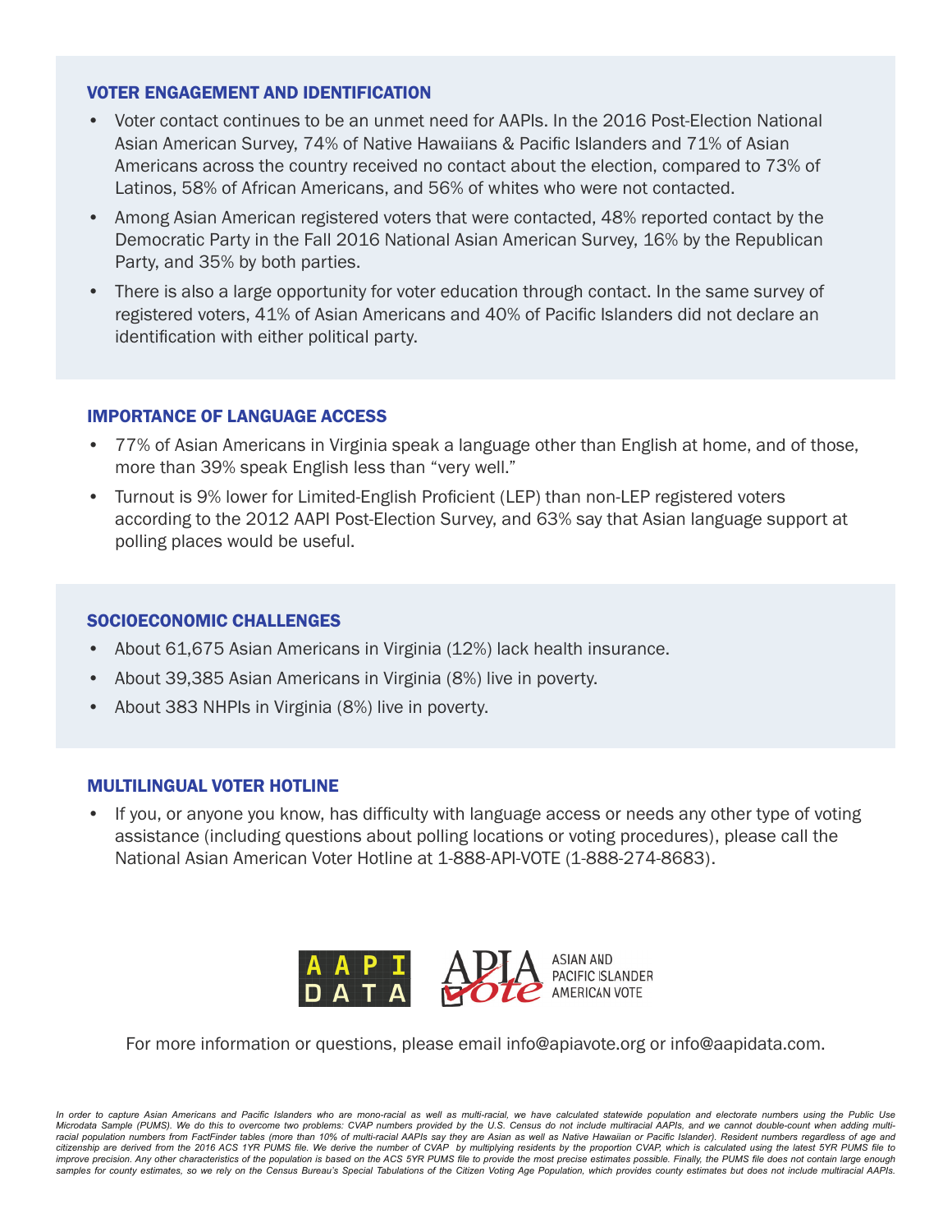## VOTER ENGAGEMENT AND IDENTIFICATION

- Voter contact continues to be an unmet need for AAPIs. In the 2016 Post-Election National Asian American Survey, 74% of Native Hawaiians & Pacific Islanders and 71% of Asian Americans across the country received no contact about the election, compared to 73% of Latinos, 58% of African Americans, and 56% of whites who were not contacted.
- Among Asian American registered voters that were contacted, 48% reported contact by the Democratic Party in the Fall 2016 National Asian American Survey, 16% by the Republican Party, and 35% by both parties.
- There is also a large opportunity for voter education through contact. In the same survey of registered voters, 41% of Asian Americans and 40% of Pacific Islanders did not declare an identification with either political party.

## IMPORTANCE OF LANGUAGE ACCESS

- 77% of Asian Americans in Virginia speak a language other than English at home, and of those, more than 39% speak English less than "very well."
- Turnout is 9% lower for Limited-English Proficient (LEP) than non-LEP registered voters according to the 2012 AAPI Post-Election Survey, and 63% say that Asian language support at polling places would be useful.

## SOCIOECONOMIC CHALLENGES

- About 61,675 Asian Americans in Virginia (12%) lack health insurance.
- About 39,385 Asian Americans in Virginia (8%) live in poverty.
- About 383 NHPIs in Virginia (8%) live in poverty.

## MULTILINGUAL VOTER HOTLINE

- If you, or anyone you know, has difficulty with language access or needs any other type of voting assistance (including questions about polling locations or voting procedures), please call the National Asian American Voter Hotline at 1-888-API-VOTE (1-888-274-8683).

AAPI DATA | APIA Vote — ASIAN AND PACIFIC ISLANDER AMERICAN VOTE

For more information or questions, please email info@apiavote.org or info@aapidata.com.

*In order to capture Asian Americans and Pacific Islanders who are mono-racial as well as multi-racial, we have calculated statewide population and electorate numbers using the Public Use Microdata Sample (PUMS). We do this to overcome two problems: CVAP numbers provided by the U.S. Census do not include multiracial AAPIs, and we cannot double-count when adding multi-racial population numbers from FactFinder tables (more than 10% of multi-racial AAPIs say they are Asian as well as Native Hawaiian or Pacific Islander). Resident numbers regardless of age and citizenship are derived from the 2016 ACS 1YR PUMS file. We derive the number of CVAP by multiplying residents by the proportion CVAP, which is calculated using the latest 5YR PUMS file to improve precision. Any other characteristics of the population is based on the ACS 5YR PUMS file to provide the most precise estimates possible. Finally, the PUMS file does not contain large enough samples for county estimates, so we rely on the Census Bureau's Special Tabulations of the Citizen Voting Age Population, which provides county estimates but does not include multiracial AAPIs.*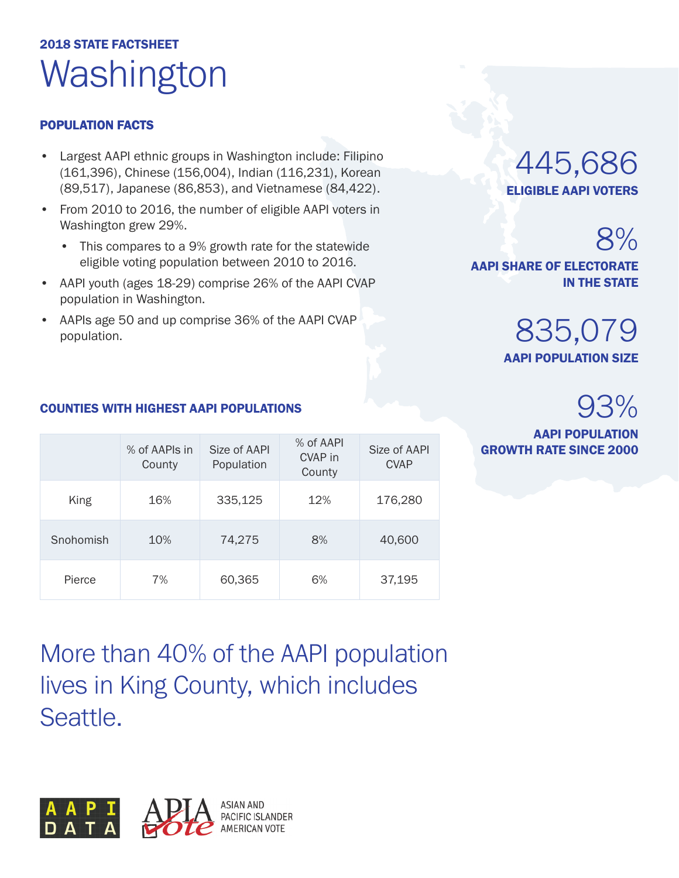**2018 STATE FACTSHEET**

# Washington

## POPULATION FACTS

- Largest AAPI ethnic groups in Washington include: Filipino (161,396), Chinese (156,004), Indian (116,231), Korean (89,517), Japanese (86,853), and Vietnamese (84,422).
- From 2010 to 2016, the number of eligible AAPI voters in Washington grew 29%.
  - This compares to a 9% growth rate for the statewide eligible voting population between 2010 to 2016.
- AAPI youth (ages 18-29) comprise 26% of the AAPI CVAP population in Washington.
- AAPIs age 50 and up comprise 36% of the AAPI CVAP population.

445,686
**ELIGIBLE AAPI VOTERS**

8%
**AAPI SHARE OF ELECTORATE IN THE STATE**

835,079
**AAPI POPULATION SIZE**

93%
**AAPI POPULATION GROWTH RATE SINCE 2000**

## COUNTIES WITH HIGHEST AAPI POPULATIONS

| | % of AAPIs in County | Size of AAPI Population | % of AAPI CVAP in County | Size of AAPI CVAP |
|---|---|---|---|---|
| King | 16% | 335,125 | 12% | 176,280 |
| Snohomish | 10% | 74,275 | 8% | 40,600 |
| Pierce | 7% | 60,365 | 6% | 37,195 |

More than 40% of the AAPI population lives in King County, which includes Seattle.

AAPI DATA

APIA Vote — ASIAN AND PACIFIC ISLANDER AMERICAN VOTE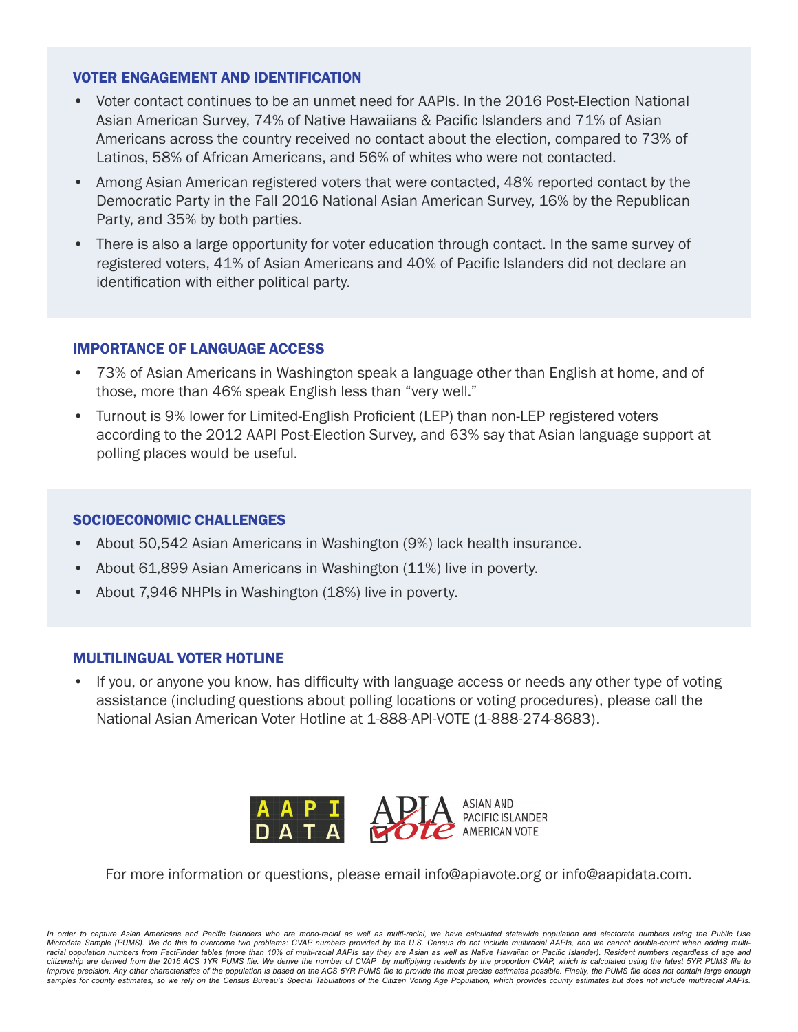## VOTER ENGAGEMENT AND IDENTIFICATION

- Voter contact continues to be an unmet need for AAPIs. In the 2016 Post-Election National Asian American Survey, 74% of Native Hawaiians & Pacific Islanders and 71% of Asian Americans across the country received no contact about the election, compared to 73% of Latinos, 58% of African Americans, and 56% of whites who were not contacted.
- Among Asian American registered voters that were contacted, 48% reported contact by the Democratic Party in the Fall 2016 National Asian American Survey, 16% by the Republican Party, and 35% by both parties.
- There is also a large opportunity for voter education through contact. In the same survey of registered voters, 41% of Asian Americans and 40% of Pacific Islanders did not declare an identification with either political party.

## IMPORTANCE OF LANGUAGE ACCESS

- 73% of Asian Americans in Washington speak a language other than English at home, and of those, more than 46% speak English less than "very well."
- Turnout is 9% lower for Limited-English Proficient (LEP) than non-LEP registered voters according to the 2012 AAPI Post-Election Survey, and 63% say that Asian language support at polling places would be useful.

## SOCIOECONOMIC CHALLENGES

- About 50,542 Asian Americans in Washington (9%) lack health insurance.
- About 61,899 Asian Americans in Washington (11%) live in poverty.
- About 7,946 NHPIs in Washington (18%) live in poverty.

## MULTILINGUAL VOTER HOTLINE

- If you, or anyone you know, has difficulty with language access or needs any other type of voting assistance (including questions about polling locations or voting procedures), please call the National Asian American Voter Hotline at 1-888-API-VOTE (1-888-274-8683).

AAPI DATA | APIA Vote — ASIAN AND PACIFIC ISLANDER AMERICAN VOTE

For more information or questions, please email info@apiavote.org or info@aapidata.com.

*In order to capture Asian Americans and Pacific Islanders who are mono-racial as well as multi-racial, we have calculated statewide population and electorate numbers using the Public Use Microdata Sample (PUMS). We do this to overcome two problems: CVAP numbers provided by the U.S. Census do not include multiracial AAPIs, and we cannot double-count when adding multi-racial population numbers from FactFinder tables (more than 10% of multi-racial AAPIs say they are Asian as well as Native Hawaiian or Pacific Islander). Resident numbers regardless of age and citizenship are derived from the 2016 ACS 1YR PUMS file. We derive the number of CVAP by multiplying residents by the proportion CVAP, which is calculated using the latest 5YR PUMS file to improve precision. Any other characteristics of the population is based on the ACS 5YR PUMS file to provide the most precise estimates possible. Finally, the PUMS file does not contain large enough samples for county estimates, so we rely on the Census Bureau's Special Tabulations of the Citizen Voting Age Population, which provides county estimates but does not include multiracial AAPIs.*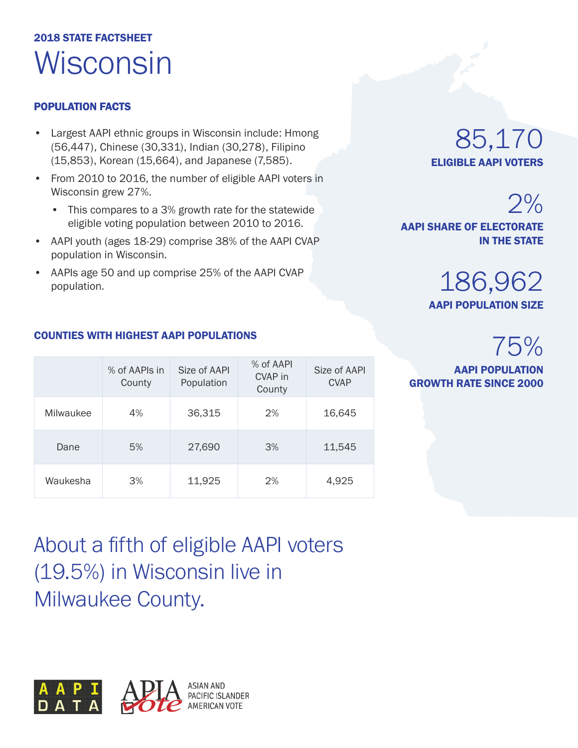**2018 STATE FACTSHEET**

# Wisconsin

## POPULATION FACTS

- Largest AAPI ethnic groups in Wisconsin include: Hmong (56,447), Chinese (30,331), Indian (30,278), Filipino (15,853), Korean (15,664), and Japanese (7,585).
- From 2010 to 2016, the number of eligible AAPI voters in Wisconsin grew 27%.
  - This compares to a 3% growth rate for the statewide eligible voting population between 2010 to 2016.
- AAPI youth (ages 18-29) comprise 38% of the AAPI CVAP population in Wisconsin.
- AAPIs age 50 and up comprise 25% of the AAPI CVAP population.

85,170
**ELIGIBLE AAPI VOTERS**

2%
**AAPI SHARE OF ELECTORATE IN THE STATE**

186,962
**AAPI POPULATION SIZE**

75%
**AAPI POPULATION GROWTH RATE SINCE 2000**

## COUNTIES WITH HIGHEST AAPI POPULATIONS

| | % of AAPIs in County | Size of AAPI Population | % of AAPI CVAP in County | Size of AAPI CVAP |
|---|---|---|---|---|
| Milwaukee | 4% | 36,315 | 2% | 16,645 |
| Dane | 5% | 27,690 | 3% | 11,545 |
| Waukesha | 3% | 11,925 | 2% | 4,925 |

About a fifth of eligible AAPI voters (19.5%) in Wisconsin live in Milwaukee County.

AAPI DATA

APIA Vote — ASIAN AND PACIFIC ISLANDER AMERICAN VOTE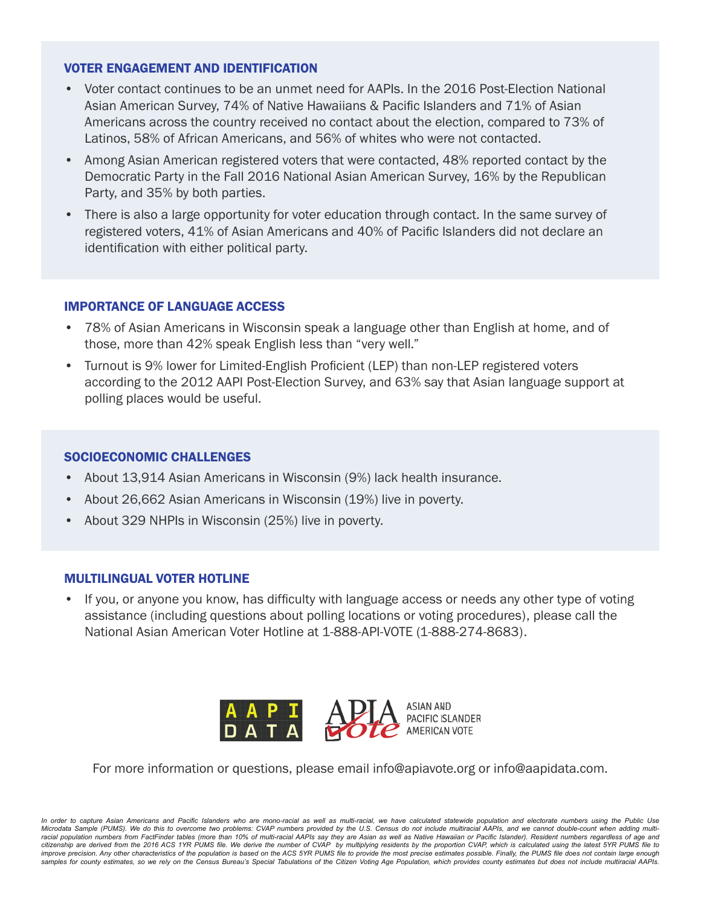## VOTER ENGAGEMENT AND IDENTIFICATION

- Voter contact continues to be an unmet need for AAPIs. In the 2016 Post-Election National Asian American Survey, 74% of Native Hawaiians & Pacific Islanders and 71% of Asian Americans across the country received no contact about the election, compared to 73% of Latinos, 58% of African Americans, and 56% of whites who were not contacted.
- Among Asian American registered voters that were contacted, 48% reported contact by the Democratic Party in the Fall 2016 National Asian American Survey, 16% by the Republican Party, and 35% by both parties.
- There is also a large opportunity for voter education through contact. In the same survey of registered voters, 41% of Asian Americans and 40% of Pacific Islanders did not declare an identification with either political party.

## IMPORTANCE OF LANGUAGE ACCESS

- 78% of Asian Americans in Wisconsin speak a language other than English at home, and of those, more than 42% speak English less than "very well."
- Turnout is 9% lower for Limited-English Proficient (LEP) than non-LEP registered voters according to the 2012 AAPI Post-Election Survey, and 63% say that Asian language support at polling places would be useful.

## SOCIOECONOMIC CHALLENGES

- About 13,914 Asian Americans in Wisconsin (9%) lack health insurance.
- About 26,662 Asian Americans in Wisconsin (19%) live in poverty.
- About 329 NHPIs in Wisconsin (25%) live in poverty.

## MULTILINGUAL VOTER HOTLINE

- If you, or anyone you know, has difficulty with language access or needs any other type of voting assistance (including questions about polling locations or voting procedures), please call the National Asian American Voter Hotline at 1-888-API-VOTE (1-888-274-8683).

AAPI DATA

APIA Vote — ASIAN AND PACIFIC ISLANDER AMERICAN VOTE

For more information or questions, please email info@apiavote.org or info@aapidata.com.

*In order to capture Asian Americans and Pacific Islanders who are mono-racial as well as multi-racial, we have calculated statewide population and electorate numbers using the Public Use Microdata Sample (PUMS). We do this to overcome two problems: CVAP numbers provided by the U.S. Census do not include multiracial AAPIs, and we cannot double-count when adding multi-racial population numbers from FactFinder tables (more than 10% of multi-racial AAPIs say they are Asian as well as Native Hawaiian or Pacific Islander). Resident numbers regardless of age and citizenship are derived from the 2016 ACS 1YR PUMS file. We derive the number of CVAP by multiplying residents by the proportion CVAP, which is calculated using the latest 5YR PUMS file to improve precision. Any other characteristics of the population is based on the ACS 5YR PUMS file to provide the most precise estimates possible. Finally, the PUMS file does not contain large enough samples for county estimates, so we rely on the Census Bureau's Special Tabulations of the Citizen Voting Age Population, which provides county estimates but does not include multiracial AAPIs.*